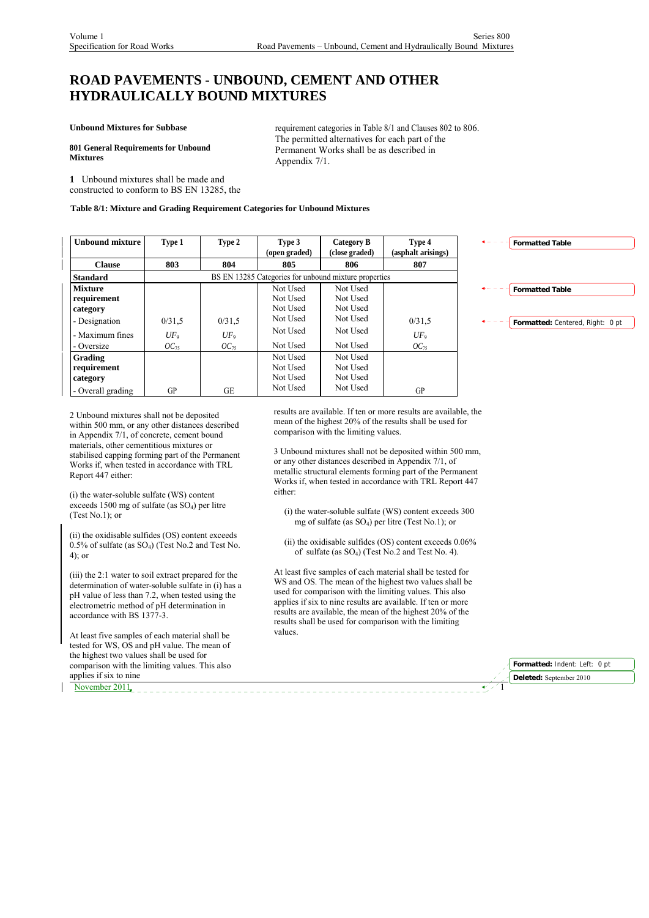# ROAD PAVEMENTS - UNBOUND, CEMENT AND OTHER HYDRAULICALLY BOUND MIXTURES

**Unbound Mixtures for Subbase**

**801 General Requirements for Unbound Mixtures**

**1** Unbound mixtures shall be made and constructed to conform to BS EN 13285, the requirement categories in Table 8/1 and Clauses 802 to 806. The permitted alternatives for each part of the Permanent Works shall be as described in Appendix 7/1.

**Table 8/1: Mixture and Grading Requirement Categories for Unbound Mixtures**

| **Unbound mixture** | **Type 1** | **Type 2** | **Type 3 (open graded)** | **Category B (close graded)** | **Type 4 (asphalt arisings)** |
|---|---|---|---|---|---|
| **Clause** | **803** | **804** | **805** | **806** | **807** |
| **Standard** | BS EN 13285 Categories for unbound mixture properties | | | | |
| **Mixture requirement category** | | | Not Used<br>Not Used<br>Not Used | Not Used<br>Not Used<br>Not Used | |
| - Designation | 0/31,5 | 0/31,5 | Not Used | Not Used | 0/31,5 |
| - Maximum fines | $UF_9$ | $UF_9$ | Not Used | Not Used | $UF_9$ |
| - Oversize | $OC_{75}$ | $OC_{75}$ | Not Used | Not Used | $OC_{75}$ |
| **Grading requirement category** | | | Not Used<br>Not Used<br>Not Used | Not Used<br>Not Used<br>Not Used | |
| - Overall grading | GP | GE | Not Used | Not Used | GP |

2 Unbound mixtures shall not be deposited within 500 mm, or any other distances described in Appendix 7/1, of concrete, cement bound materials, other cementitious mixtures or stabilised capping forming part of the Permanent Works if, when tested in accordance with TRL Report 447 either:

(i) the water-soluble sulfate (WS) content exceeds 1500 mg of sulfate (as $SO_4$) per litre (Test No.1); or

(ii) the oxidisable sulfides (OS) content exceeds 0.5% of sulfate (as $SO_4$) (Test No.2 and Test No. 4); or

(iii) the 2:1 water to soil extract prepared for the determination of water-soluble sulfate in (i) has a pH value of less than 7.2, when tested using the electrometric method of pH determination in accordance with BS 1377-3.

At least five samples of each material shall be tested for WS, OS and pH value. The mean of the highest two values shall be used for comparison with the limiting values. This also applies if six to nine results are available. If ten or more results are available, the mean of the highest 20% of the results shall be used for comparison with the limiting values.

3 Unbound mixtures shall not be deposited within 500 mm, or any other distances described in Appendix 7/1, of metallic structural elements forming part of the Permanent Works if, when tested in accordance with TRL Report 447 either:

(i) the water-soluble sulfate (WS) content exceeds 300 mg of sulfate (as $SO_4$) per litre (Test No.1); or

(ii) the oxidisable sulfides (OS) content exceeds 0.06% of sulfate (as $SO_4$) (Test No.2 and Test No. 4).

At least five samples of each material shall be tested for WS and OS. The mean of the highest two values shall be used for comparison with the limiting values. This also applies if six to nine results are available. If ten or more results are available, the mean of the highest 20% of the results shall be used for comparison with the limiting values.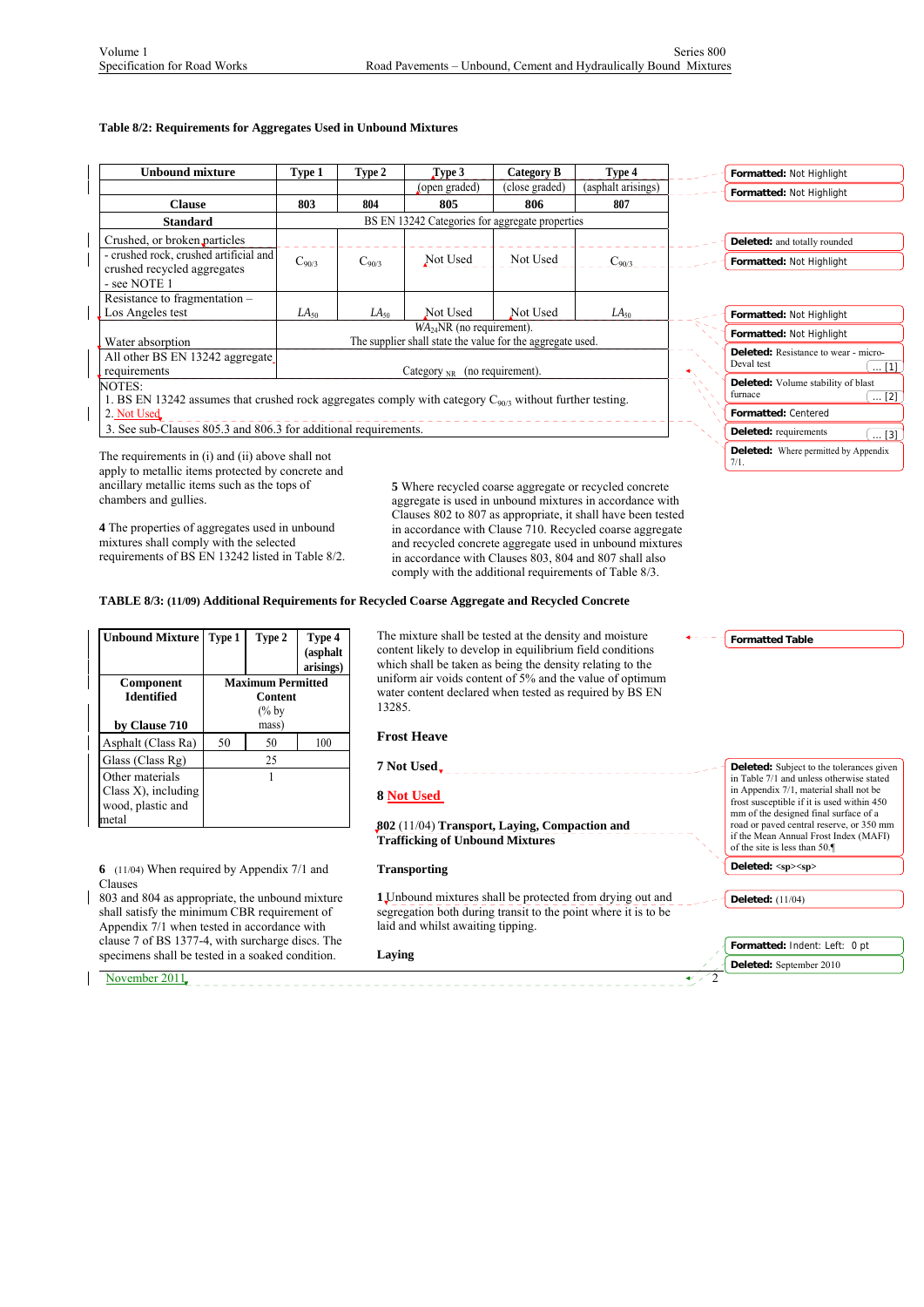**Table 8/2: Requirements for Aggregates Used in Unbound Mixtures**

| Unbound mixture | Type 1 | Type 2 | Type 3 | Category B | Type 4 |
|---|---|---|---|---|---|
| | | | (open graded) | (close graded) | (asphalt arisings) |
| **Clause** | **803** | **804** | **805** | **806** | **807** |
| **Standard** | BS EN 13242 Categories for aggregate properties | | | | |
| Crushed, or broken particles - crushed rock, crushed artificial and crushed recycled aggregates - see NOTE 1 | $C_{90/3}$ | $C_{90/3}$ | Not Used | Not Used | $C_{90/3}$ |
| Resistance to fragmentation – Los Angeles test | $LA_{50}$ | $LA_{50}$ | Not Used | Not Used | $LA_{50}$ |
| Water absorption | $WA_{24}$NR (no requirement). The supplier shall state the value for the aggregate used. | | | | |
| All other BS EN 13242 aggregate requirements | Category $_{NR}$ (no requirement). | | | | |

NOTES:
1. BS EN 13242 assumes that crushed rock aggregates comply with category $C_{90/3}$ without further testing.
2. Not Used
3. See sub-Clauses 805.3 and 806.3 for additional requirements.

The requirements in (i) and (ii) above shall not apply to metallic items protected by concrete and ancillary metallic items such as the tops of chambers and gullies.

**4** The properties of aggregates used in unbound mixtures shall comply with the selected requirements of BS EN 13242 listed in Table 8/2.

**5** Where recycled coarse aggregate or recycled concrete aggregate is used in unbound mixtures in accordance with Clauses 802 to 807 as appropriate, it shall have been tested in accordance with Clause 710. Recycled coarse aggregate and recycled concrete aggregate used in unbound mixtures in accordance with Clauses 803, 804 and 807 shall also comply with the additional requirements of Table 8/3.

**TABLE 8/3: (11/09) Additional Requirements for Recycled Coarse Aggregate and Recycled Concrete**

| Unbound Mixture | Type 1 | Type 2 | Type 4 (asphalt arisings) |
|---|---|---|---|
| **Component Identified by Clause 710** | **Maximum Permitted Content** (% by mass) | | |
| Asphalt (Class Ra) | 50 | 50 | 100 |
| Glass (Class Rg) | 25 | | |
| Other materials Class X), including wood, plastic and metal | 1 | | |

**6** (11/04) When required by Appendix 7/1 and Clauses 803 and 804 as appropriate, the unbound mixture shall satisfy the minimum CBR requirement of Appendix 7/1 when tested in accordance with clause 7 of BS 1377-4, with surcharge discs. The specimens shall be tested in a soaked condition.

The mixture shall be tested at the density and moisture content likely to develop in equilibrium field conditions which shall be taken as being the density relating to the uniform air voids content of 5% and the value of optimum water content declared when tested as required by BS EN 13285.

### Frost Heave

**7 Not Used**

**8 Not Used**

## 802 (11/04) Transport, Laying, Compaction and Trafficking of Unbound Mixtures

### Transporting

**1** Unbound mixtures shall be protected from drying out and segregation both during transit to the point where it is to be laid and whilst awaiting tipping.

### Laying

November 2011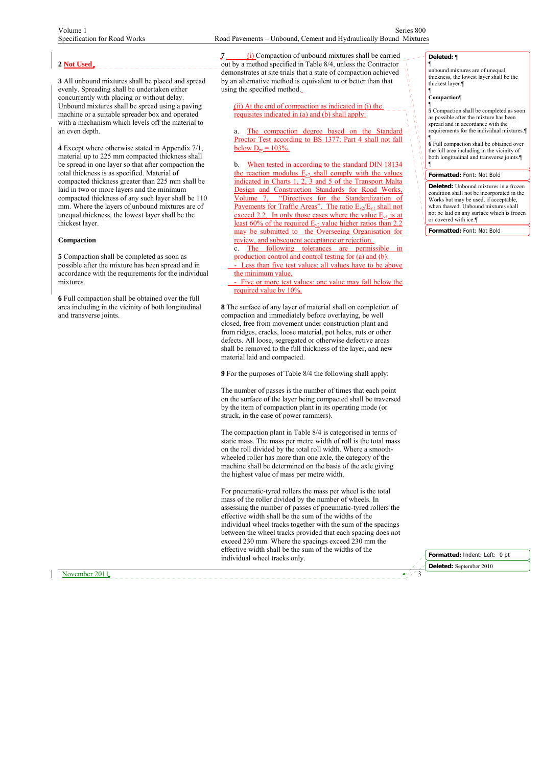**2** Not Used

**3** All unbound mixtures shall be placed and spread evenly. Spreading shall be undertaken either concurrently with placing or without delay. Unbound mixtures shall be spread using a paving machine or a suitable spreader box and operated with a mechanism which levels off the material to an even depth.

**4** Except where otherwise stated in Appendix 7/1, material up to 225 mm compacted thickness shall be spread in one layer so that after compaction the total thickness is as specified. Material of compacted thickness greater than 225 mm shall be laid in two or more layers and the minimum compacted thickness of any such layer shall be 110 mm. Where the layers of unbound mixtures are of unequal thickness, the lowest layer shall be the thickest layer.

### Compaction

**5** Compaction shall be completed as soon as possible after the mixture has been spread and in accordance with the requirements for the individual mixtures.

**6** Full compaction shall be obtained over the full area including in the vicinity of both longitudinal and transverse joints.

**7** (i) Compaction of unbound mixtures shall be carried out by a method specified in Table 8/4, unless the Contractor demonstrates at site trials that a state of compaction achieved by an alternative method is equivalent to or better than that using the specified method.

(ii) At the end of compaction as indicated in (i) the requisites indicated in (a) and (b) shall apply:

a. The compaction degree based on the Standard Proctor Test according to BS 1377: Part 4 shall not fall below $D_{pr}$ = 103%.

b. When tested in according to the standard DIN 18134 the reaction modulus $E_{v2}$ shall comply with the values indicated in Charts 1, 2, 3 and 5 of the Transport Malta Design and Construction Standards for Road Works, Volume 7, "Directives for the Standardization of Pavements for Traffic Areas". The ratio $E_{v2}/E_{v1}$ shall not exceed 2.2. In only those cases where the value $E_{v1}$ is at least 60% of the required $E_{v2}$ value higher ratios than 2.2 may be submitted to the Overseeing Organisation for review, and subsequent acceptance or rejection.

c. The following tolerances are permissible in production control and control testing for (a) and (b):

- Less than five test values: all values have to be above the minimum value.
- Five or more test values: one value may fall below the required value by 10%.

**8** The surface of any layer of material shall on completion of compaction and immediately before overlaying, be well closed, free from movement under construction plant and from ridges, cracks, loose material, pot holes, ruts or other defects. All loose, segregated or otherwise defective areas shall be removed to the full thickness of the layer, and new material laid and compacted.

**9** For the purposes of Table 8/4 the following shall apply:

The number of passes is the number of times that each point on the surface of the layer being compacted shall be traversed by the item of compaction plant in its operating mode (or struck, in the case of power rammers).

The compaction plant in Table 8/4 is categorised in terms of static mass. The mass per metre width of roll is the total mass on the roll divided by the total roll width. Where a smooth-wheeled roller has more than one axle, the category of the machine shall be determined on the basis of the axle giving the highest value of mass per metre width.

For pneumatic-tyred rollers the mass per wheel is the total mass of the roller divided by the number of wheels. In assessing the number of passes of pneumatic-tyred rollers the effective width shall be the sum of the widths of the individual wheel tracks together with the sum of the spacings between the wheel tracks provided that each spacing does not exceed 230 mm. Where the spacings exceed 230 mm the effective width shall be the sum of the widths of the individual wheel tracks only.

November 2011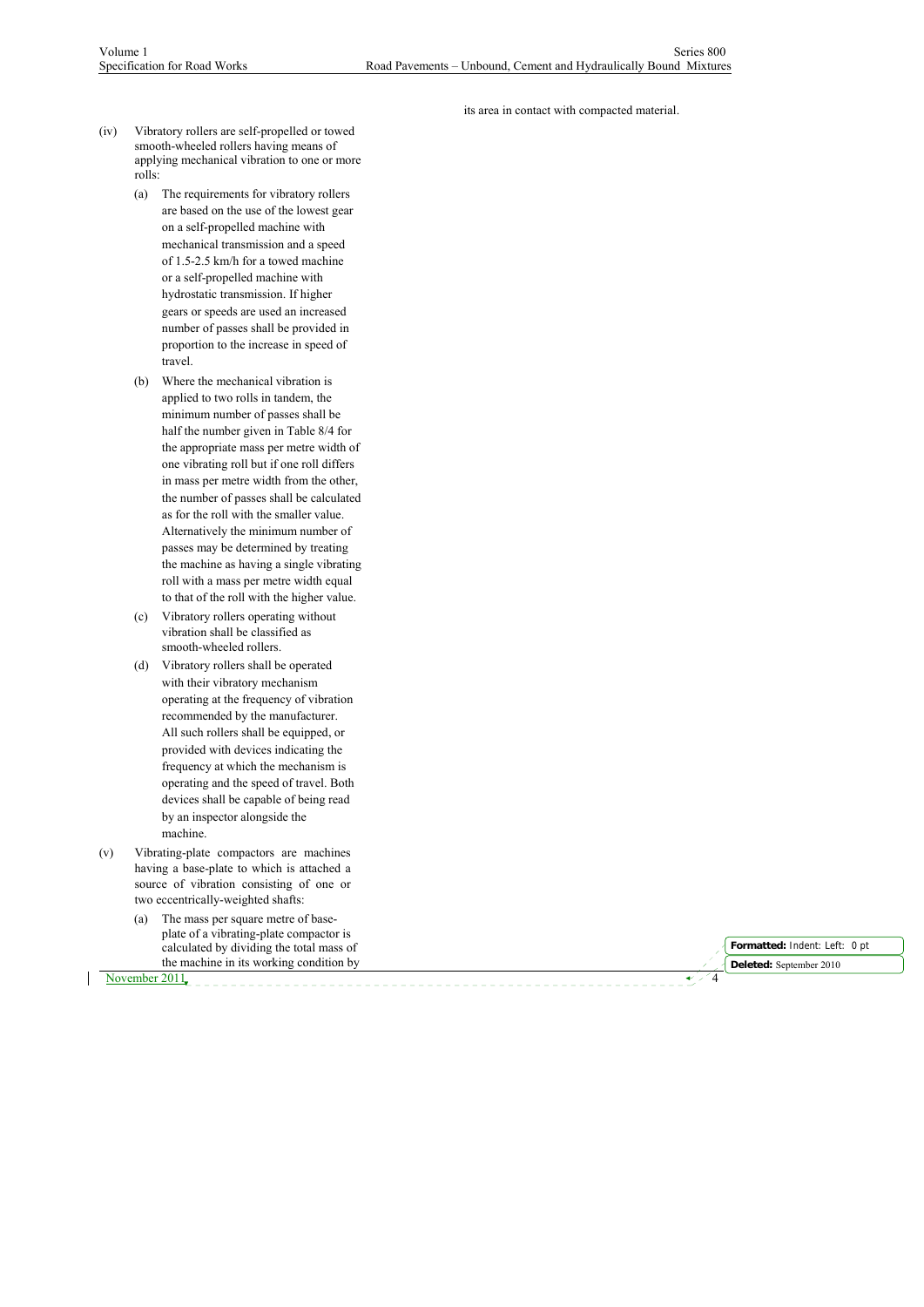(iv) Vibratory rollers are self-propelled or towed smooth-wheeled rollers having means of applying mechanical vibration to one or more rolls:

(a) The requirements for vibratory rollers are based on the use of the lowest gear on a self-propelled machine with mechanical transmission and a speed of 1.5-2.5 km/h for a towed machine or a self-propelled machine with hydrostatic transmission. If higher gears or speeds are used an increased number of passes shall be provided in proportion to the increase in speed of travel.

(b) Where the mechanical vibration is applied to two rolls in tandem, the minimum number of passes shall be half the number given in Table 8/4 for the appropriate mass per metre width of one vibrating roll but if one roll differs in mass per metre width from the other, the number of passes shall be calculated as for the roll with the smaller value. Alternatively the minimum number of passes may be determined by treating the machine as having a single vibrating roll with a mass per metre width equal to that of the roll with the higher value.

(c) Vibratory rollers operating without vibration shall be classified as smooth-wheeled rollers.

(d) Vibratory rollers shall be operated with their vibratory mechanism operating at the frequency of vibration recommended by the manufacturer. All such rollers shall be equipped, or provided with devices indicating the frequency at which the mechanism is operating and the speed of travel. Both devices shall be capable of being read by an inspector alongside the machine.

(v) Vibrating-plate compactors are machines having a base-plate to which is attached a source of vibration consisting of one or two eccentrically-weighted shafts:

(a) The mass per square metre of base-plate of a vibrating-plate compactor is calculated by dividing the total mass of the machine in its working condition by its area in contact with compacted material.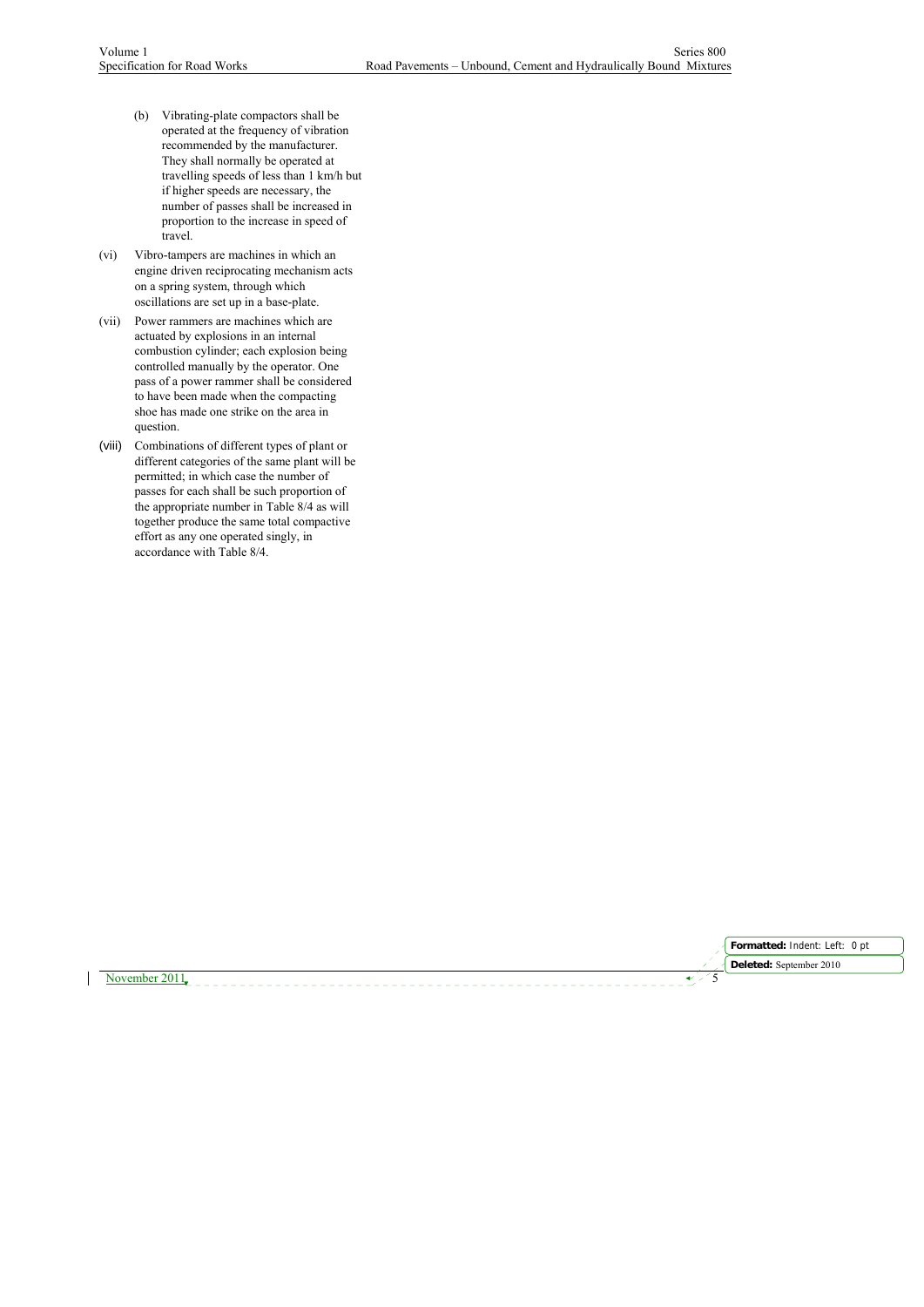(b) Vibrating-plate compactors shall be operated at the frequency of vibration recommended by the manufacturer. They shall normally be operated at travelling speeds of less than 1 km/h but if higher speeds are necessary, the number of passes shall be increased in proportion to the increase in speed of travel.

(vi) Vibro-tampers are machines in which an engine driven reciprocating mechanism acts on a spring system, through which oscillations are set up in a base-plate.

(vii) Power rammers are machines which are actuated by explosions in an internal combustion cylinder; each explosion being controlled manually by the operator. One pass of a power rammer shall be considered to have been made when the compacting shoe has made one strike on the area in question.

(viii) Combinations of different types of plant or different categories of the same plant will be permitted; in which case the number of passes for each shall be such proportion of the appropriate number in Table 8/4 as will together produce the same total compactive effort as any one operated singly, in accordance with Table 8/4.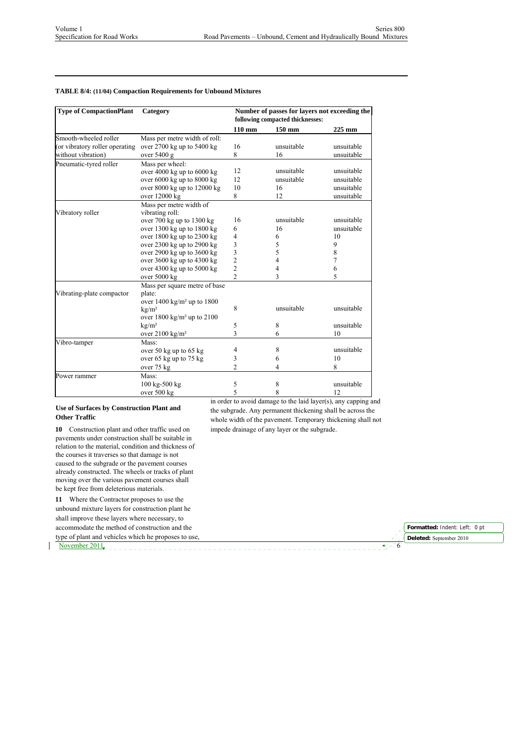**TABLE 8/4: (11/04) Compaction Requirements for Unbound Mixtures**

| Type of CompactionPlant | Category | Number of passes for layers not exceeding the following compacted thicknesses: | | |
|---|---|---|---|---|
| | | 110 mm | 150 mm | 225 mm |
| Smooth-wheeled roller (or vibratory roller operating without vibration) | Mass per metre width of roll: | | | |
| | over 2700 kg up to 5400 kg | 16 | unsuitable | unsuitable |
| | over 5400 g | 8 | 16 | unsuitable |
| Pneumatic-tyred roller | Mass per wheel: | | | |
| | over 4000 kg up to 6000 kg | 12 | unsuitable | unsuitable |
| | over 6000 kg up to 8000 kg | 12 | unsuitable | unsuitable |
| | over 8000 kg up to 12000 kg | 10 | 16 | unsuitable |
| | over 12000 kg | 8 | 12 | unsuitable |
| Vibratory roller | Mass per metre width of vibrating roll: | | | |
| | over 700 kg up to 1300 kg | 16 | unsuitable | unsuitable |
| | over 1300 kg up to 1800 kg | 6 | 16 | unsuitable |
| | over 1800 kg up to 2300 kg | 4 | 6 | 10 |
| | over 2300 kg up to 2900 kg | 3 | 5 | 9 |
| | over 2900 kg up to 3600 kg | 3 | 5 | 8 |
| | over 3600 kg up to 4300 kg | 2 | 4 | 7 |
| | over 4300 kg up to 5000 kg | 2 | 4 | 6 |
| | over 5000 kg | 2 | 3 | 5 |
| Vibrating-plate compactor | Mass per square metre of base plate: | | | |
| | over 1400 kg/m² up to 1800 kg/m² | 8 | unsuitable | unsuitable |
| | over 1800 kg/m² up to 2100 kg/m² | 5 | 8 | unsuitable |
| | over 2100 kg/m² | 3 | 6 | 10 |
| Vibro-tamper | Mass: | | | |
| | over 50 kg up to 65 kg | 4 | 8 | unsuitable |
| | over 65 kg up to 75 kg | 3 | 6 | 10 |
| | over 75 kg | 2 | 4 | 8 |
| Power rammer | Mass: | | | |
| | 100 kg-500 kg | 5 | 8 | unsuitable |
| | over 500 kg | 5 | 8 | 12 |

**Use of Surfaces by Construction Plant and Other Traffic**

**10** Construction plant and other traffic used on pavements under construction shall be suitable in relation to the material, condition and thickness of the courses it traverses so that damage is not caused to the subgrade or the pavement courses already constructed. The wheels or tracks of plant moving over the various pavement courses shall be kept free from deleterious materials.

**11** Where the Contractor proposes to use the unbound mixture layers for construction plant he shall improve these layers where necessary, to accommodate the method of construction and the type of plant and vehicles which he proposes to use, in order to avoid damage to the laid layer(s), any capping and the subgrade. Any permanent thickening shall be across the whole width of the pavement. Temporary thickening shall not impede drainage of any layer or the subgrade.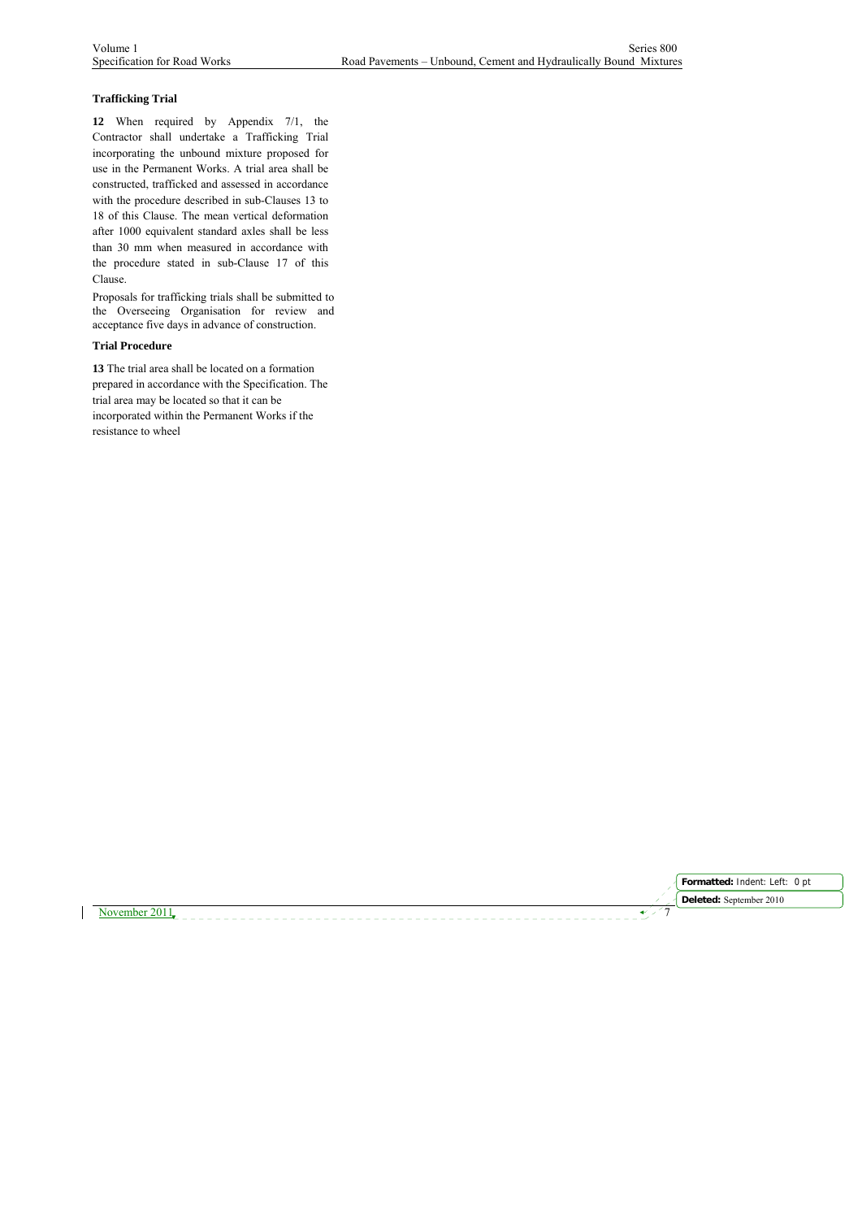### Trafficking Trial

**12** When required by Appendix 7/1, the Contractor shall undertake a Trafficking Trial incorporating the unbound mixture proposed for use in the Permanent Works. A trial area shall be constructed, trafficked and assessed in accordance with the procedure described in sub-Clauses 13 to 18 of this Clause. The mean vertical deformation after 1000 equivalent standard axles shall be less than 30 mm when measured in accordance with the procedure stated in sub-Clause 17 of this Clause.

Proposals for trafficking trials shall be submitted to the Overseeing Organisation for review and acceptance five days in advance of construction.

### Trial Procedure

**13** The trial area shall be located on a formation prepared in accordance with the Specification. The trial area may be located so that it can be incorporated within the Permanent Works if the resistance to wheel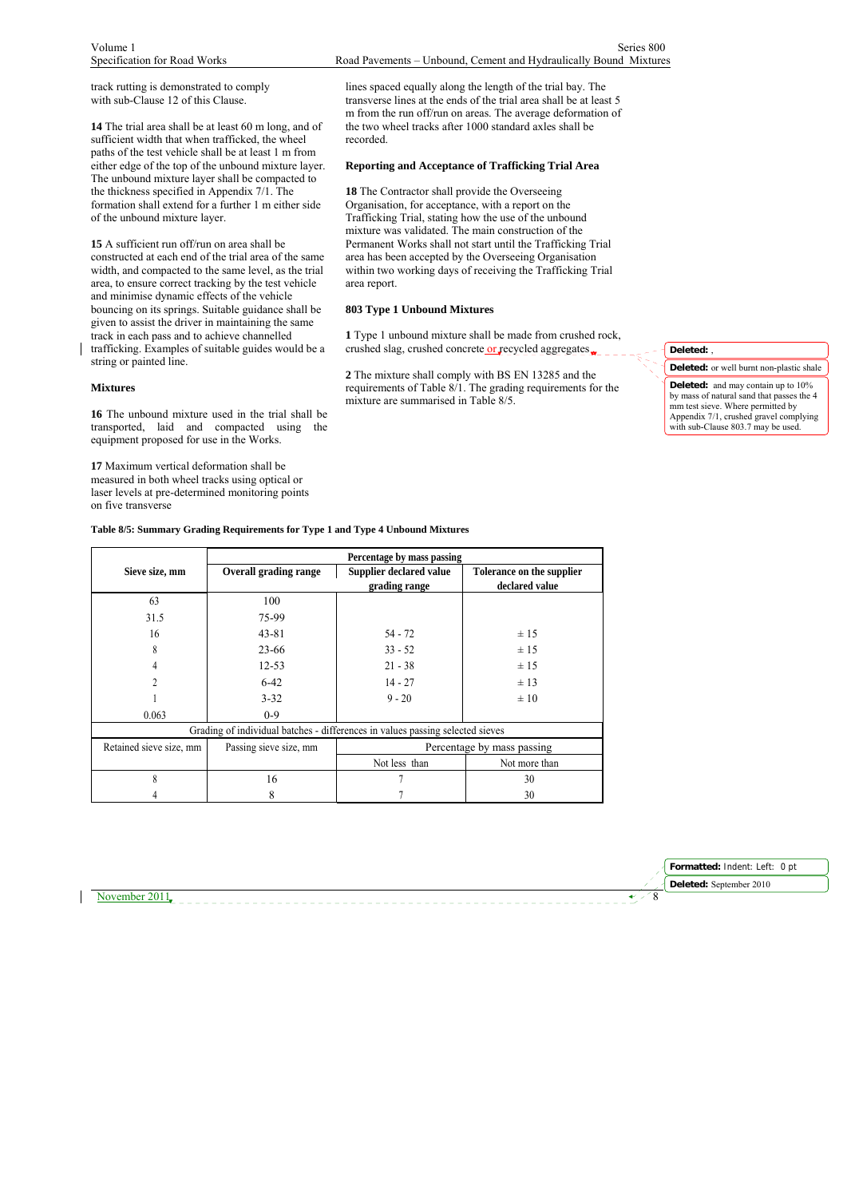track rutting is demonstrated to comply with sub-Clause 12 of this Clause.

**14** The trial area shall be at least 60 m long, and of sufficient width that when trafficked, the wheel paths of the test vehicle shall be at least 1 m from either edge of the top of the unbound mixture layer. The unbound mixture layer shall be compacted to the thickness specified in Appendix 7/1. The formation shall extend for a further 1 m either side of the unbound mixture layer.

**15** A sufficient run off/run on area shall be constructed at each end of the trial area of the same width, and compacted to the same level, as the trial area, to ensure correct tracking by the test vehicle and minimise dynamic effects of the vehicle bouncing on its springs. Suitable guidance shall be given to assist the driver in maintaining the same track in each pass and to achieve channelled trafficking. Examples of suitable guides would be a string or painted line.

### Mixtures

**16** The unbound mixture used in the trial shall be transported, laid and compacted using the equipment proposed for use in the Works.

**17** Maximum vertical deformation shall be measured in both wheel tracks using optical or laser levels at pre-determined monitoring points on five transverse lines spaced equally along the length of the trial bay. The transverse lines at the ends of the trial area shall be at least 5 m from the run off/run on areas. The average deformation of the two wheel tracks after 1000 standard axles shall be recorded.

### Reporting and Acceptance of Trafficking Trial Area

**18** The Contractor shall provide the Overseeing Organisation, for acceptance, with a report on the Trafficking Trial, stating how the use of the unbound mixture was validated. The main construction of the Permanent Works shall not start until the Trafficking Trial area has been accepted by the Overseeing Organisation within two working days of receiving the Trafficking Trial area report.

## 803 Type 1 Unbound Mixtures

**1** Type 1 unbound mixture shall be made from crushed rock, crushed slag, crushed concrete or recycled aggregates.

**2** The mixture shall comply with BS EN 13285 and the requirements of Table 8/1. The grading requirements for the mixture are summarised in Table 8/5.

**Table 8/5: Summary Grading Requirements for Type 1 and Type 4 Unbound Mixtures**

| Sieve size, mm | Percentage by mass passing | | |
|---|---|---|---|
| | **Overall grading range** | **Supplier declared value grading range** | **Tolerance on the supplier declared value** |
| 63 | 100 | | |
| 31.5 | 75-99 | | |
| 16 | 43-81 | 54 - 72 | ± 15 |
| 8 | 23-66 | 33 - 52 | ± 15 |
| 4 | 12-53 | 21 - 38 | ± 15 |
| 2 | 6-42 | 14 - 27 | ± 13 |
| 1 | 3-32 | 9 - 20 | ± 10 |
| 0.063 | 0-9 | | |
| Grading of individual batches - differences in values passing selected sieves | | | |
| Retained sieve size, mm | Passing sieve size, mm | Percentage by mass passing | |
| | | Not less than | Not more than |
| 8 | 16 | 7 | 30 |
| 4 | 8 | 7 | 30 |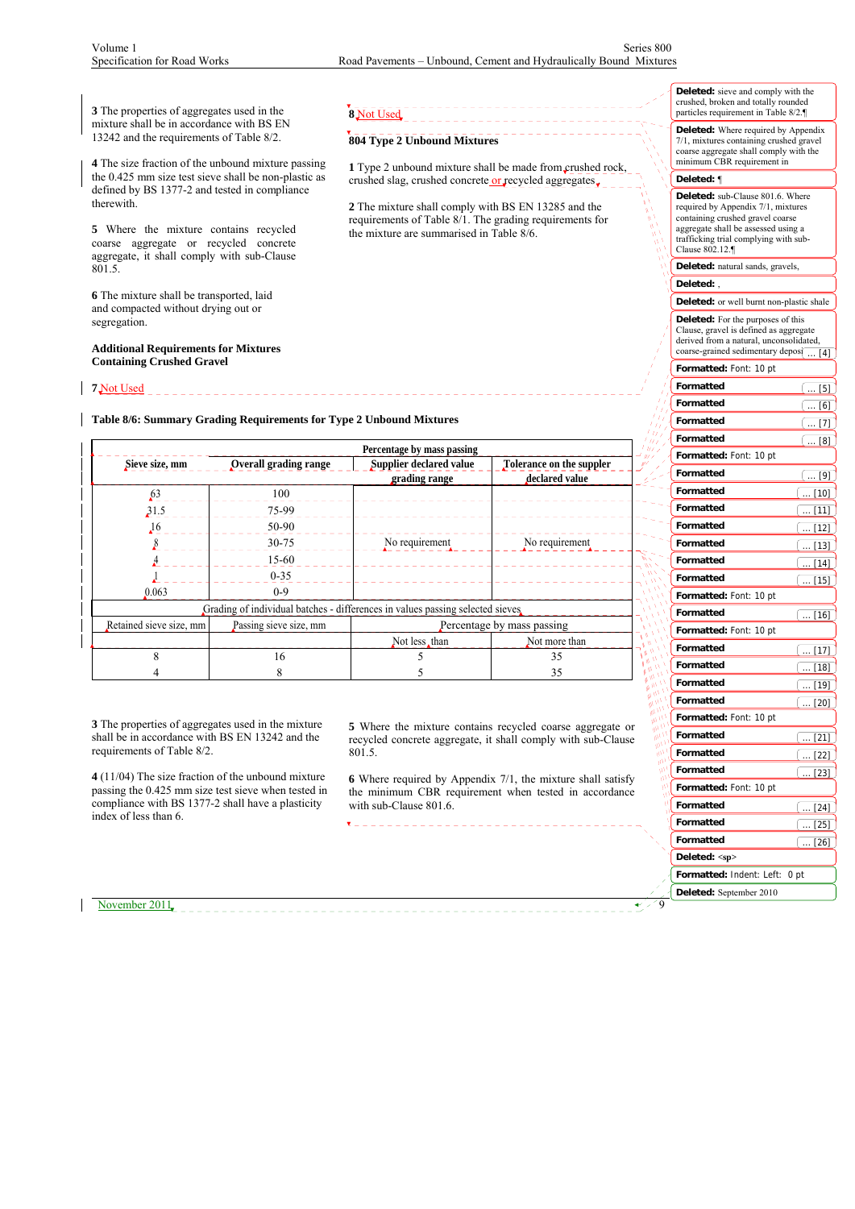**3** The properties of aggregates used in the mixture shall be in accordance with BS EN 13242 and the requirements of Table 8/2.

**4** The size fraction of the unbound mixture passing the 0.425 mm size test sieve shall be non-plastic as defined by BS 1377-2 and tested in compliance therewith.

**5** Where the mixture contains recycled coarse aggregate or recycled concrete aggregate, it shall comply with sub-Clause 801.5.

**6** The mixture shall be transported, laid and compacted without drying out or segregation.

**Additional Requirements for Mixtures Containing Crushed Gravel**

**7** Not Used

**8** Not Used

### 804 Type 2 Unbound Mixtures

**1** Type 2 unbound mixture shall be made from crushed rock, crushed slag, crushed concrete or recycled aggregates.

**2** The mixture shall comply with BS EN 13285 and the requirements of Table 8/1. The grading requirements for the mixture are summarised in Table 8/6.

**Table 8/6: Summary Grading Requirements for Type 2 Unbound Mixtures**

| Sieve size, mm | Percentage by mass passing | | |
|---|---|---|---|
| | Overall grading range | Supplier declared value grading range | Tolerance on the supplier declared value |
| 63 | 100 | No requirement | No requirement |
| 31.5 | 75-99 | | |
| 16 | 50-90 | | |
| 8 | 30-75 | | |
| 4 | 15-60 | | |
| 1 | 0-35 | | |
| 0.063 | 0-9 | | |
| **Grading of individual batches - differences in values passing selected sieves** | | | |
| Retained sieve size, mm | Passing sieve size, mm | Percentage by mass passing | |
| | | Not less than | Not more than |
| 8 | 16 | 5 | 35 |
| 4 | 8 | 5 | 35 |

**3** The properties of aggregates used in the mixture shall be in accordance with BS EN 13242 and the requirements of Table 8/2.

**4** (11/04) The size fraction of the unbound mixture passing the 0.425 mm size test sieve when tested in compliance with BS 1377-2 shall have a plasticity index of less than 6.

**5** Where the mixture contains recycled coarse aggregate or recycled concrete aggregate, it shall comply with sub-Clause 801.5.

**6** Where required by Appendix 7/1, the mixture shall satisfy the minimum CBR requirement when tested in accordance with sub-Clause 801.6.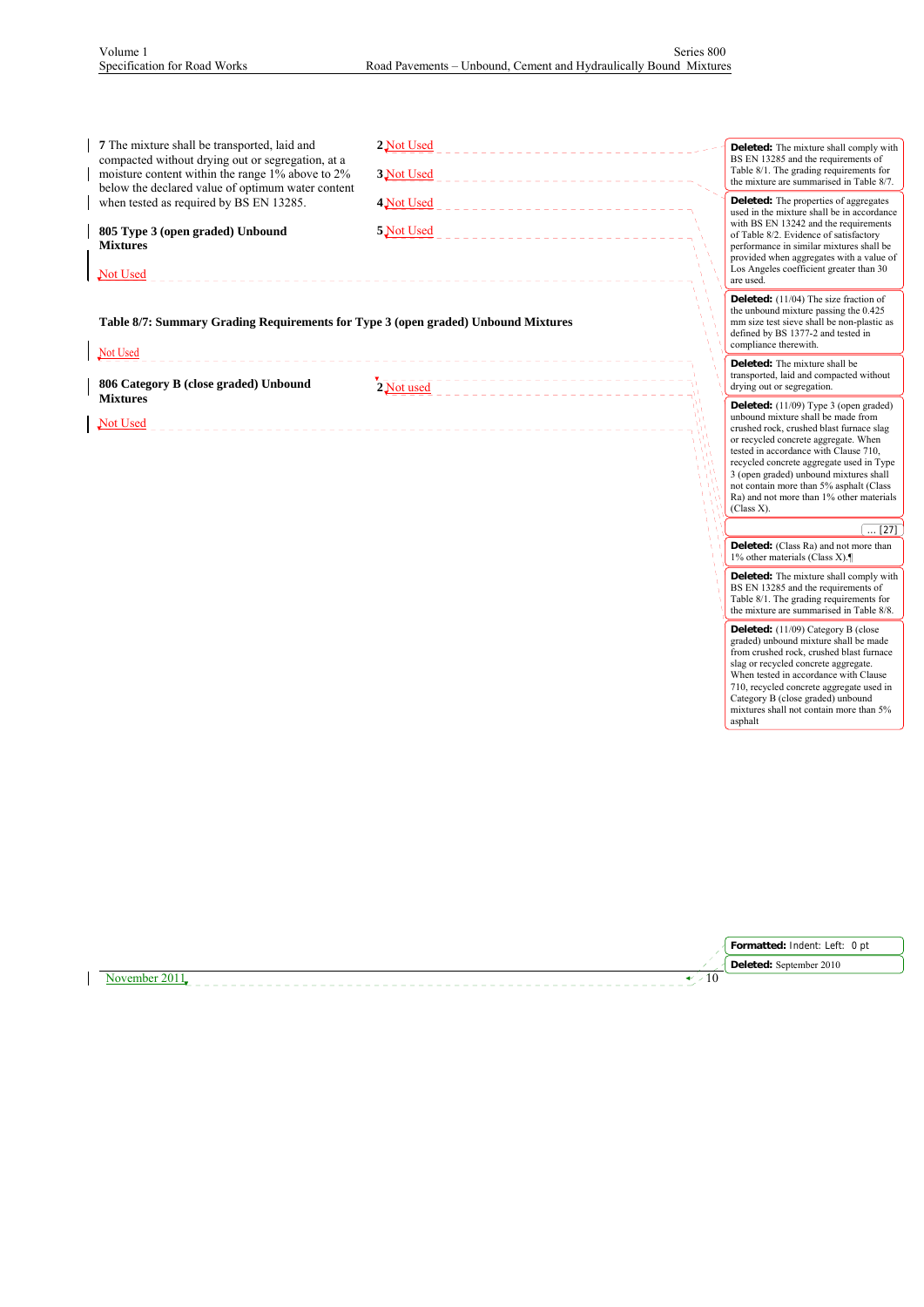7 The mixture shall be transported, laid and compacted without drying out or segregation, at a moisture content within the range 1% above to 2% below the declared value of optimum water content when tested as required by BS EN 13285.

## 805 Type 3 (open graded) Unbound Mixtures

Not Used

2 Not Used

3 Not Used

4 Not Used

5 Not Used

**Table 8/7: Summary Grading Requirements for Type 3 (open graded) Unbound Mixtures**

Not Used

## 806 Category B (close graded) Unbound Mixtures

Not Used

2 Not used

**Deleted:** The mixture shall comply with BS EN 13285 and the requirements of Table 8/1. The grading requirements for the mixture are summarised in Table 8/7.

**Deleted:** The properties of aggregates used in the mixture shall be in accordance with BS EN 13242 and the requirements of Table 8/2. Evidence of satisfactory performance in similar mixtures shall be provided when aggregates with a value of Los Angeles coefficient greater than 30 are used.

**Deleted:** (11/04) The size fraction of the unbound mixture passing the 0.425 mm size test sieve shall be non-plastic as defined by BS 1377-2 and tested in compliance therewith.

**Deleted:** The mixture shall be transported, laid and compacted without drying out or segregation.

**Deleted:** (11/09) Type 3 (open graded) unbound mixture shall be made from crushed rock, crushed blast furnace slag or recycled concrete aggregate. When tested in accordance with Clause 710, recycled concrete aggregate used in Type 3 (open graded) unbound mixtures shall not contain more than 5% asphalt (Class Ra) and not more than 1% other materials (Class X).

... [27]

**Deleted:** (Class Ra) and not more than 1% other materials (Class X).¶

**Deleted:** The mixture shall comply with BS EN 13285 and the requirements of Table 8/1. The grading requirements for the mixture are summarised in Table 8/8.

**Deleted:** (11/09) Category B (close graded) unbound mixture shall be made from crushed rock, crushed blast furnace slag or recycled concrete aggregate. When tested in accordance with Clause 710, recycled concrete aggregate used in Category B (close graded) unbound mixtures shall not contain more than 5% asphalt

**Formatted:** Indent: Left: 0 pt

**Deleted:** September 2010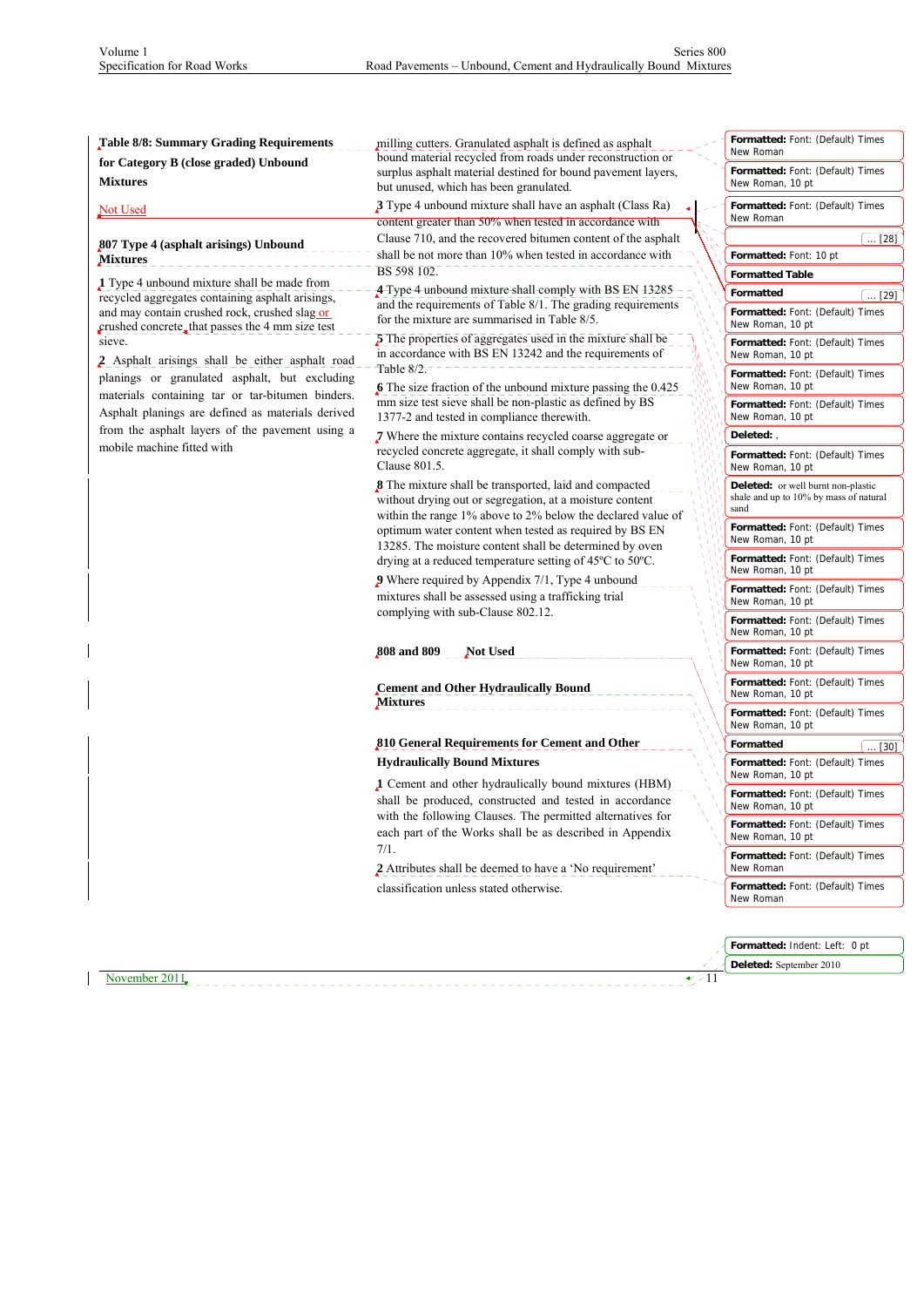**Table 8/8: Summary Grading Requirements for Category B (close graded) Unbound Mixtures**

Not Used

## 807 Type 4 (asphalt arisings) Unbound Mixtures

**1** Type 4 unbound mixture shall be made from recycled aggregates containing asphalt arisings, and may contain crushed rock, crushed slag or crushed concrete, that passes the 4 mm size test sieve.

**2** Asphalt arisings shall be either asphalt road planings or granulated asphalt, but excluding materials containing tar or tar-bitumen binders. Asphalt planings are defined as materials derived from the asphalt layers of the pavement using a mobile machine fitted with milling cutters. Granulated asphalt is defined as asphalt bound material recycled from roads under reconstruction or surplus asphalt material destined for bound pavement layers, but unused, which has been granulated.

**3** Type 4 unbound mixture shall have an asphalt (Class Ra) content greater than 50% when tested in accordance with Clause 710, and the recovered bitumen content of the asphalt shall be not more than 10% when tested in accordance with BS 598 102.

**4** Type 4 unbound mixture shall comply with BS EN 13285 and the requirements of Table 8/1. The grading requirements for the mixture are summarised in Table 8/5.

**5** The properties of aggregates used in the mixture shall be in accordance with BS EN 13242 and the requirements of Table 8/2.

**6** The size fraction of the unbound mixture passing the 0.425 mm size test sieve shall be non-plastic as defined by BS 1377-2 and tested in compliance therewith.

**7** Where the mixture contains recycled coarse aggregate or recycled concrete aggregate, it shall comply with sub-Clause 801.5.

**8** The mixture shall be transported, laid and compacted without drying out or segregation, at a moisture content within the range 1% above to 2% below the declared value of optimum water content when tested as required by BS EN 13285. The moisture content shall be determined by oven drying at a reduced temperature setting of 45ºC to 50ºC.

**9** Where required by Appendix 7/1, Type 4 unbound mixtures shall be assessed using a trafficking trial complying with sub-Clause 802.12.

## 808 and 809 Not Used

## Cement and Other Hydraulically Bound Mixtures

## 810 General Requirements for Cement and Other Hydraulically Bound Mixtures

**1** Cement and other hydraulically bound mixtures (HBM) shall be produced, constructed and tested in accordance with the following Clauses. The permitted alternatives for each part of the Works shall be as described in Appendix 7/1.

**2** Attributes shall be deemed to have a 'No requirement' classification unless stated otherwise.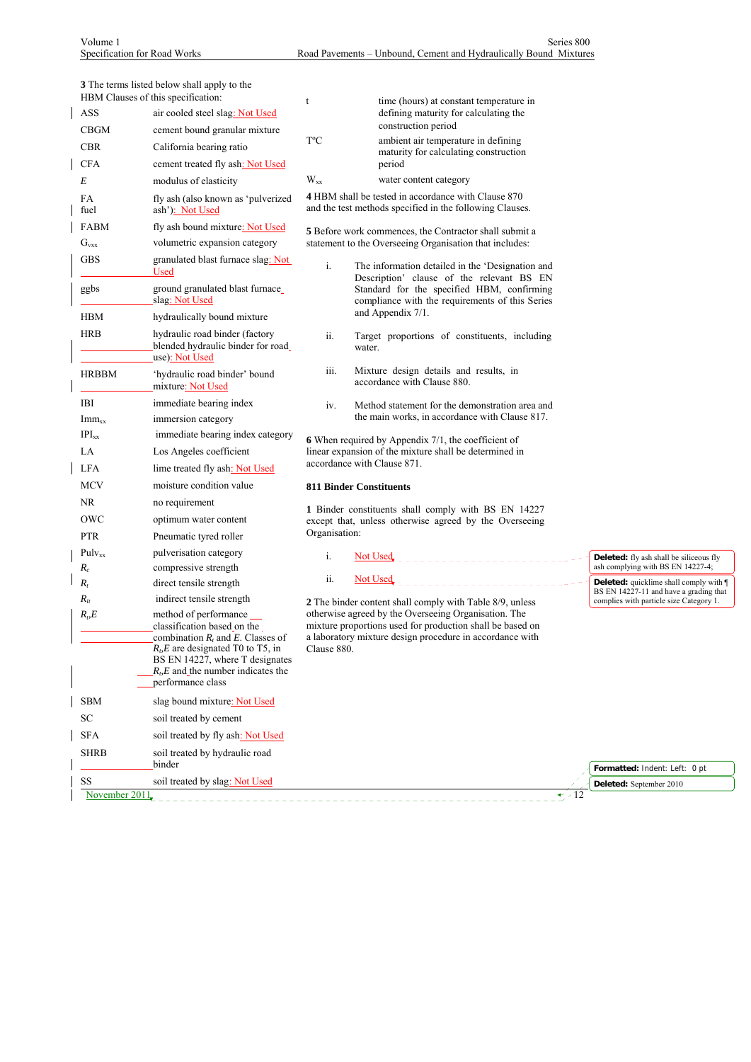**3** The terms listed below shall apply to the HBM Clauses of this specification:

| | |
|---|---|
| ASS | air cooled steel slag: Not Used |
| CBGM | cement bound granular mixture |
| CBR | California bearing ratio |
| CFA | cement treated fly ash: Not Used |
| *E* | modulus of elasticity |
| FA fuel | fly ash (also known as 'pulverized ash'): Not Used |
| FABM | fly ash bound mixture: Not Used |
| $G_{vxx}$ | volumetric expansion category |
| GBS | granulated blast furnace slag: Not Used |
| ggbs | ground granulated blast furnace slag: Not Used |
| HBM | hydraulically bound mixture |
| HRB | hydraulic road binder (factory blended hydraulic binder for road use): Not Used |
| HRBBM | 'hydraulic road binder' bound mixture: Not Used |
| IBI | immediate bearing index |
| $Imm_{xx}$ | immersion category |
| $IPI_{xx}$ | immediate bearing index category |
| LA | Los Angeles coefficient |
| LFA | lime treated fly ash: Not Used |
| MCV | moisture condition value |
| NR | no requirement |
| OWC | optimum water content |
| PTR | Pneumatic tyred roller |
| $Pulv_{xx}$ | pulverisation category |
| $R_c$ | compressive strength |
| $R_t$ | direct tensile strength |
| $R_{it}$ | indirect tensile strength |
| $R_{t}E$ | method of performance classification based on the combination $R_t$ and *E*. Classes of $R_{t}E$ are designated T0 to T5, in BS EN 14227, where T designates $R_{t}E$ and the number indicates the performance class |
| SBM | slag bound mixture: Not Used |
| SC | soil treated by cement |
| SFA | soil treated by fly ash: Not Used |
| SHRB | soil treated by hydraulic road binder |
| SS | soil treated by slag: Not Used |
| t | time (hours) at constant temperature in defining maturity for calculating the construction period |
| T°C | ambient air temperature in defining maturity for calculating construction period |
| $W_{xx}$ | water content category |

**4** HBM shall be tested in accordance with Clause 870 and the test methods specified in the following Clauses.

**5** Before work commences, the Contractor shall submit a statement to the Overseeing Organisation that includes:

i. The information detailed in the 'Designation and Description' clause of the relevant BS EN Standard for the specified HBM, confirming compliance with the requirements of this Series and Appendix 7/1.

ii. Target proportions of constituents, including water.

iii. Mixture design details and results, in accordance with Clause 880.

iv. Method statement for the demonstration area and the main works, in accordance with Clause 817.

**6** When required by Appendix 7/1, the coefficient of linear expansion of the mixture shall be determined in accordance with Clause 871.

### 811 Binder Constituents

**1** Binder constituents shall comply with BS EN 14227 except that, unless otherwise agreed by the Overseeing Organisation:

i. Not Used

ii. Not Used

**2** The binder content shall comply with Table 8/9, unless otherwise agreed by the Overseeing Organisation. The mixture proportions used for production shall be based on a laboratory mixture design procedure in accordance with Clause 880.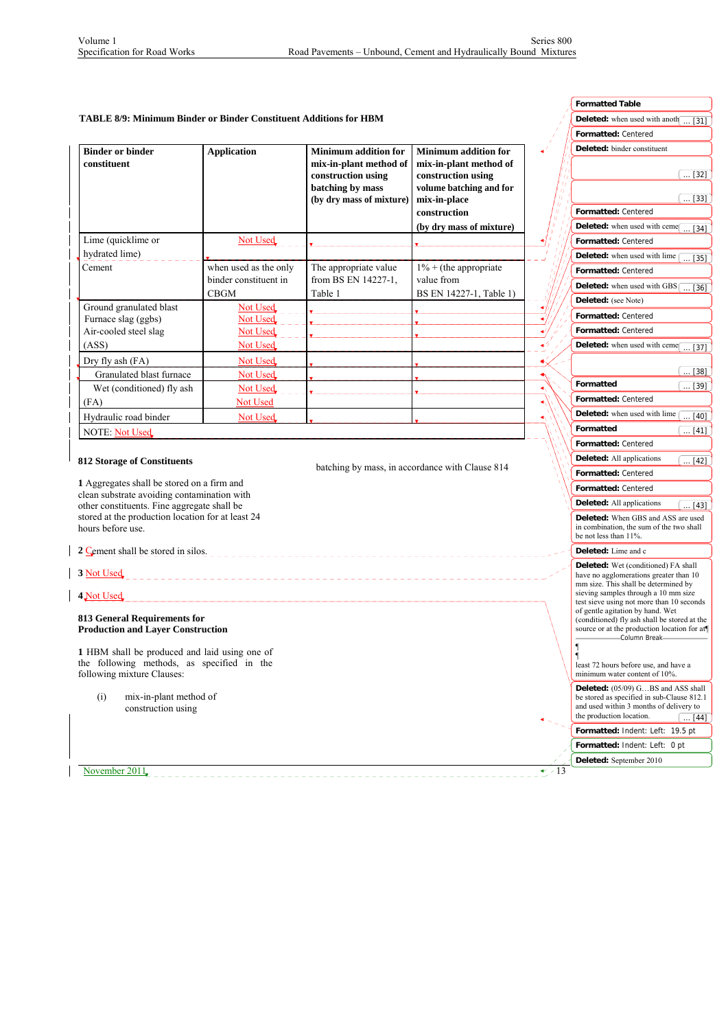**TABLE 8/9: Minimum Binder or Binder Constituent Additions for HBM**

| Binder or binder constituent | Application | Minimum addition for mix-in-plant method of construction using batching by mass (by dry mass of mixture) | Minimum addition for mix-in-plant method of construction using volume batching and for mix-in-place construction (by dry mass of mixture) |
|---|---|---|---|
| Lime (quicklime or hydrated lime) | Not Used | | |
| Cement | when used as the only binder constituent in CBGM | The appropriate value from BS EN 14227-1, Table 1 | 1% + (the appropriate value from BS EN 14227-1, Table 1) |
| Ground granulated blast Furnace slag (ggbs) | Not Used | | |
| | Not Used | | |
| Air-cooled steel slag (ASS) | Not Used | | |
| | Not Used | | |
| Dry fly ash (FA) | Not Used | | |
| Granulated blast furnace | Not Used | | |
| Wet (conditioned) fly ash (FA) | Not Used | | |
| | Not Used | | |
| Hydraulic road binder | Not Used | | |
| NOTE: Not Used | | | |

## 812 Storage of Constituents

1 Aggregates shall be stored on a firm and clean substrate avoiding contamination with other constituents. Fine aggregate shall be stored at the production location for at least 24 hours before use.

2 Cement shall be stored in silos.

3 Not Used

4 Not Used

## 813 General Requirements for Production and Layer Construction

1 HBM shall be produced and laid using one of the following methods, as specified in the following mixture Clauses:

(i) mix-in-plant method of construction using batching by mass, in accordance with Clause 814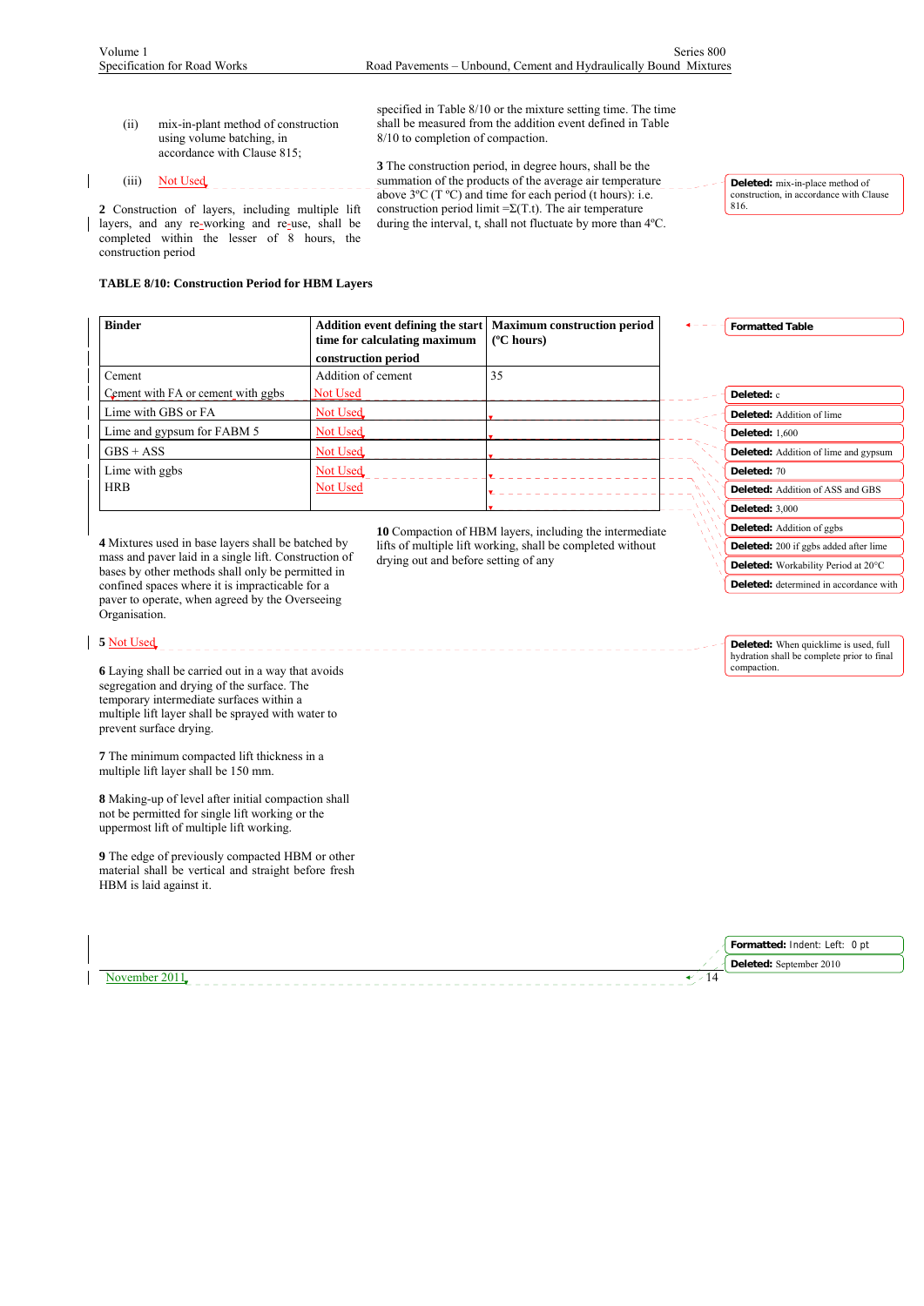(ii) mix-in-plant method of construction using volume batching, in accordance with Clause 815;

(iii) Not Used

2 Construction of layers, including multiple lift layers, and any re-working and re-use, shall be completed within the lesser of 8 hours, the construction period specified in Table 8/10 or the mixture setting time. The time shall be measured from the addition event defined in Table 8/10 to completion of compaction.

3 The construction period, in degree hours, shall be the summation of the products of the average air temperature above 3ºC (T ºC) and time for each period (t hours): i.e. construction period limit =Σ(T.t). The air temperature during the interval, t, shall not fluctuate by more than 4ºC.

**TABLE 8/10: Construction Period for HBM Layers**

| Binder | Addition event defining the start time for calculating maximum construction period | Maximum construction period (ºC hours) |
|---|---|---|
| Cement | Addition of cement | 35 |
| Cement with FA or cement with ggbs | Not Used | |
| Lime with GBS or FA | Not Used | |
| Lime and gypsum for FABM 5 | Not Used | |
| GBS + ASS | Not Used | |
| Lime with ggbs | Not Used | |
| HRB | Not Used | |

4 Mixtures used in base layers shall be batched by mass and paver laid in a single lift. Construction of bases by other methods shall only be permitted in confined spaces where it is impracticable for a paver to operate, when agreed by the Overseeing Organisation.

5 Not Used

6 Laying shall be carried out in a way that avoids segregation and drying of the surface. The temporary intermediate surfaces within a multiple lift layer shall be sprayed with water to prevent surface drying.

7 The minimum compacted lift thickness in a multiple lift layer shall be 150 mm.

8 Making-up of level after initial compaction shall not be permitted for single lift working or the uppermost lift of multiple lift working.

9 The edge of previously compacted HBM or other material shall be vertical and straight before fresh HBM is laid against it.

10 Compaction of HBM layers, including the intermediate lifts of multiple lift working, shall be completed without drying out and before setting of any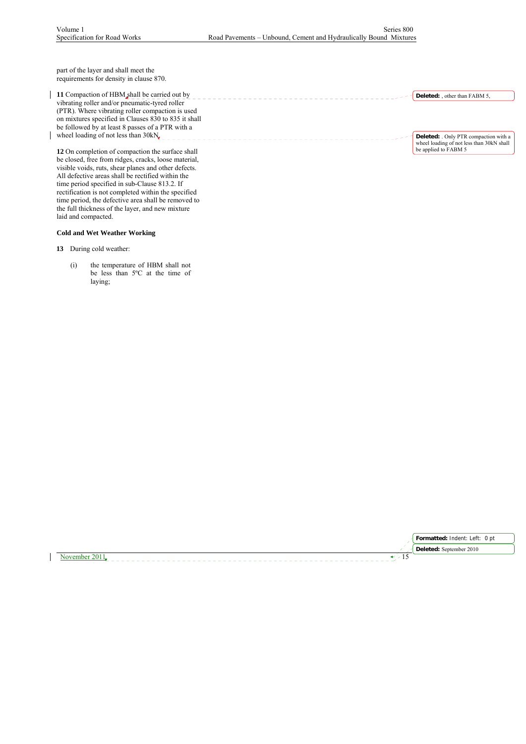part of the layer and shall meet the requirements for density in clause 870.

**11** Compaction of HBM shall be carried out by vibrating roller and/or pneumatic-tyred roller (PTR). Where vibrating roller compaction is used on mixtures specified in Clauses 830 to 835 it shall be followed by at least 8 passes of a PTR with a wheel loading of not less than 30kN.

**12** On completion of compaction the surface shall be closed, free from ridges, cracks, loose material, visible voids, ruts, shear planes and other defects. All defective areas shall be rectified within the time period specified in sub-Clause 813.2. If rectification is not completed within the specified time period, the defective area shall be removed to the full thickness of the layer, and new mixture laid and compacted.

### Cold and Wet Weather Working

**13** During cold weather:

(i) the temperature of HBM shall not be less than 5ºC at the time of laying;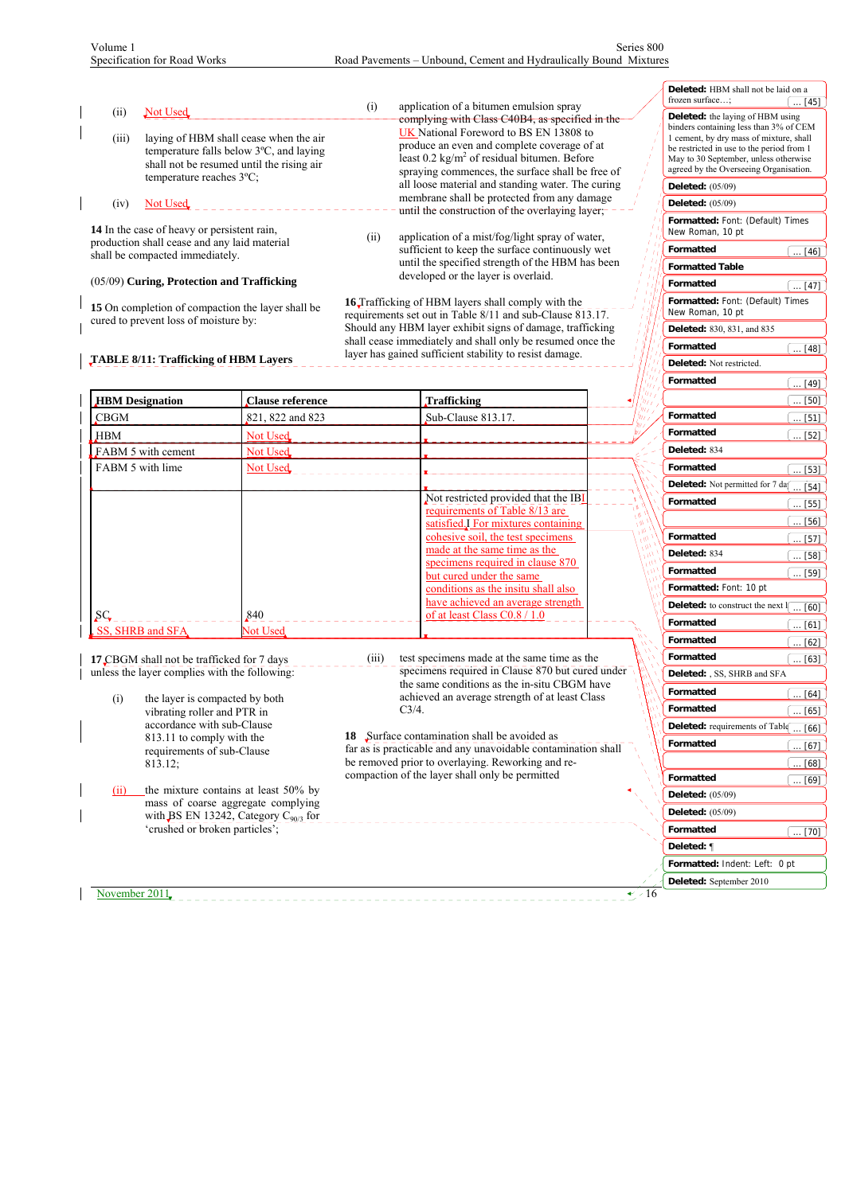(ii) Not Used

(iii) laying of HBM shall cease when the air temperature falls below 3ºC, and laying shall not be resumed until the rising air temperature reaches 3ºC;

(iv) Not Used

**14** In the case of heavy or persistent rain, production shall cease and any laid material shall be compacted immediately.

(05/09) **Curing, Protection and Trafficking**

**15** On completion of compaction the layer shall be cured to prevent loss of moisture by:

(i) application of a bitumen emulsion spray ~~complying with Class C40B4, as specified in the~~ UK National Foreword to BS EN 13808 to produce an even and complete coverage of at least 0.2 kg/m$^2$ of residual bitumen. Before spraying commences, the surface shall be free of all loose material and standing water. The curing membrane shall be protected from any damage until the construction of the overlaying layer;

(ii) application of a mist/fog/light spray of water, sufficient to keep the surface continuously wet until the specified strength of the HBM has been developed or the layer is overlaid.

**16** Trafficking of HBM layers shall comply with the requirements set out in Table 8/11 and sub-Clause 813.17. Should any HBM layer exhibit signs of damage, trafficking shall cease immediately and shall only be resumed once the layer has gained sufficient stability to resist damage.

**TABLE 8/11: Trafficking of HBM Layers**

| HBM Designation | Clause reference | Trafficking |
|---|---|---|
| CBGM | 821, 822 and 823 | Sub-Clause 813.17. |
| HBM | Not Used | |
| FABM 5 with cement | Not Used | |
| FABM 5 with lime | Not Used | |
| SC | 840 | Not restricted provided that the IBI requirements of Table 8/13 are satisfied. For mixtures containing cohesive soil, the test specimens made at the same time as the specimens required in clause 870 but cured under the same conditions as the insitu shall also have achieved an average strength of at least Class C0.8 / 1.0 |
| SS, SHRB and SFA | Not Used | |

**17** CBGM shall not be trafficked for 7 days unless the layer complies with the following:

(i) the layer is compacted by both vibrating roller and PTR in accordance with sub-Clause 813.11 to comply with the requirements of sub-Clause 813.12;

(ii) the mixture contains at least 50% by mass of coarse aggregate complying with BS EN 13242, Category $C_{90/3}$ for 'crushed or broken particles';

(iii) test specimens made at the same time as the specimens required in Clause 870 but cured under the same conditions as the in-situ CBGM have achieved an average strength of at least Class C3/4.

**18** Surface contamination shall be avoided as far as is practicable and any unavoidable contamination shall be removed prior to overlaying. Reworking and re-compaction of the layer shall only be permitted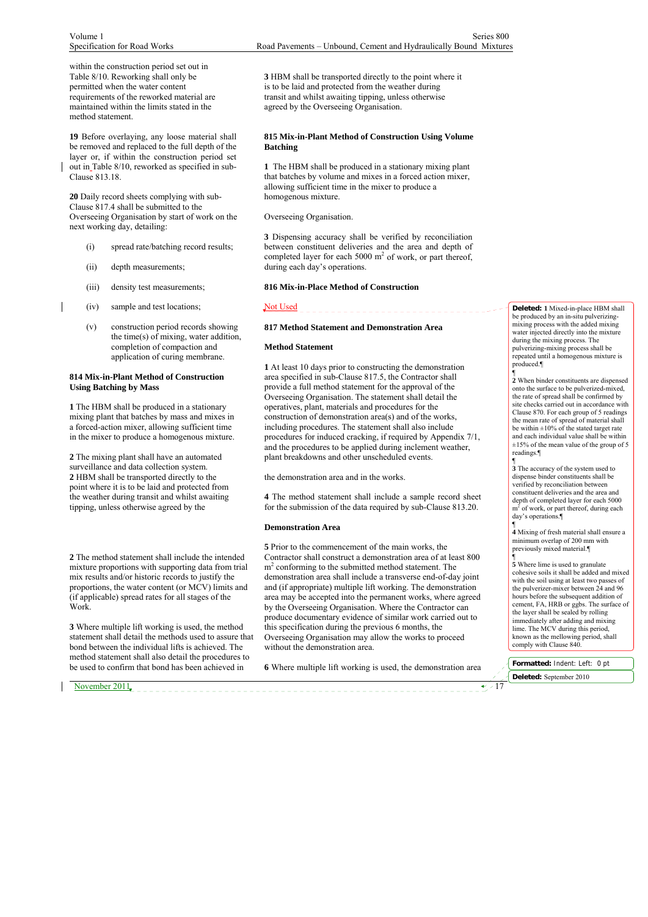within the construction period set out in Table 8/10. Reworking shall only be permitted when the water content requirements of the reworked material are maintained within the limits stated in the method statement.

**19** Before overlaying, any loose material shall be removed and replaced to the full depth of the layer or, if within the construction period set out in Table 8/10, reworked as specified in sub-Clause 813.18.

**20** Daily record sheets complying with sub-Clause 817.4 shall be submitted to the Overseeing Organisation by start of work on the next working day, detailing:

(i) spread rate/batching record results;

(ii) depth measurements;

(iii) density test measurements;

(iv) sample and test locations;

(v) construction period records showing the time(s) of mixing, water addition, completion of compaction and application of curing membrane.

### 814 Mix-in-Plant Method of Construction Using Batching by Mass

**1** The HBM shall be produced in a stationary mixing plant that batches by mass and mixes in a forced-action mixer, allowing sufficient time in the mixer to produce a homogenous mixture.

**2** The mixing plant shall have an automated surveillance and data collection system.

**2** HBM shall be transported directly to the point where it is to be laid and protected from the weather during transit and whilst awaiting tipping, unless otherwise agreed by the

**2** The method statement shall include the intended mixture proportions with supporting data from trial mix results and/or historic records to justify the proportions, the water content (or MCV) limits and (if applicable) spread rates for all stages of the Work.

**3** Where multiple lift working is used, the method statement shall detail the methods used to assure that bond between the individual lifts is achieved. The method statement shall also detail the procedures to be used to confirm that bond has been achieved in

**3** HBM shall be transported directly to the point where it is to be laid and protected from the weather during transit and whilst awaiting tipping, unless otherwise agreed by the Overseeing Organisation.

### 815 Mix-in-Plant Method of Construction Using Volume Batching

**1** The HBM shall be produced in a stationary mixing plant that batches by volume and mixes in a forced action mixer, allowing sufficient time in the mixer to produce a homogenous mixture.

Overseeing Organisation.

**3** Dispensing accuracy shall be verified by reconciliation between constituent deliveries and the area and depth of completed layer for each 5000 m$^2$ of work, or part thereof, during each day's operations.

### 816 Mix-in-Place Method of Construction

Not Used

### 817 Method Statement and Demonstration Area

#### Method Statement

**1** At least 10 days prior to constructing the demonstration area specified in sub-Clause 817.5, the Contractor shall provide a full method statement for the approval of the Overseeing Organisation. The statement shall detail the operatives, plant, materials and procedures for the construction of demonstration area(s) and of the works, including procedures. The statement shall also include procedures for induced cracking, if required by Appendix 7/1, and the procedures to be applied during inclement weather, plant breakdowns and other unscheduled events.

the demonstration area and in the works.

**4** The method statement shall include a sample record sheet for the submission of the data required by sub-Clause 813.20.

#### Demonstration Area

**5** Prior to the commencement of the main works, the Contractor shall construct a demonstration area of at least 800 m$^2$ conforming to the submitted method statement. The demonstration area shall include a transverse end-of-day joint and (if appropriate) multiple lift working. The demonstration area may be accepted into the permanent works, where agreed by the Overseeing Organisation. Where the Contractor can produce documentary evidence of similar work carried out to this specification during the previous 6 months, the Overseeing Organisation may allow the works to proceed without the demonstration area.

**6** Where multiple lift working is used, the demonstration area

November 2011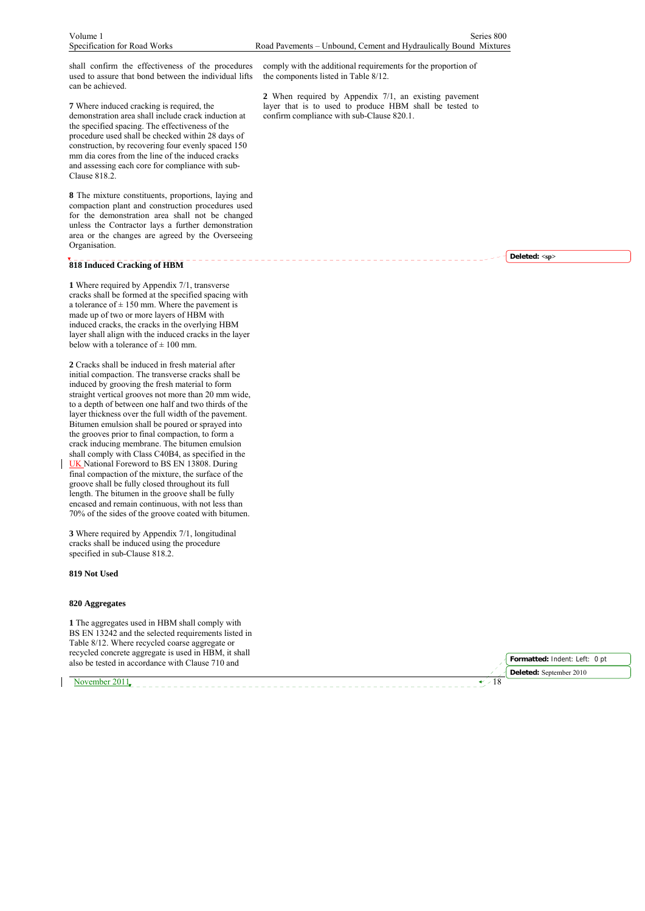shall confirm the effectiveness of the procedures used to assure that bond between the individual lifts can be achieved.

**7** Where induced cracking is required, the demonstration area shall include crack induction at the specified spacing. The effectiveness of the procedure used shall be checked within 28 days of construction, by recovering four evenly spaced 150 mm dia cores from the line of the induced cracks and assessing each core for compliance with sub-Clause 818.2.

**8** The mixture constituents, proportions, laying and compaction plant and construction procedures used for the demonstration area shall not be changed unless the Contractor lays a further demonstration area or the changes are agreed by the Overseeing Organisation.

## 818 Induced Cracking of HBM

**1** Where required by Appendix 7/1, transverse cracks shall be formed at the specified spacing with a tolerance of ± 150 mm. Where the pavement is made up of two or more layers of HBM with induced cracks, the cracks in the overlying HBM layer shall align with the induced cracks in the layer below with a tolerance of ± 100 mm.

**2** Cracks shall be induced in fresh material after initial compaction. The transverse cracks shall be induced by grooving the fresh material to form straight vertical grooves not more than 20 mm wide, to a depth of between one half and two thirds of the layer thickness over the full width of the pavement. Bitumen emulsion shall be poured or sprayed into the grooves prior to final compaction, to form a crack inducing membrane. The bitumen emulsion shall comply with Class C40B4, as specified in the UK National Foreword to BS EN 13808. During final compaction of the mixture, the surface of the groove shall be fully closed throughout its full length. The bitumen in the groove shall be fully encased and remain continuous, with not less than 70% of the sides of the groove coated with bitumen.

**3** Where required by Appendix 7/1, longitudinal cracks shall be induced using the procedure specified in sub-Clause 818.2.

## 819 Not Used

## 820 Aggregates

**1** The aggregates used in HBM shall comply with BS EN 13242 and the selected requirements listed in Table 8/12. Where recycled coarse aggregate or recycled concrete aggregate is used in HBM, it shall also be tested in accordance with Clause 710 and comply with the additional requirements for the proportion of the components listed in Table 8/12.

**2** When required by Appendix 7/1, an existing pavement layer that is to used to produce HBM shall be tested to confirm compliance with sub-Clause 820.1.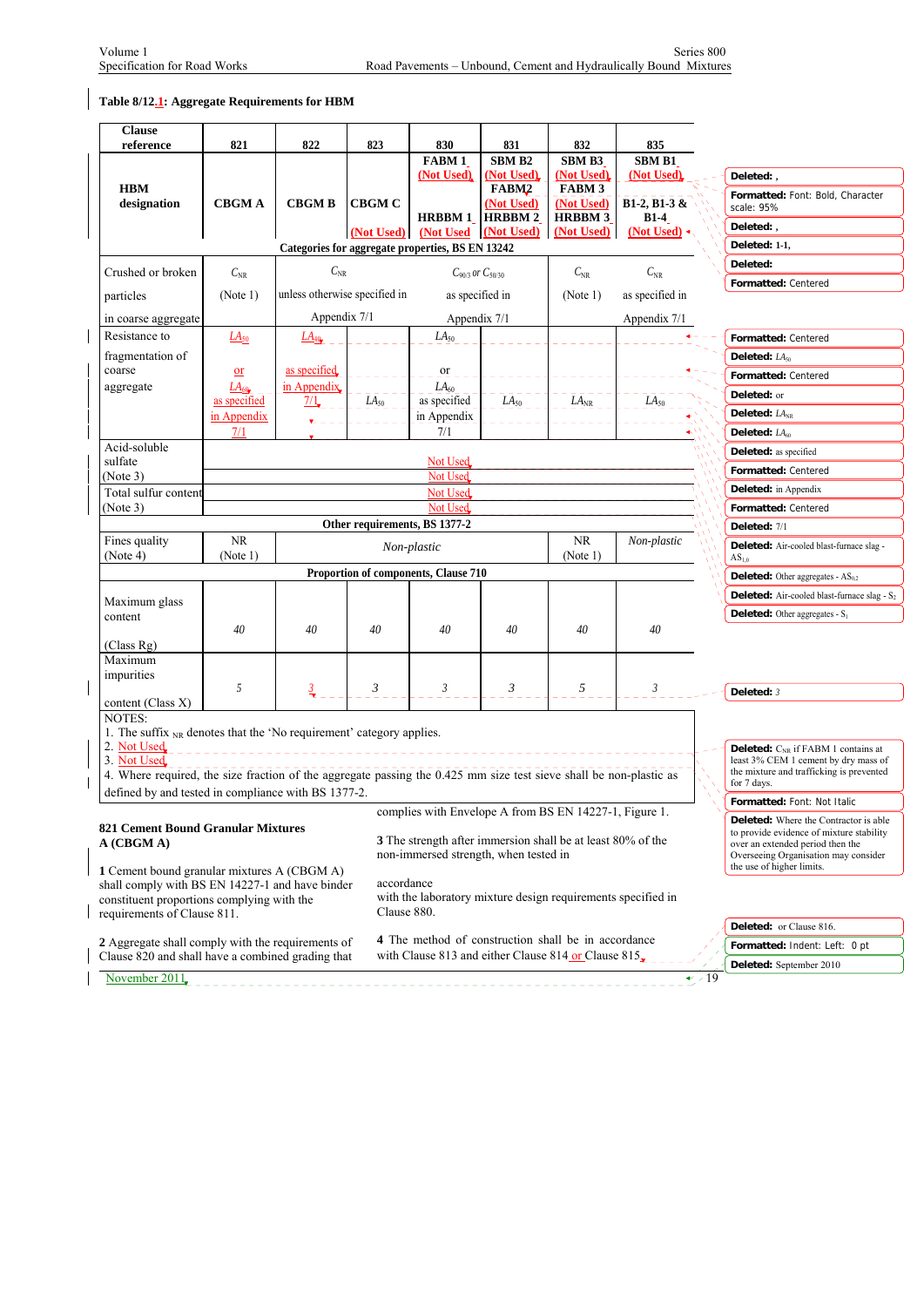**Table 8/12.1: Aggregate Requirements for HBM**

| Clause reference | 821 | 822 | 823 | 830 | 831 | 832 | 835 |
|---|---|---|---|---|---|---|---|
| HBM designation | CBGM A | CBGM B | CBGM C (Not Used) | FABM 1 (Not Used) HRBBM 1 (Not Used | SBM B2 (Not Used) FABM2 (Not Used) HRBBM 2 (Not Used) | SBM B3 (Not Used) FABM 3 (Not Used) HRBBM 3 (Not Used) | SBM B1 (Not Used) B1-2, B1-3 & B1-4 (Not Used) |
| **Categories for aggregate properties, BS EN 13242** | | | | | | | |
| Crushed or broken particles in coarse aggregate | $C_{NR}$ (Note 1) | $C_{NR}$ unless otherwise specified in Appendix 7/1 | | $C_{90/3}$ or $C_{50/30}$ as specified in Appendix 7/1 | | $C_{NR}$ (Note 1) | $C_{NR}$ as specified in Appendix 7/1 |
| Resistance to fragmentation of coarse aggregate | $LA_{50}$ or $LA_{60}$ as specified in Appendix 7/1 | $LA_{40}$ as specified in Appendix 7/1 | $LA_{50}$ | $LA_{50}$ or $LA_{60}$ as specified in Appendix 7/1 | $LA_{50}$ | $LA_{NR}$ | $LA_{50}$ |
| Acid-soluble sulfate (Note 3) | Not Used | | | | | | |
| | Not Used | | | | | | |
| Total sulfur content (Note 3) | Not Used | | | | | | |
| | Not Used | | | | | | |
| **Other requirements, BS 1377-2** | | | | | | | |
| Fines quality (Note 4) | NR (Note 1) | *Non-plastic* | | | | NR (Note 1) | *Non-plastic* |
| **Proportion of components, Clause 710** | | | | | | | |
| Maximum glass content (Class Rg) | *40* | *40* | *40* | *40* | *40* | *40* | *40* |
| Maximum impurities content (Class X) | 5 | 3 | 3 | 3 | 3 | 5 | 3 |

NOTES:
1. The suffix $_{NR}$ denotes that the 'No requirement' category applies.
2. Not Used
3. Not Used
4. Where required, the size fraction of the aggregate passing the 0.425 mm size test sieve shall be non-plastic as defined by and tested in compliance with BS 1377-2.

### 821 Cement Bound Granular Mixtures A (CBGM A)

**1** Cement bound granular mixtures A (CBGM A) shall comply with BS EN 14227-1 and have binder constituent proportions complying with the requirements of Clause 811.

**2** Aggregate shall comply with the requirements of Clause 820 and shall have a combined grading that complies with Envelope A from BS EN 14227-1, Figure 1.

**3** The strength after immersion shall be at least 80% of the non-immersed strength, when tested in accordance with the laboratory mixture design requirements specified in Clause 880.

**4** The method of construction shall be in accordance with Clause 813 and either Clause 814 or Clause 815.

November 2011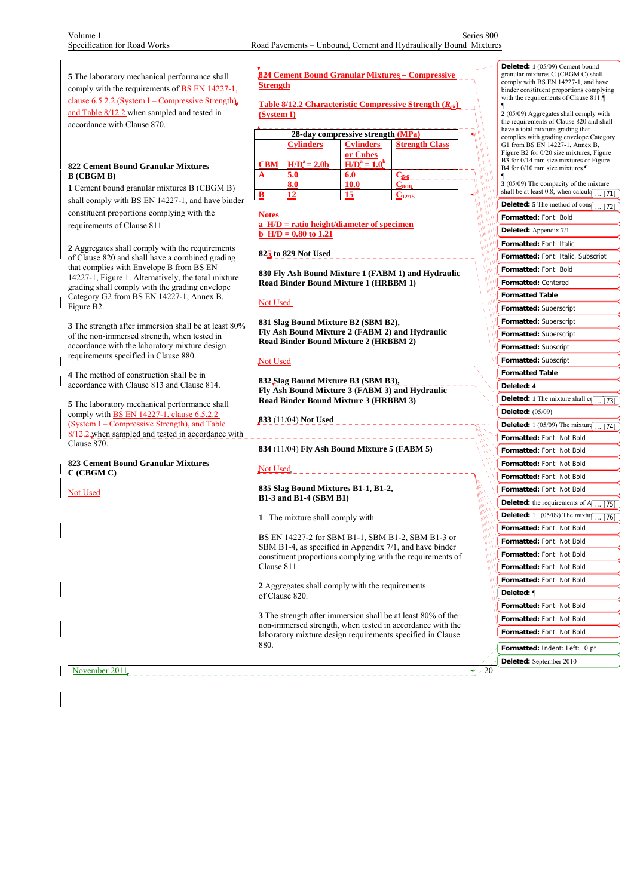**5** The laboratory mechanical performance shall comply with the requirements of BS EN 14227-1, clause 6.5.2.2 (System I – Compressive Strength) and Table 8/12.2 when sampled and tested in accordance with Clause 870.

**822 Cement Bound Granular Mixtures B (CBGM B)**

**1** Cement bound granular mixtures B (CBGM B) shall comply with BS EN 14227-1, and have binder constituent proportions complying with the requirements of Clause 811.

**2** Aggregates shall comply with the requirements of Clause 820 and shall have a combined grading that complies with Envelope B from BS EN 14227-1, Figure 1. Alternatively, the total mixture grading shall comply with the grading envelope Category G2 from BS EN 14227-1, Annex B, Figure B2.

**3** The strength after immersion shall be at least 80% of the non-immersed strength, when tested in accordance with the laboratory mixture design requirements specified in Clause 880.

**4** The method of construction shall be in accordance with Clause 813 and Clause 814.

**5** The laboratory mechanical performance shall comply with BS EN 14227-1, clause 6.5.2.2 (System I – Compressive Strength), and Table 8/12.2 when sampled and tested in accordance with Clause 870.

**823 Cement Bound Granular Mixtures C (CBGM C)**

Not Used

**824 Cement Bound Granular Mixtures – Compressive Strength**

**Table 8/12.2 Characteristic Compressive Strength ($R_{ck}$) (System I)**

| | 28-day compressive strength (MPa) | | |
|---|---|---|---|
| | Cylinders | Cylinders or Cubes | Strength Class |
| CBM | H/D[a] = 2.0b | H/D[a] = 1.0[b] | |
| A | 5.0<br>8.0 | 6.0<br>10.0 | $C_{5/6}$<br>$C_{8/10}$ |
| B | 12 | 15 | $C_{12/15}$ |

**Notes**
a H/D = ratio height/diameter of specimen
b H/D = 0.80 to 1.21

**825 to 829 Not Used**

**830 Fly Ash Bound Mixture 1 (FABM 1) and Hydraulic Road Binder Bound Mixture 1 (HRBBM 1)**

Not Used.

**831 Slag Bound Mixture B2 (SBM B2), Fly Ash Bound Mixture 2 (FABM 2) and Hydraulic Road Binder Bound Mixture 2 (HRBBM 2)**

Not Used

**832 Slag Bound Mixture B3 (SBM B3), Fly Ash Bound Mixture 3 (FABM 3) and Hydraulic Road Binder Bound Mixture 3 (HRBBM 3)**

**833** (11/04) **Not Used**

**834** (11/04) **Fly Ash Bound Mixture 5 (FABM 5)**

Not Used

**835 Slag Bound Mixtures B1-1, B1-2, B1-3 and B1-4 (SBM B1)**

**1** The mixture shall comply with

BS EN 14227-2 for SBM B1-1, SBM B1-2, SBM B1-3 or SBM B1-4, as specified in Appendix 7/1, and have binder constituent proportions complying with the requirements of Clause 811.

**2** Aggregates shall comply with the requirements of Clause 820.

**3** The strength after immersion shall be at least 80% of the non-immersed strength, when tested in accordance with the laboratory mixture design requirements specified in Clause 880.

November 2011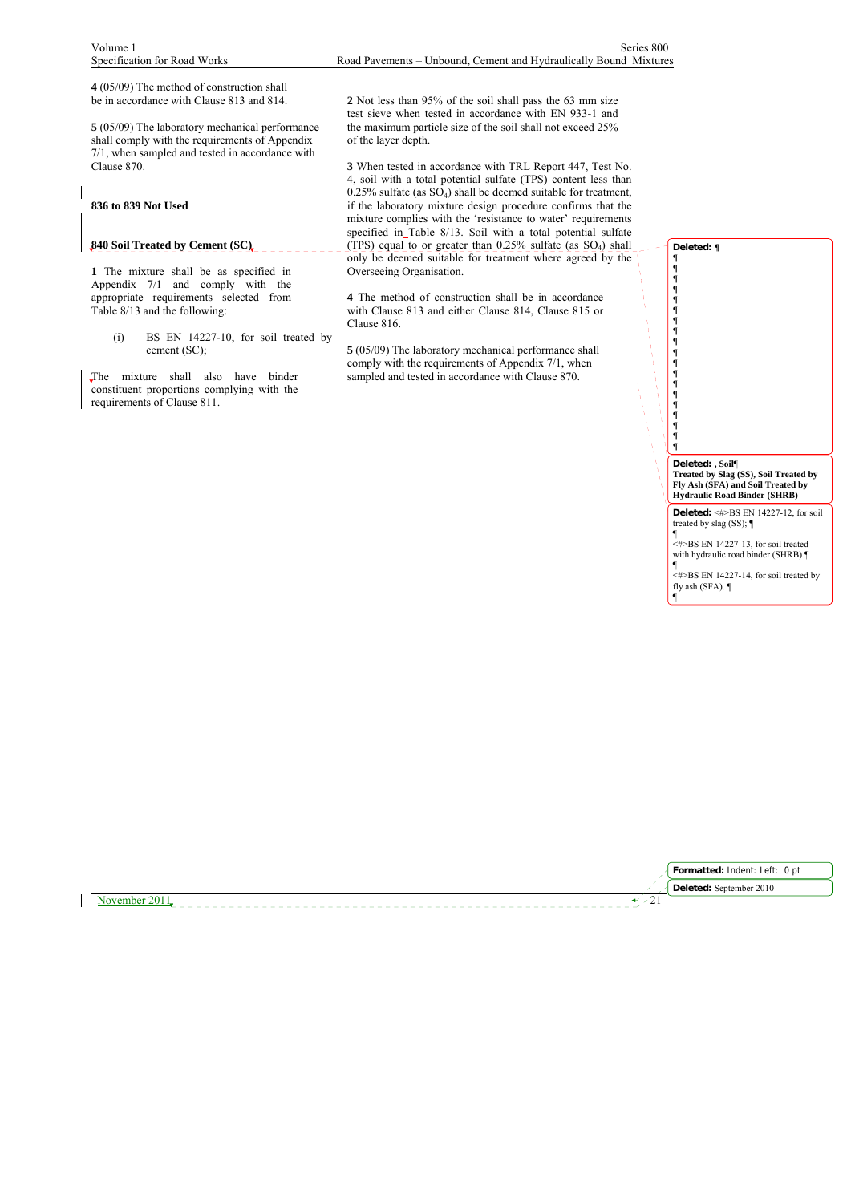**4** (05/09) The method of construction shall be in accordance with Clause 813 and 814.

**5** (05/09) The laboratory mechanical performance shall comply with the requirements of Appendix 7/1, when sampled and tested in accordance with Clause 870.

## 836 to 839 Not Used

## 840 Soil Treated by Cement (SC)

**1** The mixture shall be as specified in Appendix 7/1 and comply with the appropriate requirements selected from Table 8/13 and the following:

(i) BS EN 14227-10, for soil treated by cement (SC);

The mixture shall also have binder constituent proportions complying with the requirements of Clause 811.

**2** Not less than 95% of the soil shall pass the 63 mm size test sieve when tested in accordance with EN 933-1 and the maximum particle size of the soil shall not exceed 25% of the layer depth.

**3** When tested in accordance with TRL Report 447, Test No. 4, soil with a total potential sulfate (TPS) content less than 0.25% sulfate (as $SO_4$) shall be deemed suitable for treatment, if the laboratory mixture design procedure confirms that the mixture complies with the 'resistance to water' requirements specified in Table 8/13. Soil with a total potential sulfate (TPS) equal to or greater than 0.25% sulfate (as $SO_4$) shall only be deemed suitable for treatment where agreed by the Overseeing Organisation.

**4** The method of construction shall be in accordance with Clause 813 and either Clause 814, Clause 815 or Clause 816.

**5** (05/09) The laboratory mechanical performance shall comply with the requirements of Appendix 7/1, when sampled and tested in accordance with Clause 870.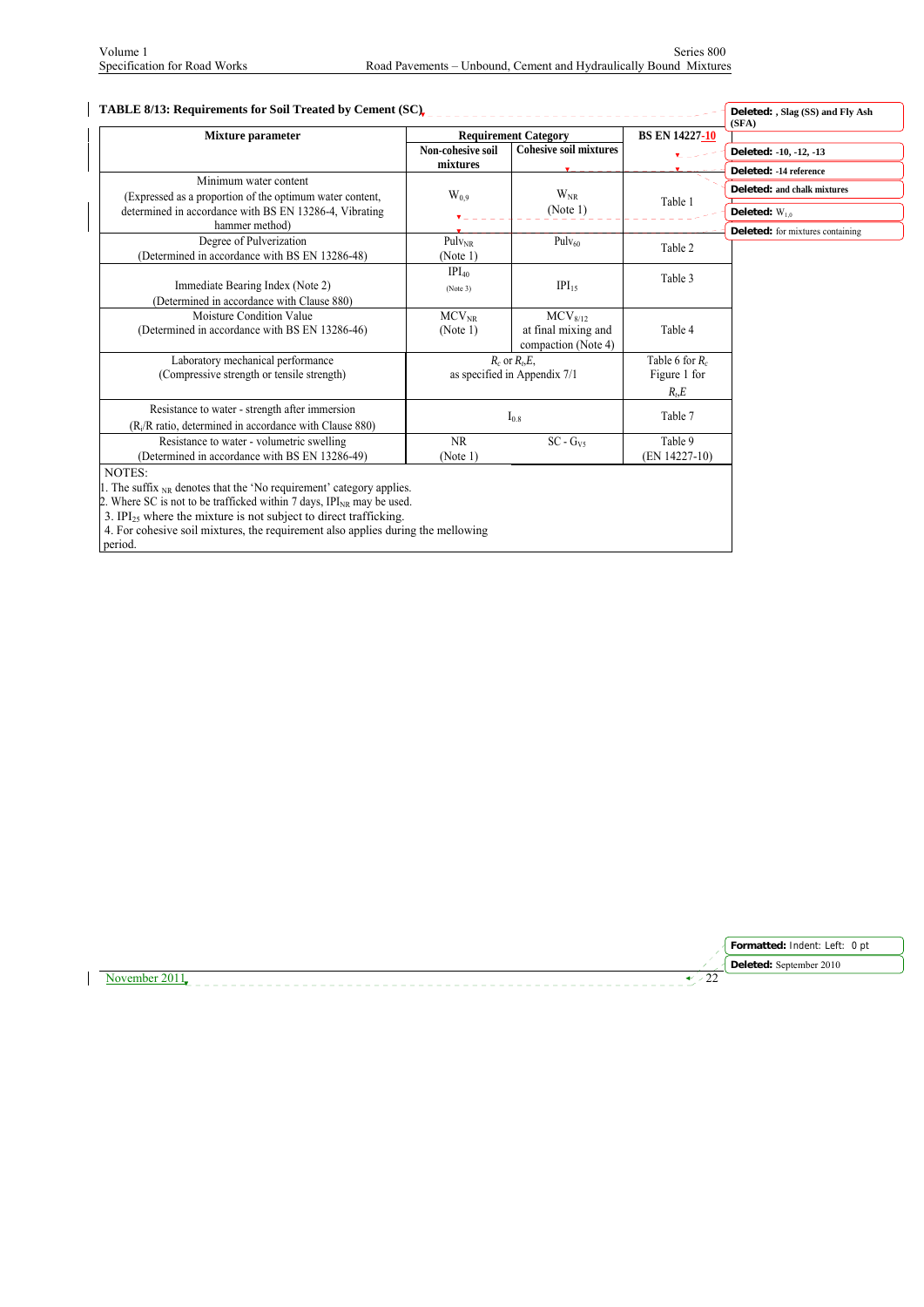**TABLE 8/13: Requirements for Soil Treated by Cement (SC)**

| Mixture parameter | Requirement Category | | BS EN 14227-10 |
|---|---|---|---|
| | Non-cohesive soil mixtures | Cohesive soil mixtures | |
| Minimum water content (Expressed as a proportion of the optimum water content, determined in accordance with BS EN 13286-4, Vibrating hammer method) | $W_{0.9}$ | $W_{NR}$ (Note 1) | Table 1 |
| Degree of Pulverization (Determined in accordance with BS EN 13286-48) | $Pulv_{NR}$ (Note 1) | $Pulv_{60}$ | Table 2 |
| Immediate Bearing Index (Note 2) (Determined in accordance with Clause 880) | $IPI_{40}$ (Note 3) | $IPI_{15}$ | Table 3 |
| Moisture Condition Value (Determined in accordance with BS EN 13286-46) | $MCV_{NR}$ (Note 1) | $MCV_{8/12}$ at final mixing and compaction (Note 4) | Table 4 |
| Laboratory mechanical performance (Compressive strength or tensile strength) | $R_c$ or $R_i,E$, as specified in Appendix 7/1 | | Table 6 for $R_c$ Figure 1 for $R_i,E$ |
| Resistance to water - strength after immersion ($R_i/R$ ratio, determined in accordance with Clause 880) | $I_{0.8}$ | | Table 7 |
| Resistance to water - volumetric swelling (Determined in accordance with BS EN 13286-49) | NR (Note 1) | SC - $G_{V5}$ | Table 9 (EN 14227-10) |

NOTES:

1. The suffix $_{NR}$ denotes that the 'No requirement' category applies.
2. Where SC is not to be trafficked within 7 days, $IPI_{NR}$ may be used.
3. $IPI_{25}$ where the mixture is not subject to direct trafficking.
4. For cohesive soil mixtures, the requirement also applies during the mellowing period.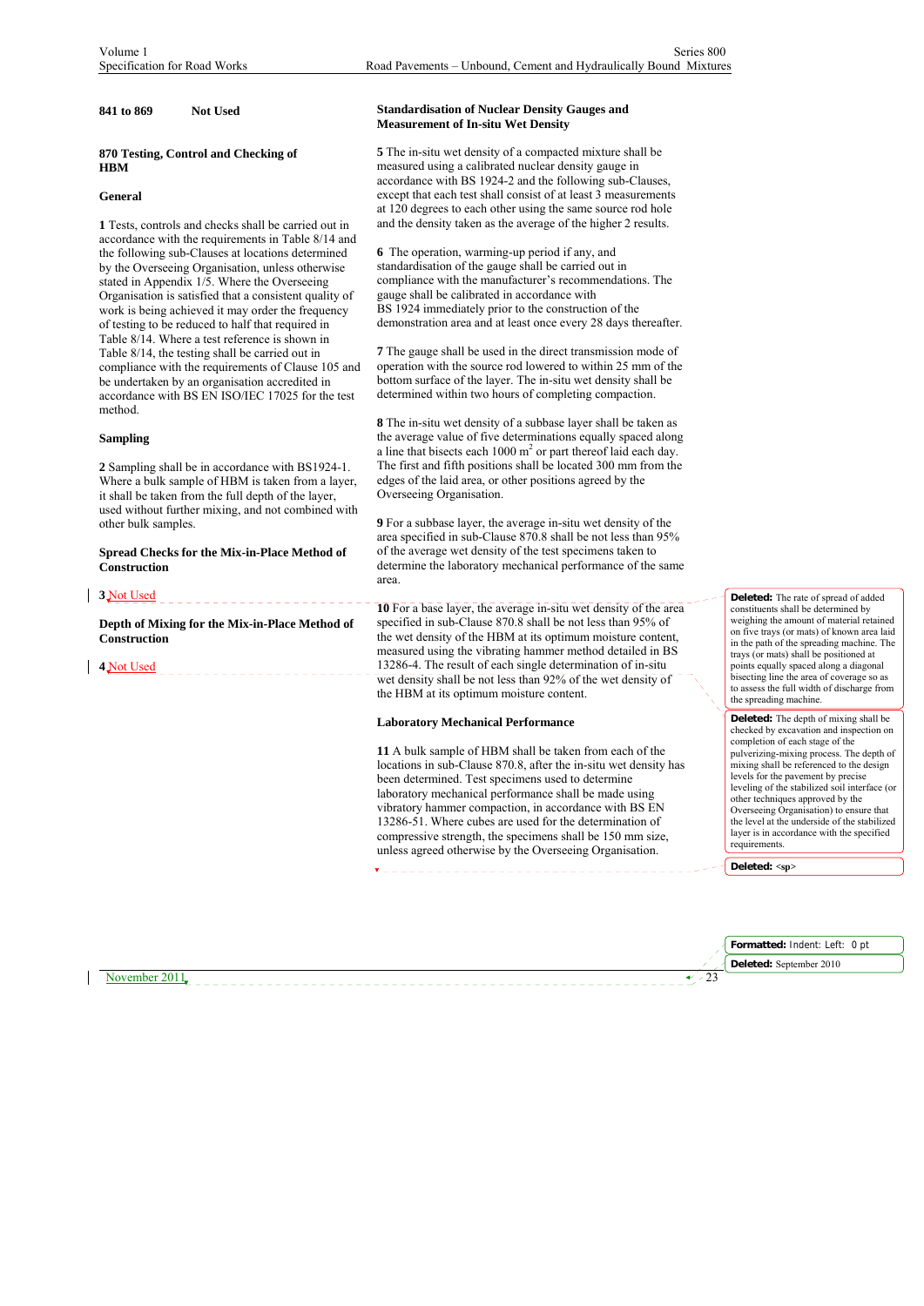**841 to 869 Not Used**

## 870 Testing, Control and Checking of HBM

### General

**1** Tests, controls and checks shall be carried out in accordance with the requirements in Table 8/14 and the following sub-Clauses at locations determined by the Overseeing Organisation, unless otherwise stated in Appendix 1/5. Where the Overseeing Organisation is satisfied that a consistent quality of work is being achieved it may order the frequency of testing to be reduced to half that required in Table 8/14. Where a test reference is shown in Table 8/14, the testing shall be carried out in compliance with the requirements of Clause 105 and be undertaken by an organisation accredited in accordance with BS EN ISO/IEC 17025 for the test method.

### Sampling

**2** Sampling shall be in accordance with BS1924-1. Where a bulk sample of HBM is taken from a layer, it shall be taken from the full depth of the layer, used without further mixing, and not combined with other bulk samples.

### Spread Checks for the Mix-in-Place Method of Construction

**3** Not Used

### Depth of Mixing for the Mix-in-Place Method of Construction

**4** Not Used

### Standardisation of Nuclear Density Gauges and Measurement of In-situ Wet Density

**5** The in-situ wet density of a compacted mixture shall be measured using a calibrated nuclear density gauge in accordance with BS 1924-2 and the following sub-Clauses, except that each test shall consist of at least 3 measurements at 120 degrees to each other using the same source rod hole and the density taken as the average of the higher 2 results.

**6** The operation, warming-up period if any, and standardisation of the gauge shall be carried out in compliance with the manufacturer's recommendations. The gauge shall be calibrated in accordance with BS 1924 immediately prior to the construction of the demonstration area and at least once every 28 days thereafter.

**7** The gauge shall be used in the direct transmission mode of operation with the source rod lowered to within 25 mm of the bottom surface of the layer. The in-situ wet density shall be determined within two hours of completing compaction.

**8** The in-situ wet density of a subbase layer shall be taken as the average value of five determinations equally spaced along a line that bisects each 1000 m$^2$ or part thereof laid each day. The first and fifth positions shall be located 300 mm from the edges of the laid area, or other positions agreed by the Overseeing Organisation.

**9** For a subbase layer, the average in-situ wet density of the area specified in sub-Clause 870.8 shall be not less than 95% of the average wet density of the test specimens taken to determine the laboratory mechanical performance of the same area.

**10** For a base layer, the average in-situ wet density of the area specified in sub-Clause 870.8 shall be not less than 95% of the wet density of the HBM at its optimum moisture content, measured using the vibrating hammer method detailed in BS 13286-4. The result of each single determination of in-situ wet density shall be not less than 92% of the wet density of the HBM at its optimum moisture content.

### Laboratory Mechanical Performance

**11** A bulk sample of HBM shall be taken from each of the locations in sub-Clause 870.8, after the in-situ wet density has been determined. Test specimens used to determine laboratory mechanical performance shall be made using vibratory hammer compaction, in accordance with BS EN 13286-51. Where cubes are used for the determination of compressive strength, the specimens shall be 150 mm size, unless agreed otherwise by the Overseeing Organisation.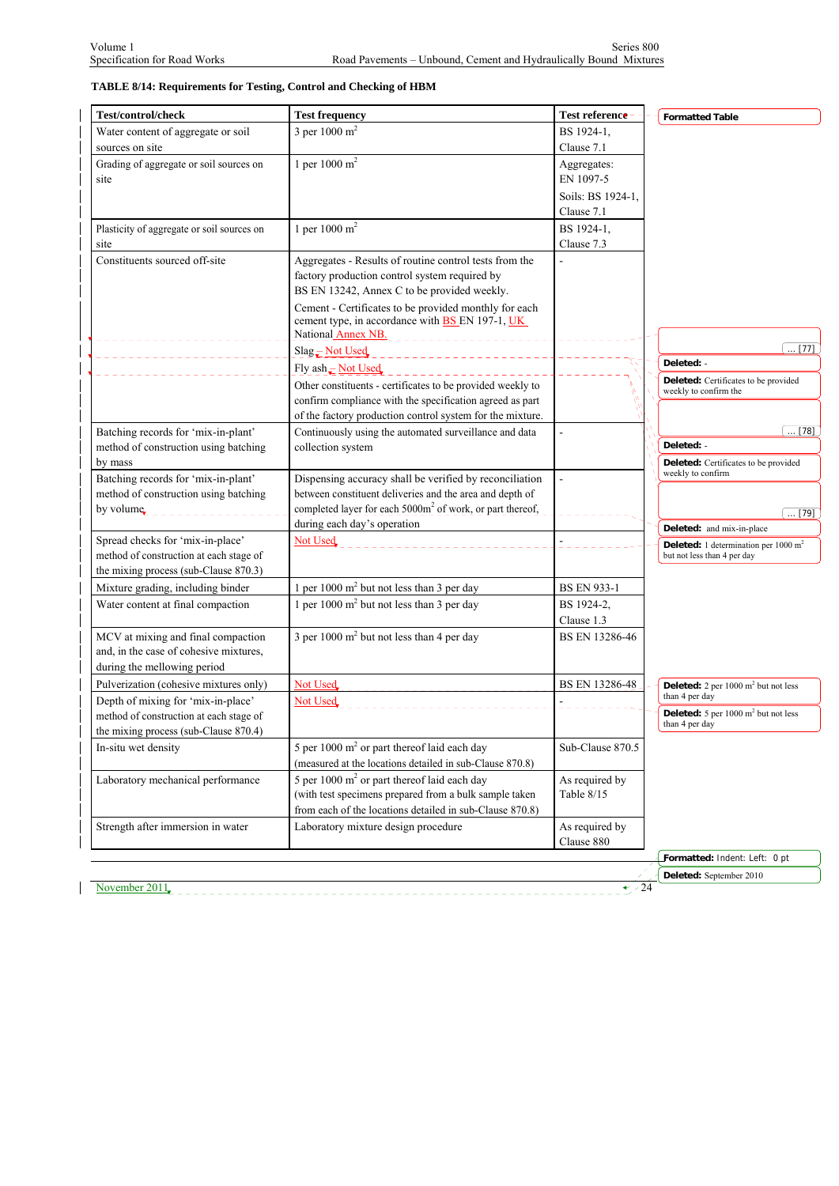**TABLE 8/14: Requirements for Testing, Control and Checking of HBM**

| Test/control/check | Test frequency | Test reference |
|---|---|---|
| Water content of aggregate or soil sources on site | 3 per 1000 $m^2$ | BS 1924-1, Clause 7.1 |
| Grading of aggregate or soil sources on site | 1 per 1000 $m^2$ | Aggregates: EN 1097-5<br>Soils: BS 1924-1, Clause 7.1 |
| Plasticity of aggregate or soil sources on site | 1 per 1000 $m^2$ | BS 1924-1, Clause 7.3 |
| Constituents sourced off-site | Aggregates - Results of routine control tests from the factory production control system required by BS EN 13242, Annex C to be provided weekly.<br>Cement - Certificates to be provided monthly for each cement type, in accordance with BS EN 197-1, UK National Annex NB.<br>Slag – Not Used<br>Fly ash – Not Used<br>Other constituents - certificates to be provided weekly to confirm compliance with the specification agreed as part of the factory production control system for the mixture. | - |
| Batching records for 'mix-in-plant' method of construction using batching by mass | Continuously using the automated surveillance and data collection system | - |
| Batching records for 'mix-in-plant' method of construction using batching by volume | Dispensing accuracy shall be verified by reconciliation between constituent deliveries and the area and depth of completed layer for each 5000$m^2$ of work, or part thereof, during each day's operation | - |
| Spread checks for 'mix-in-place' method of construction at each stage of the mixing process (sub-Clause 870.3) | Not Used | - |
| Mixture grading, including binder | 1 per 1000 $m^2$ but not less than 3 per day | BS EN 933-1 |
| Water content at final compaction | 1 per 1000 $m^2$ but not less than 3 per day | BS 1924-2, Clause 1.3 |
| MCV at mixing and final compaction and, in the case of cohesive mixtures, during the mellowing period | 3 per 1000 $m^2$ but not less than 4 per day | BS EN 13286-46 |
| Pulverization (cohesive mixtures only) | Not Used | BS EN 13286-48 |
| Depth of mixing for 'mix-in-place' method of construction at each stage of the mixing process (sub-Clause 870.4) | Not Used | - |
| In-situ wet density | 5 per 1000 $m^2$ or part thereof laid each day (measured at the locations detailed in sub-Clause 870.8) | Sub-Clause 870.5 |
| Laboratory mechanical performance | 5 per 1000 $m^2$ or part thereof laid each day (with test specimens prepared from a bulk sample taken from each of the locations detailed in sub-Clause 870.8) | As required by Table 8/15 |
| Strength after immersion in water | Laboratory mixture design procedure | As required by Clause 880 |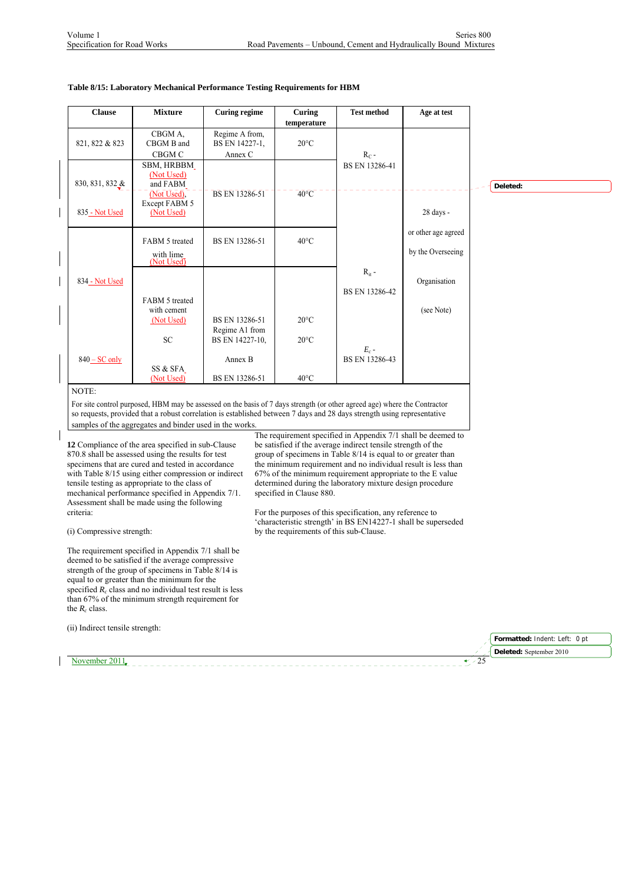**Table 8/15: Laboratory Mechanical Performance Testing Requirements for HBM**

| Clause | Mixture | Curing regime | Curing temperature | Test method | Age at test |
|---|---|---|---|---|---|
| 821, 822 & 823 | CBGM A, CBGM B and CBGM C | Regime A from, BS EN 14227-1, Annex C | 20°C | $R_C$ - BS EN 13286-41 | 28 days - or other age agreed by the Overseeing Organisation (see Note) |
| 830, 831, 832 & 835 - Not Used | SBM, HRBBM (Not Used) and FABM (Not Used), Except FABM 5 (Not Used) | BS EN 13286-51 | 40°C | | |
| 834 - Not Used | FABM 5 treated with lime (Not Used) | BS EN 13286-51 | 40°C | $R_{it}$ - BS EN 13286-42 | |
| | FABM 5 treated with cement (Not Used) | BS EN 13286-51 | 20°C | | |
| 840 – SC only | SC | Regime A1 from BS EN 14227-10, Annex B | 20°C | $E_c$ - BS EN 13286-43 | |
| | SS & SFA (Not Used) | BS EN 13286-51 | 40°C | | |

NOTE:

For site control purposed, HBM may be assessed on the basis of 7 days strength (or other agreed age) where the Contractor so requests, provided that a robust correlation is established between 7 days and 28 days strength using representative samples of the aggregates and binder used in the works.

**12** Compliance of the area specified in sub-Clause 870.8 shall be assessed using the results for test specimens that are cured and tested in accordance with Table 8/15 using either compression or indirect tensile testing as appropriate to the class of mechanical performance specified in Appendix 7/1. Assessment shall be made using the following criteria:

(i) Compressive strength:

The requirement specified in Appendix 7/1 shall be deemed to be satisfied if the average compressive strength of the group of specimens in Table 8/14 is equal to or greater than the minimum for the specified $R_c$ class and no individual test result is less than 67% of the minimum strength requirement for the $R_c$ class.

(ii) Indirect tensile strength:

The requirement specified in Appendix 7/1 shall be deemed to be satisfied if the average indirect tensile strength of the group of specimens in Table 8/14 is equal to or greater than the minimum requirement and no individual result is less than 67% of the minimum requirement appropriate to the E value determined during the laboratory mixture design procedure specified in Clause 880.

For the purposes of this specification, any reference to 'characteristic strength' in BS EN14227-1 shall be superseded by the requirements of this sub-Clause.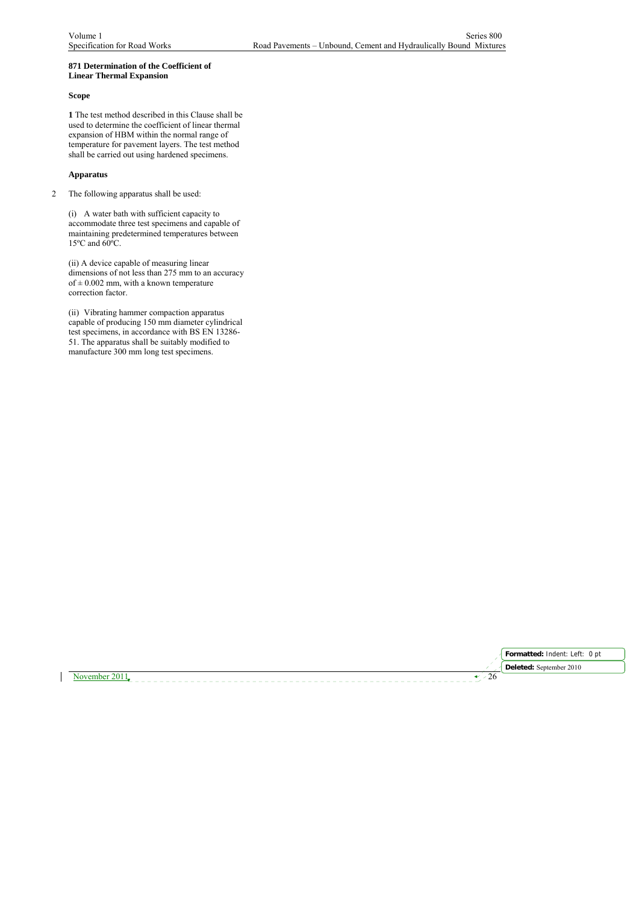**871 Determination of the Coefficient of Linear Thermal Expansion**

**Scope**

**1** The test method described in this Clause shall be used to determine the coefficient of linear thermal expansion of HBM within the normal range of temperature for pavement layers. The test method shall be carried out using hardened specimens.

**Apparatus**

2 The following apparatus shall be used:

(i) A water bath with sufficient capacity to accommodate three test specimens and capable of maintaining predetermined temperatures between 15ºC and 60ºC.

(ii) A device capable of measuring linear dimensions of not less than 275 mm to an accuracy of ± 0.002 mm, with a known temperature correction factor.

(ii) Vibrating hammer compaction apparatus capable of producing 150 mm diameter cylindrical test specimens, in accordance with BS EN 13286-51. The apparatus shall be suitably modified to manufacture 300 mm long test specimens.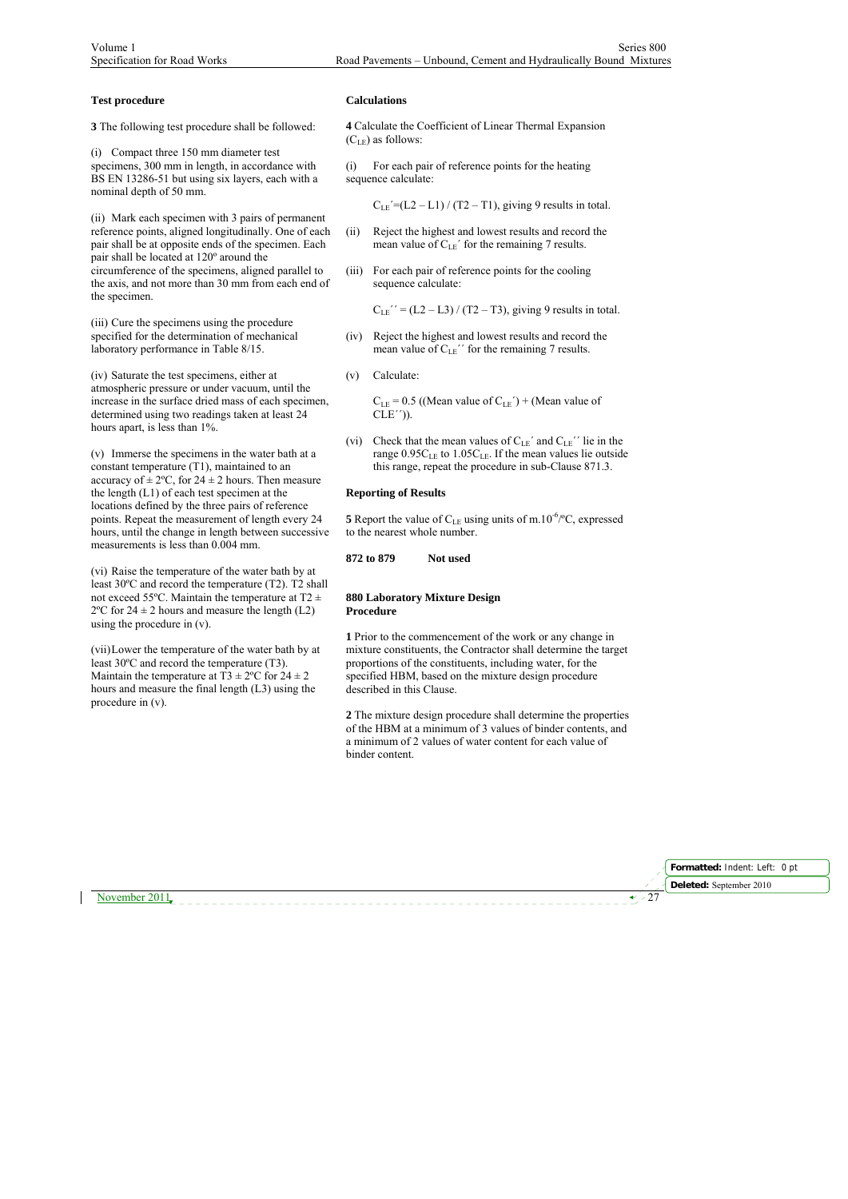**Test procedure**

**3** The following test procedure shall be followed:

(i) Compact three 150 mm diameter test specimens, 300 mm in length, in accordance with BS EN 13286-51 but using six layers, each with a nominal depth of 50 mm.

(ii) Mark each specimen with 3 pairs of permanent reference points, aligned longitudinally. One of each pair shall be at opposite ends of the specimen. Each pair shall be located at 120º around the circumference of the specimens, aligned parallel to the axis, and not more than 30 mm from each end of the specimen.

(iii) Cure the specimens using the procedure specified for the determination of mechanical laboratory performance in Table 8/15.

(iv) Saturate the test specimens, either at atmospheric pressure or under vacuum, until the increase in the surface dried mass of each specimen, determined using two readings taken at least 24 hours apart, is less than 1%.

(v) Immerse the specimens in the water bath at a constant temperature (T1), maintained to an accuracy of ± 2ºC, for 24 ± 2 hours. Then measure the length (L1) of each test specimen at the locations defined by the three pairs of reference points. Repeat the measurement of length every 24 hours, until the change in length between successive measurements is less than 0.004 mm.

(vi) Raise the temperature of the water bath by at least 30ºC and record the temperature (T2). T2 shall not exceed 55ºC. Maintain the temperature at T2 ± 2ºC for 24 ± 2 hours and measure the length (L2) using the procedure in (v).

(vii) Lower the temperature of the water bath by at least 30ºC and record the temperature (T3). Maintain the temperature at T3 ± 2ºC for 24 ± 2 hours and measure the final length (L3) using the procedure in (v).

**Calculations**

**4** Calculate the Coefficient of Linear Thermal Expansion ($C_{LE}$) as follows:

(i) For each pair of reference points for the heating sequence calculate:

$C_{LE}' = (L2 – L1) / (T2 – T1)$, giving 9 results in total.

(ii) Reject the highest and lowest results and record the mean value of $C_{LE}'$ for the remaining 7 results.

(iii) For each pair of reference points for the cooling sequence calculate:

$C_{LE}'' = (L2 – L3) / (T2 – T3)$, giving 9 results in total.

(iv) Reject the highest and lowest results and record the mean value of $C_{LE}''$ for the remaining 7 results.

(v) Calculate:

$C_{LE} = 0.5$ ((Mean value of $C_{LE}'$) + (Mean value of CLE′′)).

(vi) Check that the mean values of $C_{LE}'$ and $C_{LE}''$ lie in the range $0.95C_{LE}$ to $1.05C_{LE}$. If the mean values lie outside this range, repeat the procedure in sub-Clause 871.3.

**Reporting of Results**

**5** Report the value of $C_{LE}$ using units of m.$10^{-6}$/ºC, expressed to the nearest whole number.

**872 to 879 Not used**

## 880 Laboratory Mixture Design Procedure

**1** Prior to the commencement of the work or any change in mixture constituents, the Contractor shall determine the target proportions of the constituents, including water, for the specified HBM, based on the mixture design procedure described in this Clause.

**2** The mixture design procedure shall determine the properties of the HBM at a minimum of 3 values of binder contents, and a minimum of 2 values of water content for each value of binder content.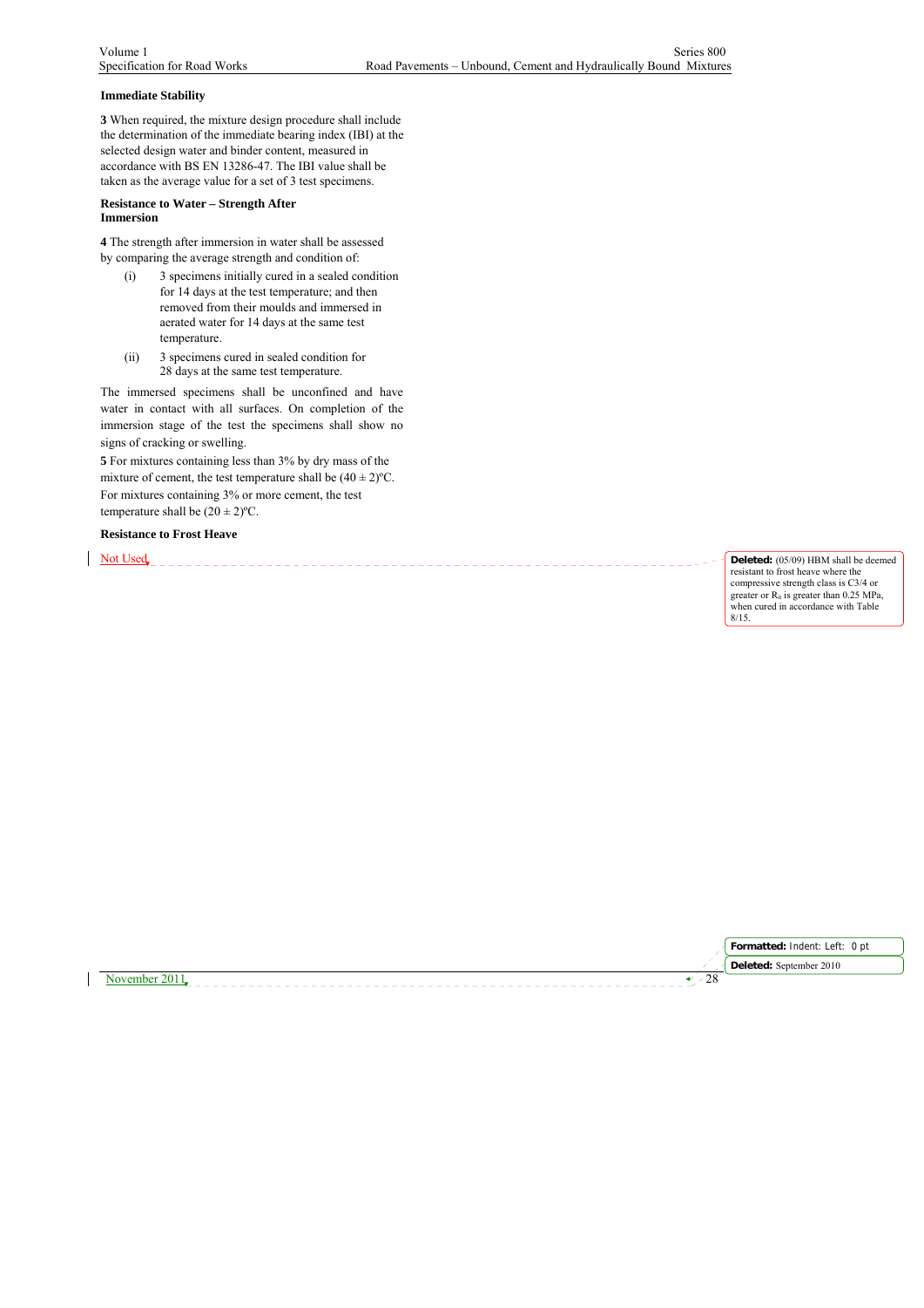**Immediate Stability**

**3** When required, the mixture design procedure shall include the determination of the immediate bearing index (IBI) at the selected design water and binder content, measured in accordance with BS EN 13286-47. The IBI value shall be taken as the average value for a set of 3 test specimens.

**Resistance to Water – Strength After Immersion**

**4** The strength after immersion in water shall be assessed by comparing the average strength and condition of:

(i) 3 specimens initially cured in a sealed condition for 14 days at the test temperature; and then removed from their moulds and immersed in aerated water for 14 days at the same test temperature.

(ii) 3 specimens cured in sealed condition for 28 days at the same test temperature.

The immersed specimens shall be unconfined and have water in contact with all surfaces. On completion of the immersion stage of the test the specimens shall show no signs of cracking or swelling.

**5** For mixtures containing less than 3% by dry mass of the mixture of cement, the test temperature shall be (40 ± 2)ºC. For mixtures containing 3% or more cement, the test temperature shall be (20 ± 2)ºC.

**Resistance to Frost Heave**

Not Used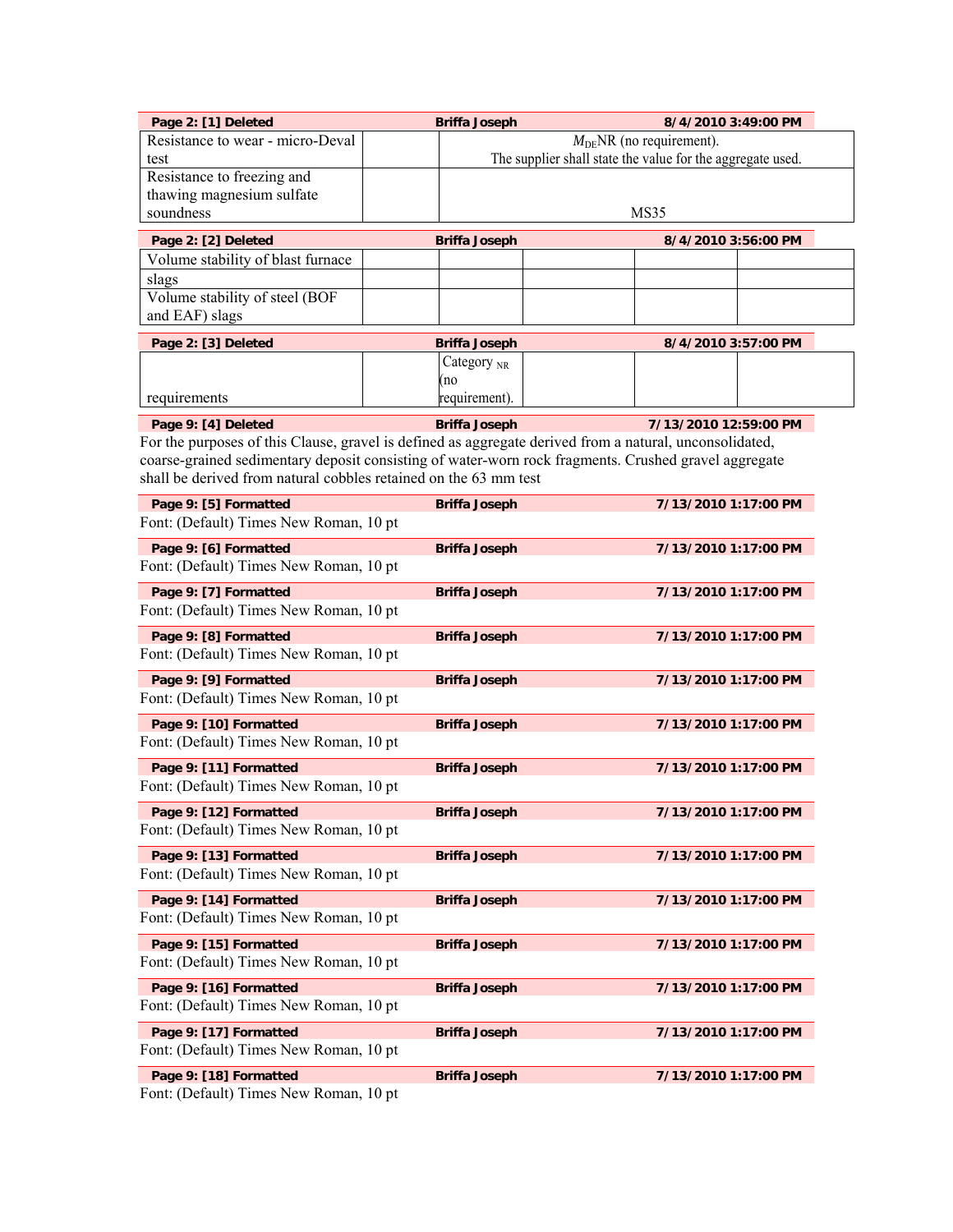**Page 2: [1] Deleted** | **Briffa Joseph** | **8/4/2010 3:49:00 PM**

| | | |
|---|---|---|
| Resistance to wear - micro-Deval test | | $M_{DE}$NR (no requirement). The supplier shall state the value for the aggregate used. |
| Resistance to freezing and thawing magnesium sulfate soundness | | MS35 |

**Page 2: [2] Deleted** | **Briffa Joseph** | **8/4/2010 3:56:00 PM**

| | | | | | |
|---|---|---|---|---|---|
| Volume stability of blast furnace slags | | | | | |
| Volume stability of steel (BOF and EAF) slags | | | | | |

**Page 2: [3] Deleted** | **Briffa Joseph** | **8/4/2010 3:57:00 PM**

| | | | | | |
|---|---|---|---|---|---|
| requirements | | Category $_{NR}$ (no requirement). | | | |

**Page 9: [4] Deleted** | **Briffa Joseph** | **7/13/2010 12:59:00 PM**

For the purposes of this Clause, gravel is defined as aggregate derived from a natural, unconsolidated, coarse-grained sedimentary deposit consisting of water-worn rock fragments. Crushed gravel aggregate shall be derived from natural cobbles retained on the 63 mm test

**Page 9: [5] Formatted** | **Briffa Joseph** | **7/13/2010 1:17:00 PM**

Font: (Default) Times New Roman, 10 pt

**Page 9: [6] Formatted** | **Briffa Joseph** | **7/13/2010 1:17:00 PM**

Font: (Default) Times New Roman, 10 pt

**Page 9: [7] Formatted** | **Briffa Joseph** | **7/13/2010 1:17:00 PM**

Font: (Default) Times New Roman, 10 pt

**Page 9: [8] Formatted** | **Briffa Joseph** | **7/13/2010 1:17:00 PM**

Font: (Default) Times New Roman, 10 pt

**Page 9: [9] Formatted** | **Briffa Joseph** | **7/13/2010 1:17:00 PM**

Font: (Default) Times New Roman, 10 pt

**Page 9: [10] Formatted** | **Briffa Joseph** | **7/13/2010 1:17:00 PM**

Font: (Default) Times New Roman, 10 pt

**Page 9: [11] Formatted** | **Briffa Joseph** | **7/13/2010 1:17:00 PM**

Font: (Default) Times New Roman, 10 pt

**Page 9: [12] Formatted** | **Briffa Joseph** | **7/13/2010 1:17:00 PM**

Font: (Default) Times New Roman, 10 pt

**Page 9: [13] Formatted** | **Briffa Joseph** | **7/13/2010 1:17:00 PM**

Font: (Default) Times New Roman, 10 pt

**Page 9: [14] Formatted** | **Briffa Joseph** | **7/13/2010 1:17:00 PM**

Font: (Default) Times New Roman, 10 pt

**Page 9: [15] Formatted** | **Briffa Joseph** | **7/13/2010 1:17:00 PM**

Font: (Default) Times New Roman, 10 pt

**Page 9: [16] Formatted** | **Briffa Joseph** | **7/13/2010 1:17:00 PM**

Font: (Default) Times New Roman, 10 pt

**Page 9: [17] Formatted** | **Briffa Joseph** | **7/13/2010 1:17:00 PM**

Font: (Default) Times New Roman, 10 pt

**Page 9: [18] Formatted** | **Briffa Joseph** | **7/13/2010 1:17:00 PM**

Font: (Default) Times New Roman, 10 pt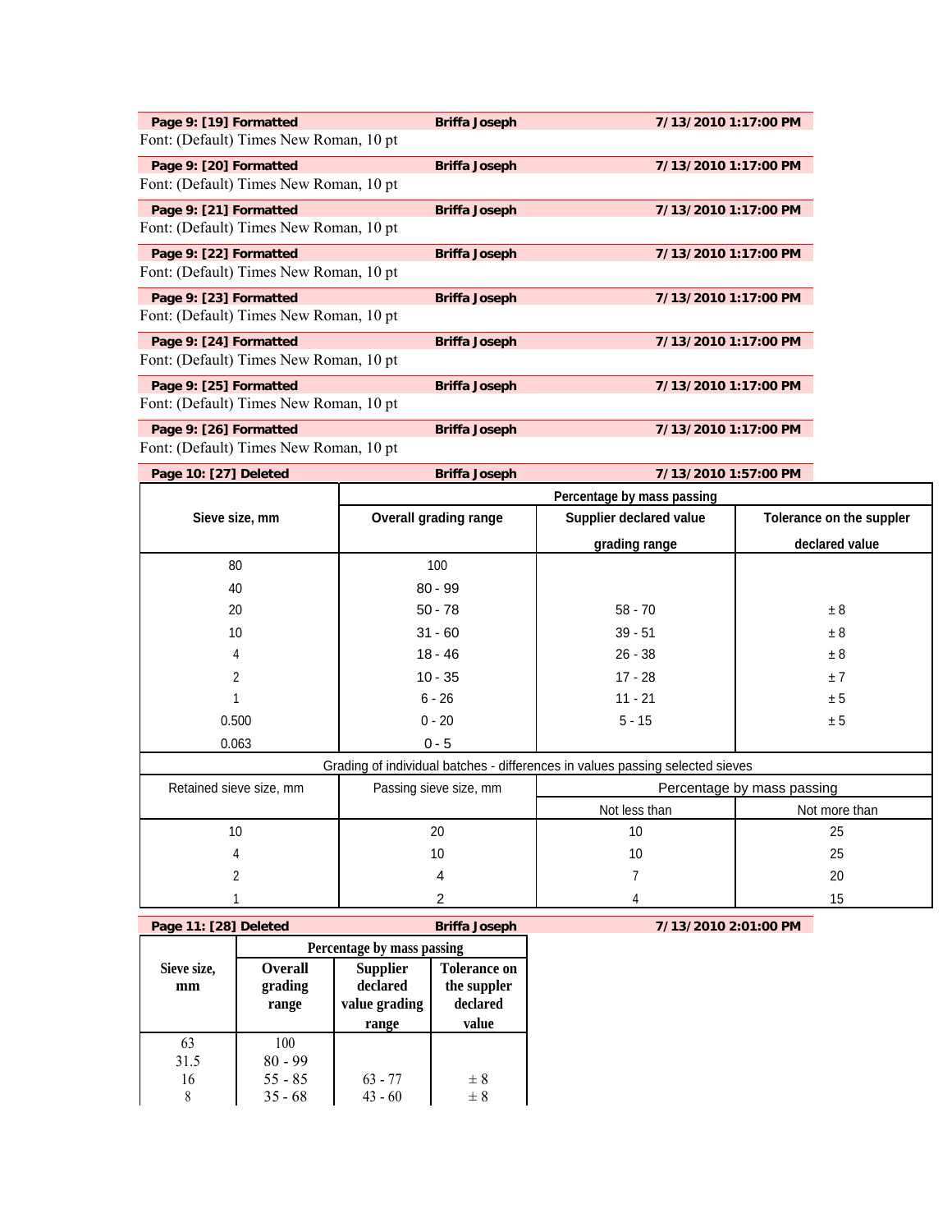| Page 9: [19] Formatted | Briffa Joseph | 7/13/2010 1:17:00 PM |
|---|---|---|

Font: (Default) Times New Roman, 10 pt

| Page 9: [20] Formatted | Briffa Joseph | 7/13/2010 1:17:00 PM |
|---|---|---|

Font: (Default) Times New Roman, 10 pt

| Page 9: [21] Formatted | Briffa Joseph | 7/13/2010 1:17:00 PM |
|---|---|---|

Font: (Default) Times New Roman, 10 pt

| Page 9: [22] Formatted | Briffa Joseph | 7/13/2010 1:17:00 PM |
|---|---|---|

Font: (Default) Times New Roman, 10 pt

| Page 9: [23] Formatted | Briffa Joseph | 7/13/2010 1:17:00 PM |
|---|---|---|

Font: (Default) Times New Roman, 10 pt

| Page 9: [24] Formatted | Briffa Joseph | 7/13/2010 1:17:00 PM |
|---|---|---|

Font: (Default) Times New Roman, 10 pt

| Page 9: [25] Formatted | Briffa Joseph | 7/13/2010 1:17:00 PM |
|---|---|---|

Font: (Default) Times New Roman, 10 pt

| Page 9: [26] Formatted | Briffa Joseph | 7/13/2010 1:17:00 PM |
|---|---|---|

Font: (Default) Times New Roman, 10 pt

| Page 10: [27] Deleted | Briffa Joseph | 7/13/2010 1:57:00 PM |
|---|---|---|

| Sieve size, mm | Percentage by mass passing | | |
|---|---|---|---|
| | **Overall grading range** | **Supplier declared value grading range** | **Tolerance on the suppler declared value** |
| 80 | 100 | | |
| 40 | 80 - 99 | | |
| 20 | 50 - 78 | 58 - 70 | ± 8 |
| 10 | 31 - 60 | 39 - 51 | ± 8 |
| 4 | 18 - 46 | 26 - 38 | ± 8 |
| 2 | 10 - 35 | 17 - 28 | ± 7 |
| 1 | 6 - 26 | 11 - 21 | ± 5 |
| 0.500 | 0 - 20 | 5 - 15 | ± 5 |
| 0.063 | 0 - 5 | | |
| Grading of individual batches - differences in values passing selected sieves | | | |
| Retained sieve size, mm | Passing sieve size, mm | Percentage by mass passing | |
| | | Not less than | Not more than |
| 10 | 20 | 10 | 25 |
| 4 | 10 | 10 | 25 |
| 2 | 4 | 7 | 20 |
| 1 | 2 | 4 | 15 |

| Page 11: [28] Deleted | Briffa Joseph | 7/13/2010 2:01:00 PM |
|---|---|---|

| Sieve size, mm | Percentage by mass passing | | |
|---|---|---|---|
| | **Overall grading range** | **Supplier declared value grading range** | **Tolerance on the suppler declared value** |
| 63 | 100 | | |
| 31.5 | 80 - 99 | | |
| 16 | 55 - 85 | 63 - 77 | ± 8 |
| 8 | 35 - 68 | 43 - 60 | ± 8 |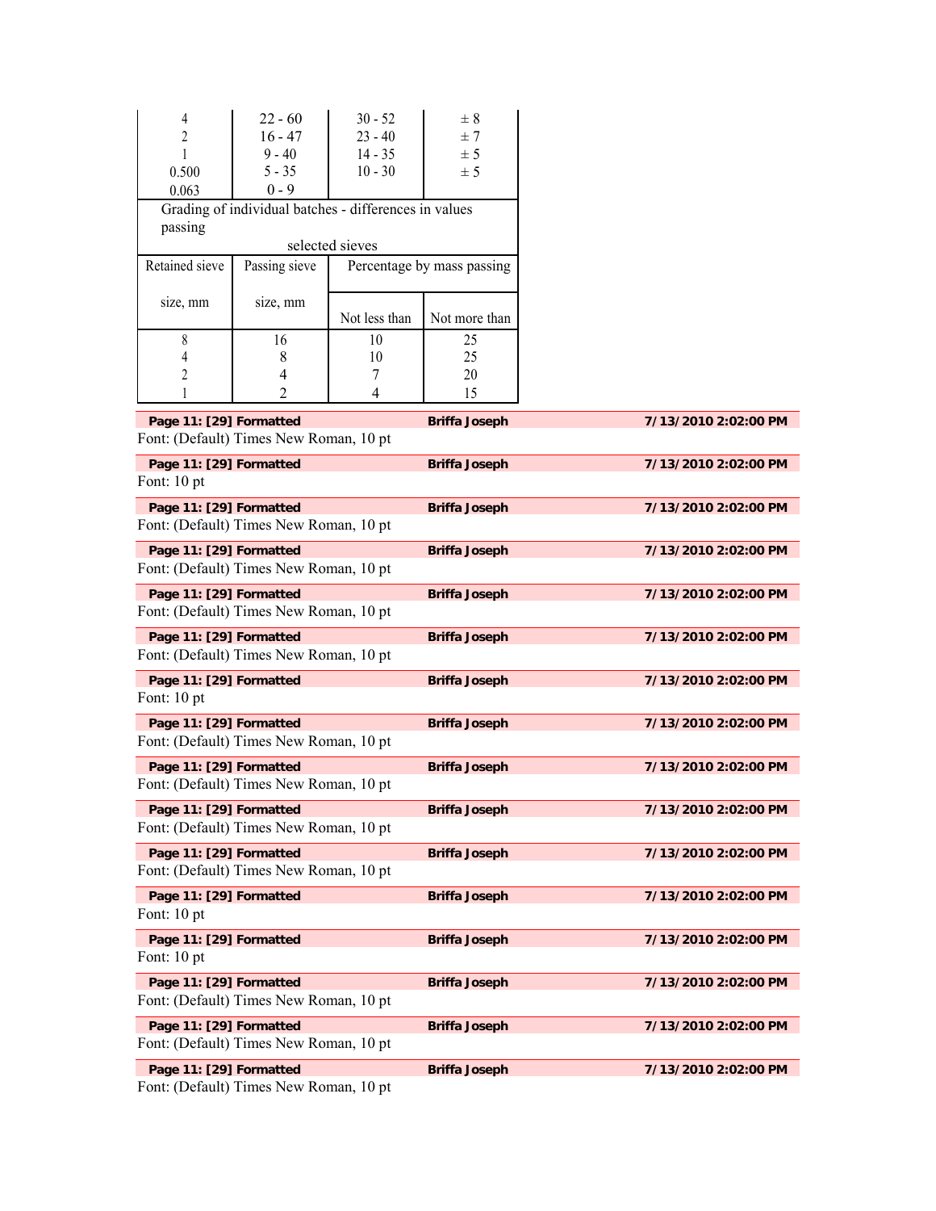| 4 | 22 - 60 | 30 - 52 | ± 8 |
|---|---|---|---|
| 2 | 16 - 47 | 23 - 40 | ± 7 |
| 1 | 9 - 40 | 14 - 35 | ± 5 |
| 0.500 | 5 - 35 | 10 - 30 | ± 5 |
| 0.063 | 0 - 9 | | |

Grading of individual batches - differences in values passing selected sieves

| Retained sieve size, mm | Passing sieve size, mm | Percentage by mass passing | |
|---|---|---|---|
| | | Not less than | Not more than |
| 8 | 16 | 10 | 25 |
| 4 | 8 | 10 | 25 |
| 2 | 4 | 7 | 20 |
| 1 | 2 | 4 | 15 |

**Page 11: [29] Formatted** **Briffa Joseph** **7/13/2010 2:02:00 PM**
Font: (Default) Times New Roman, 10 pt

**Page 11: [29] Formatted** **Briffa Joseph** **7/13/2010 2:02:00 PM**
Font: 10 pt

**Page 11: [29] Formatted** **Briffa Joseph** **7/13/2010 2:02:00 PM**
Font: (Default) Times New Roman, 10 pt

**Page 11: [29] Formatted** **Briffa Joseph** **7/13/2010 2:02:00 PM**
Font: (Default) Times New Roman, 10 pt

**Page 11: [29] Formatted** **Briffa Joseph** **7/13/2010 2:02:00 PM**
Font: (Default) Times New Roman, 10 pt

**Page 11: [29] Formatted** **Briffa Joseph** **7/13/2010 2:02:00 PM**
Font: (Default) Times New Roman, 10 pt

**Page 11: [29] Formatted** **Briffa Joseph** **7/13/2010 2:02:00 PM**
Font: 10 pt

**Page 11: [29] Formatted** **Briffa Joseph** **7/13/2010 2:02:00 PM**
Font: (Default) Times New Roman, 10 pt

**Page 11: [29] Formatted** **Briffa Joseph** **7/13/2010 2:02:00 PM**
Font: (Default) Times New Roman, 10 pt

**Page 11: [29] Formatted** **Briffa Joseph** **7/13/2010 2:02:00 PM**
Font: (Default) Times New Roman, 10 pt

**Page 11: [29] Formatted** **Briffa Joseph** **7/13/2010 2:02:00 PM**
Font: (Default) Times New Roman, 10 pt

**Page 11: [29] Formatted** **Briffa Joseph** **7/13/2010 2:02:00 PM**
Font: 10 pt

**Page 11: [29] Formatted** **Briffa Joseph** **7/13/2010 2:02:00 PM**
Font: 10 pt

**Page 11: [29] Formatted** **Briffa Joseph** **7/13/2010 2:02:00 PM**
Font: (Default) Times New Roman, 10 pt

**Page 11: [29] Formatted** **Briffa Joseph** **7/13/2010 2:02:00 PM**
Font: (Default) Times New Roman, 10 pt

**Page 11: [29] Formatted** **Briffa Joseph** **7/13/2010 2:02:00 PM**
Font: (Default) Times New Roman, 10 pt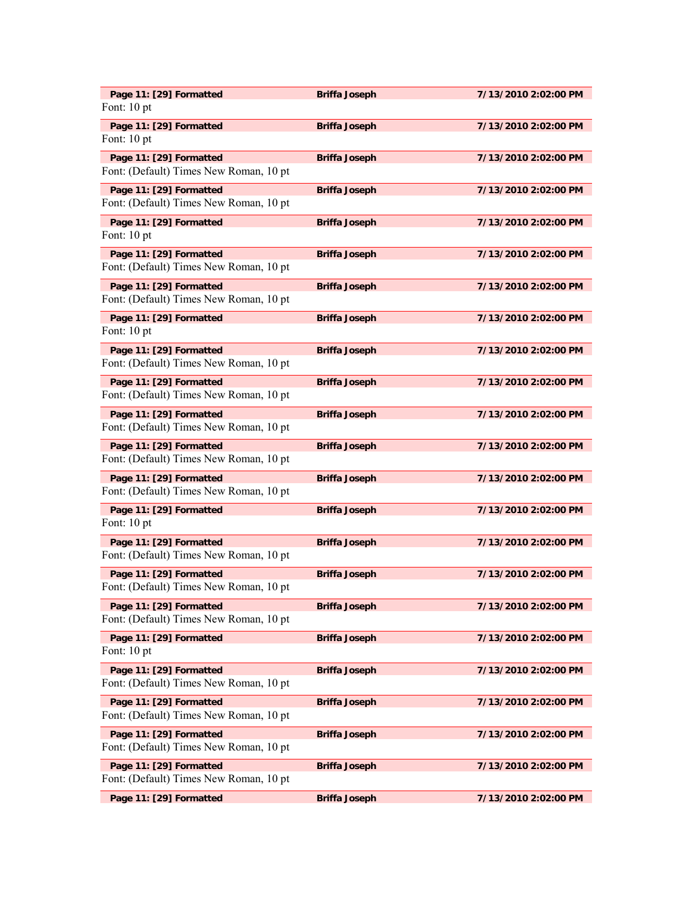**Page 11: [29] Formatted** **Briffa Joseph** **7/13/2010 2:02:00 PM**

Font: 10 pt

**Page 11: [29] Formatted** **Briffa Joseph** **7/13/2010 2:02:00 PM**

Font: 10 pt

**Page 11: [29] Formatted** **Briffa Joseph** **7/13/2010 2:02:00 PM**

Font: (Default) Times New Roman, 10 pt

**Page 11: [29] Formatted** **Briffa Joseph** **7/13/2010 2:02:00 PM**

Font: (Default) Times New Roman, 10 pt

**Page 11: [29] Formatted** **Briffa Joseph** **7/13/2010 2:02:00 PM**

Font: 10 pt

**Page 11: [29] Formatted** **Briffa Joseph** **7/13/2010 2:02:00 PM**

Font: (Default) Times New Roman, 10 pt

**Page 11: [29] Formatted** **Briffa Joseph** **7/13/2010 2:02:00 PM**

Font: (Default) Times New Roman, 10 pt

**Page 11: [29] Formatted** **Briffa Joseph** **7/13/2010 2:02:00 PM**

Font: 10 pt

**Page 11: [29] Formatted** **Briffa Joseph** **7/13/2010 2:02:00 PM**

Font: (Default) Times New Roman, 10 pt

**Page 11: [29] Formatted** **Briffa Joseph** **7/13/2010 2:02:00 PM**

Font: (Default) Times New Roman, 10 pt

**Page 11: [29] Formatted** **Briffa Joseph** **7/13/2010 2:02:00 PM**

Font: (Default) Times New Roman, 10 pt

**Page 11: [29] Formatted** **Briffa Joseph** **7/13/2010 2:02:00 PM**

Font: (Default) Times New Roman, 10 pt

**Page 11: [29] Formatted** **Briffa Joseph** **7/13/2010 2:02:00 PM**

Font: (Default) Times New Roman, 10 pt

**Page 11: [29] Formatted** **Briffa Joseph** **7/13/2010 2:02:00 PM**

Font: 10 pt

**Page 11: [29] Formatted** **Briffa Joseph** **7/13/2010 2:02:00 PM**

Font: (Default) Times New Roman, 10 pt

**Page 11: [29] Formatted** **Briffa Joseph** **7/13/2010 2:02:00 PM**

Font: (Default) Times New Roman, 10 pt

**Page 11: [29] Formatted** **Briffa Joseph** **7/13/2010 2:02:00 PM**

Font: (Default) Times New Roman, 10 pt

**Page 11: [29] Formatted** **Briffa Joseph** **7/13/2010 2:02:00 PM**

Font: 10 pt

**Page 11: [29] Formatted** **Briffa Joseph** **7/13/2010 2:02:00 PM**

Font: (Default) Times New Roman, 10 pt

**Page 11: [29] Formatted** **Briffa Joseph** **7/13/2010 2:02:00 PM**

Font: (Default) Times New Roman, 10 pt

**Page 11: [29] Formatted** **Briffa Joseph** **7/13/2010 2:02:00 PM**

Font: (Default) Times New Roman, 10 pt

**Page 11: [29] Formatted** **Briffa Joseph** **7/13/2010 2:02:00 PM**

Font: (Default) Times New Roman, 10 pt

**Page 11: [29] Formatted** **Briffa Joseph** **7/13/2010 2:02:00 PM**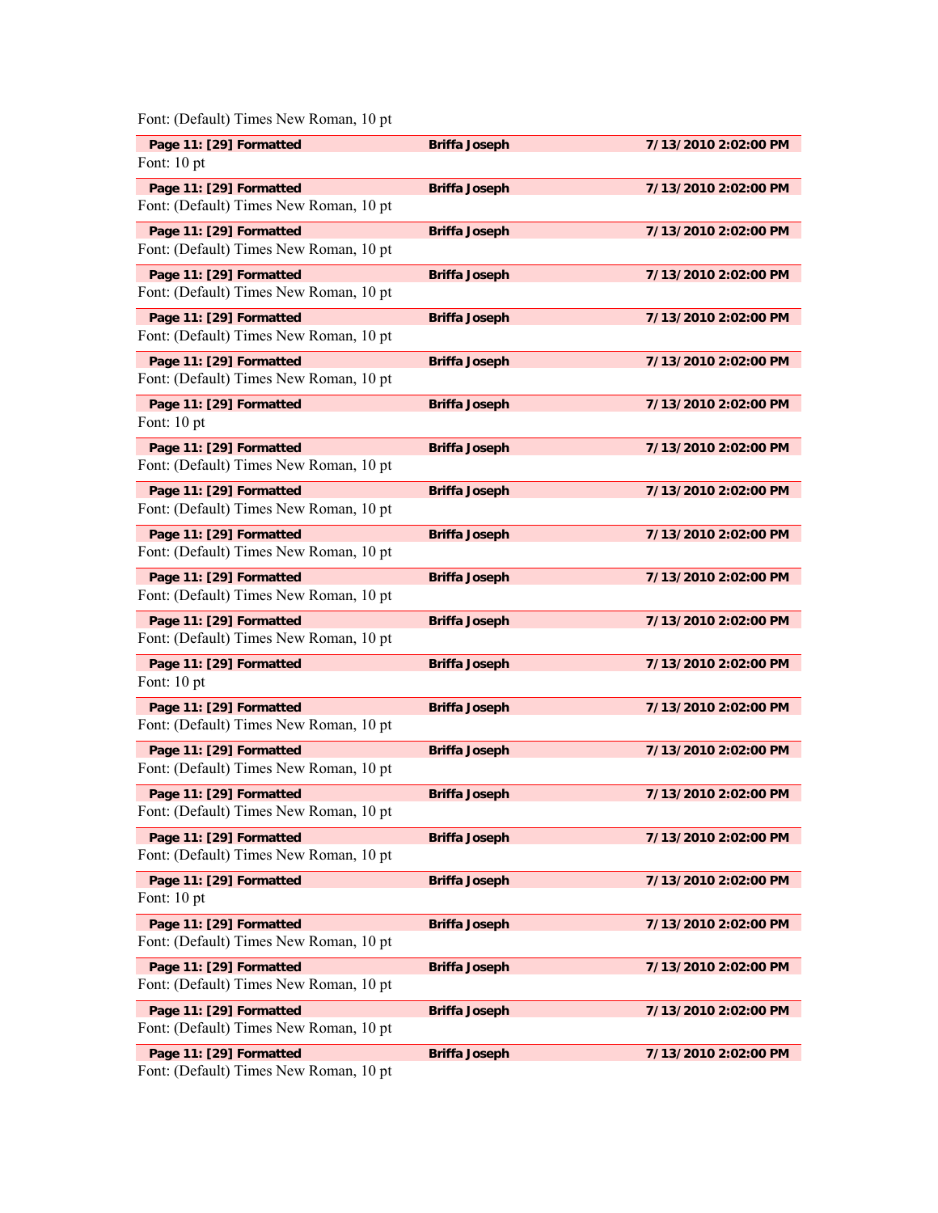Font: (Default) Times New Roman, 10 pt

**Page 11: [29] Formatted** **Briffa Joseph** **7/13/2010 2:02:00 PM**
Font: 10 pt

**Page 11: [29] Formatted** **Briffa Joseph** **7/13/2010 2:02:00 PM**
Font: (Default) Times New Roman, 10 pt

**Page 11: [29] Formatted** **Briffa Joseph** **7/13/2010 2:02:00 PM**
Font: (Default) Times New Roman, 10 pt

**Page 11: [29] Formatted** **Briffa Joseph** **7/13/2010 2:02:00 PM**
Font: (Default) Times New Roman, 10 pt

**Page 11: [29] Formatted** **Briffa Joseph** **7/13/2010 2:02:00 PM**
Font: (Default) Times New Roman, 10 pt

**Page 11: [29] Formatted** **Briffa Joseph** **7/13/2010 2:02:00 PM**
Font: (Default) Times New Roman, 10 pt

**Page 11: [29] Formatted** **Briffa Joseph** **7/13/2010 2:02:00 PM**
Font: 10 pt

**Page 11: [29] Formatted** **Briffa Joseph** **7/13/2010 2:02:00 PM**
Font: (Default) Times New Roman, 10 pt

**Page 11: [29] Formatted** **Briffa Joseph** **7/13/2010 2:02:00 PM**
Font: (Default) Times New Roman, 10 pt

**Page 11: [29] Formatted** **Briffa Joseph** **7/13/2010 2:02:00 PM**
Font: (Default) Times New Roman, 10 pt

**Page 11: [29] Formatted** **Briffa Joseph** **7/13/2010 2:02:00 PM**
Font: (Default) Times New Roman, 10 pt

**Page 11: [29] Formatted** **Briffa Joseph** **7/13/2010 2:02:00 PM**
Font: (Default) Times New Roman, 10 pt

**Page 11: [29] Formatted** **Briffa Joseph** **7/13/2010 2:02:00 PM**
Font: 10 pt

**Page 11: [29] Formatted** **Briffa Joseph** **7/13/2010 2:02:00 PM**
Font: (Default) Times New Roman, 10 pt

**Page 11: [29] Formatted** **Briffa Joseph** **7/13/2010 2:02:00 PM**
Font: (Default) Times New Roman, 10 pt

**Page 11: [29] Formatted** **Briffa Joseph** **7/13/2010 2:02:00 PM**
Font: (Default) Times New Roman, 10 pt

**Page 11: [29] Formatted** **Briffa Joseph** **7/13/2010 2:02:00 PM**
Font: (Default) Times New Roman, 10 pt

**Page 11: [29] Formatted** **Briffa Joseph** **7/13/2010 2:02:00 PM**
Font: 10 pt

**Page 11: [29] Formatted** **Briffa Joseph** **7/13/2010 2:02:00 PM**
Font: (Default) Times New Roman, 10 pt

**Page 11: [29] Formatted** **Briffa Joseph** **7/13/2010 2:02:00 PM**
Font: (Default) Times New Roman, 10 pt

**Page 11: [29] Formatted** **Briffa Joseph** **7/13/2010 2:02:00 PM**
Font: (Default) Times New Roman, 10 pt

**Page 11: [29] Formatted** **Briffa Joseph** **7/13/2010 2:02:00 PM**
Font: (Default) Times New Roman, 10 pt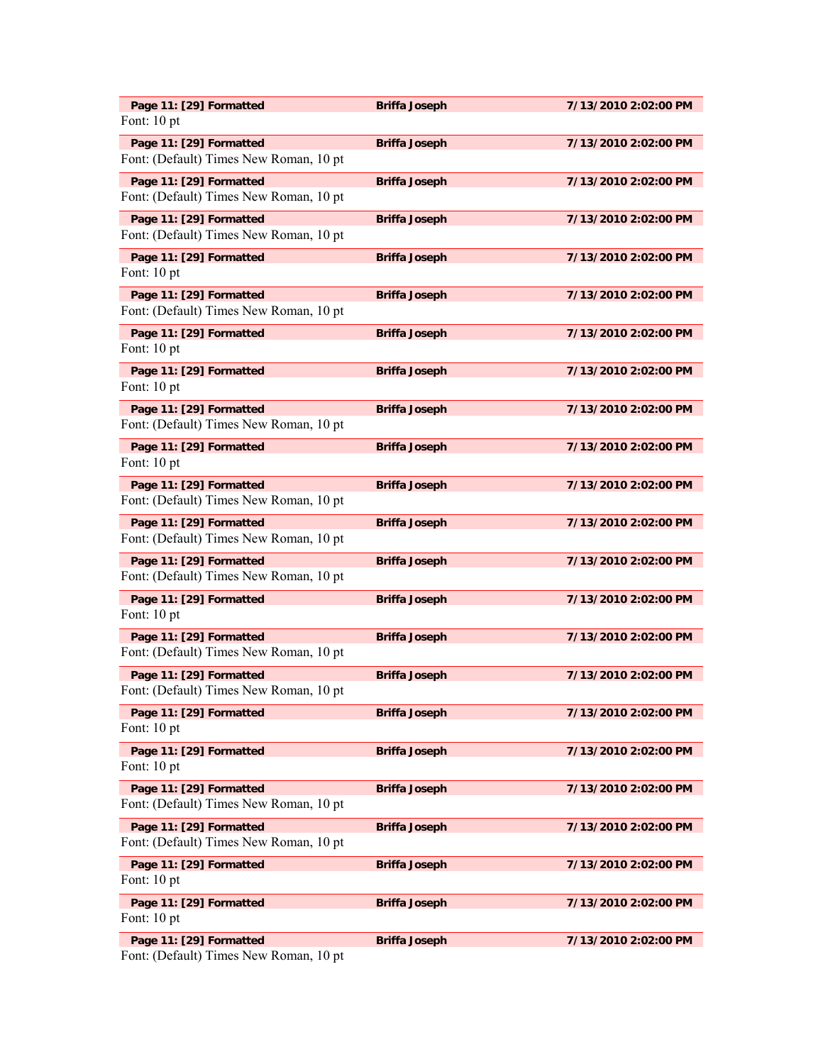**Page 11: [29] Formatted** **Briffa Joseph** **7/13/2010 2:02:00 PM**

Font: 10 pt

**Page 11: [29] Formatted** **Briffa Joseph** **7/13/2010 2:02:00 PM**

Font: (Default) Times New Roman, 10 pt

**Page 11: [29] Formatted** **Briffa Joseph** **7/13/2010 2:02:00 PM**

Font: (Default) Times New Roman, 10 pt

**Page 11: [29] Formatted** **Briffa Joseph** **7/13/2010 2:02:00 PM**

Font: (Default) Times New Roman, 10 pt

**Page 11: [29] Formatted** **Briffa Joseph** **7/13/2010 2:02:00 PM**

Font: 10 pt

**Page 11: [29] Formatted** **Briffa Joseph** **7/13/2010 2:02:00 PM**

Font: (Default) Times New Roman, 10 pt

**Page 11: [29] Formatted** **Briffa Joseph** **7/13/2010 2:02:00 PM**

Font: 10 pt

**Page 11: [29] Formatted** **Briffa Joseph** **7/13/2010 2:02:00 PM**

Font: 10 pt

**Page 11: [29] Formatted** **Briffa Joseph** **7/13/2010 2:02:00 PM**

Font: (Default) Times New Roman, 10 pt

**Page 11: [29] Formatted** **Briffa Joseph** **7/13/2010 2:02:00 PM**

Font: 10 pt

**Page 11: [29] Formatted** **Briffa Joseph** **7/13/2010 2:02:00 PM**

Font: (Default) Times New Roman, 10 pt

**Page 11: [29] Formatted** **Briffa Joseph** **7/13/2010 2:02:00 PM**

Font: (Default) Times New Roman, 10 pt

**Page 11: [29] Formatted** **Briffa Joseph** **7/13/2010 2:02:00 PM**

Font: (Default) Times New Roman, 10 pt

**Page 11: [29] Formatted** **Briffa Joseph** **7/13/2010 2:02:00 PM**

Font: 10 pt

**Page 11: [29] Formatted** **Briffa Joseph** **7/13/2010 2:02:00 PM**

Font: (Default) Times New Roman, 10 pt

**Page 11: [29] Formatted** **Briffa Joseph** **7/13/2010 2:02:00 PM**

Font: (Default) Times New Roman, 10 pt

**Page 11: [29] Formatted** **Briffa Joseph** **7/13/2010 2:02:00 PM**

Font: 10 pt

**Page 11: [29] Formatted** **Briffa Joseph** **7/13/2010 2:02:00 PM**

Font: 10 pt

**Page 11: [29] Formatted** **Briffa Joseph** **7/13/2010 2:02:00 PM**

Font: (Default) Times New Roman, 10 pt

**Page 11: [29] Formatted** **Briffa Joseph** **7/13/2010 2:02:00 PM**

Font: (Default) Times New Roman, 10 pt

**Page 11: [29] Formatted** **Briffa Joseph** **7/13/2010 2:02:00 PM**

Font: 10 pt

**Page 11: [29] Formatted** **Briffa Joseph** **7/13/2010 2:02:00 PM**

Font: 10 pt

**Page 11: [29] Formatted** **Briffa Joseph** **7/13/2010 2:02:00 PM**

Font: (Default) Times New Roman, 10 pt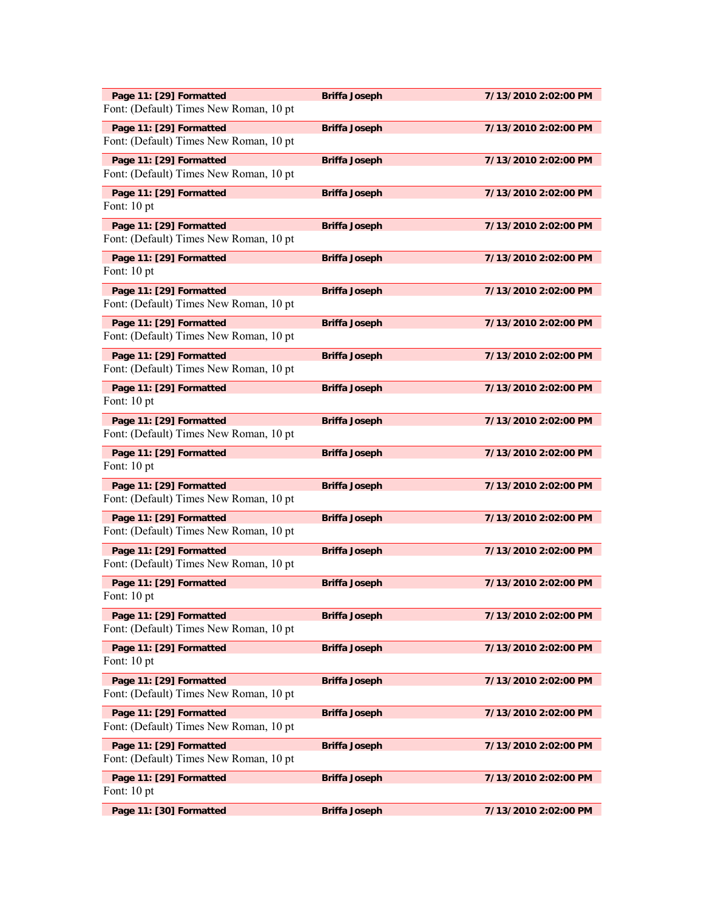| Page 11: [29] Formatted | Briffa Joseph | 7/13/2010 2:02:00 PM |
|---|---|---|

Font: (Default) Times New Roman, 10 pt

| Page 11: [29] Formatted | Briffa Joseph | 7/13/2010 2:02:00 PM |
|---|---|---|

Font: (Default) Times New Roman, 10 pt

| Page 11: [29] Formatted | Briffa Joseph | 7/13/2010 2:02:00 PM |
|---|---|---|

Font: (Default) Times New Roman, 10 pt

| Page 11: [29] Formatted | Briffa Joseph | 7/13/2010 2:02:00 PM |
|---|---|---|

Font: 10 pt

| Page 11: [29] Formatted | Briffa Joseph | 7/13/2010 2:02:00 PM |
|---|---|---|

Font: (Default) Times New Roman, 10 pt

| Page 11: [29] Formatted | Briffa Joseph | 7/13/2010 2:02:00 PM |
|---|---|---|

Font: 10 pt

| Page 11: [29] Formatted | Briffa Joseph | 7/13/2010 2:02:00 PM |
|---|---|---|

Font: (Default) Times New Roman, 10 pt

| Page 11: [29] Formatted | Briffa Joseph | 7/13/2010 2:02:00 PM |
|---|---|---|

Font: (Default) Times New Roman, 10 pt

| Page 11: [29] Formatted | Briffa Joseph | 7/13/2010 2:02:00 PM |
|---|---|---|

Font: (Default) Times New Roman, 10 pt

| Page 11: [29] Formatted | Briffa Joseph | 7/13/2010 2:02:00 PM |
|---|---|---|

Font: 10 pt

| Page 11: [29] Formatted | Briffa Joseph | 7/13/2010 2:02:00 PM |
|---|---|---|

Font: (Default) Times New Roman, 10 pt

| Page 11: [29] Formatted | Briffa Joseph | 7/13/2010 2:02:00 PM |
|---|---|---|

Font: 10 pt

| Page 11: [29] Formatted | Briffa Joseph | 7/13/2010 2:02:00 PM |
|---|---|---|

Font: (Default) Times New Roman, 10 pt

| Page 11: [29] Formatted | Briffa Joseph | 7/13/2010 2:02:00 PM |
|---|---|---|

Font: (Default) Times New Roman, 10 pt

| Page 11: [29] Formatted | Briffa Joseph | 7/13/2010 2:02:00 PM |
|---|---|---|

Font: (Default) Times New Roman, 10 pt

| Page 11: [29] Formatted | Briffa Joseph | 7/13/2010 2:02:00 PM |
|---|---|---|

Font: 10 pt

| Page 11: [29] Formatted | Briffa Joseph | 7/13/2010 2:02:00 PM |
|---|---|---|

Font: (Default) Times New Roman, 10 pt

| Page 11: [29] Formatted | Briffa Joseph | 7/13/2010 2:02:00 PM |
|---|---|---|

Font: 10 pt

| Page 11: [29] Formatted | Briffa Joseph | 7/13/2010 2:02:00 PM |
|---|---|---|

Font: (Default) Times New Roman, 10 pt

| Page 11: [29] Formatted | Briffa Joseph | 7/13/2010 2:02:00 PM |
|---|---|---|

Font: (Default) Times New Roman, 10 pt

| Page 11: [29] Formatted | Briffa Joseph | 7/13/2010 2:02:00 PM |
|---|---|---|

Font: (Default) Times New Roman, 10 pt

| Page 11: [29] Formatted | Briffa Joseph | 7/13/2010 2:02:00 PM |
|---|---|---|

Font: 10 pt

| Page 11: [30] Formatted | Briffa Joseph | 7/13/2010 2:02:00 PM |
|---|---|---|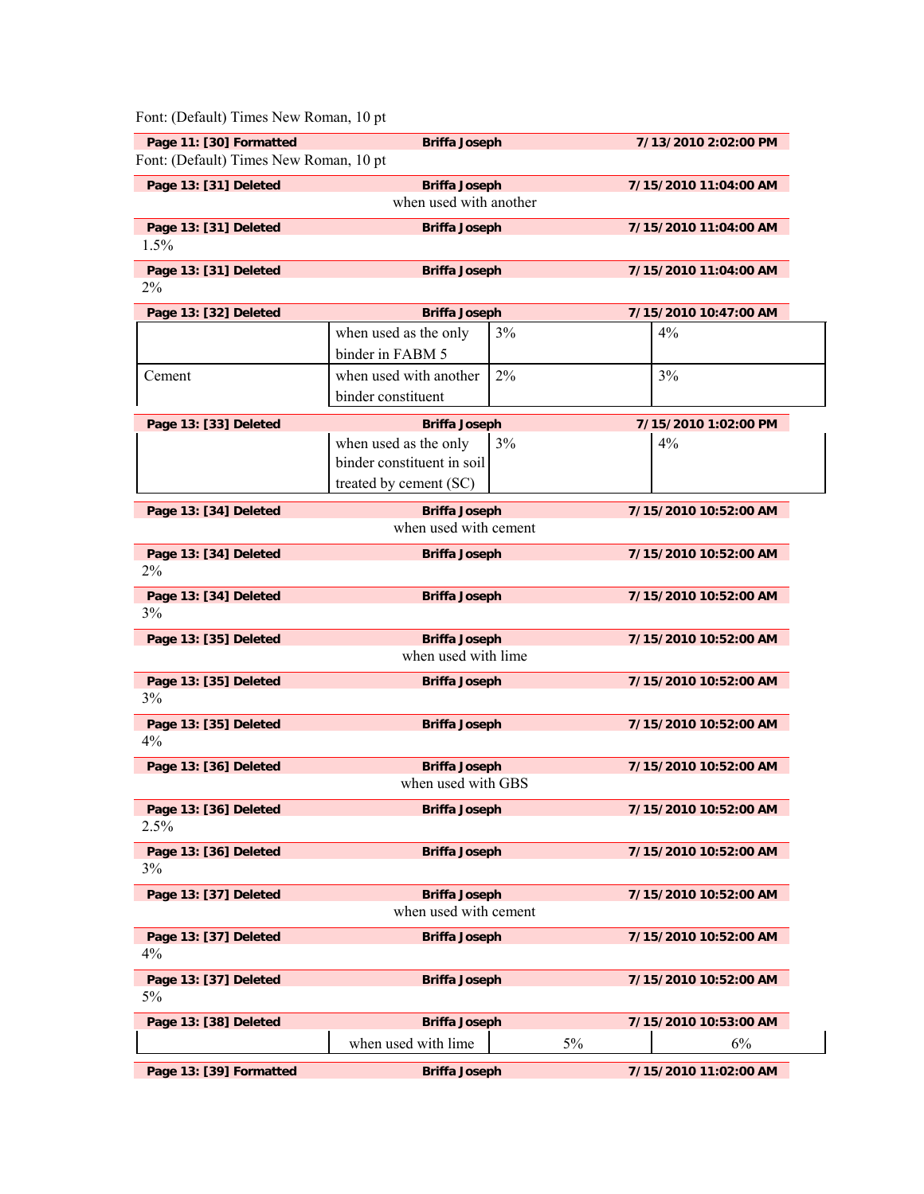Font: (Default) Times New Roman, 10 pt

| Page 11: [30] Formatted | Briffa Joseph | 7/13/2010 2:02:00 PM |
|---|---|---|

Font: (Default) Times New Roman, 10 pt

| Page 13: [31] Deleted | Briffa Joseph | 7/15/2010 11:04:00 AM |
|---|---|---|

when used with another

| Page 13: [31] Deleted | Briffa Joseph | 7/15/2010 11:04:00 AM |
|---|---|---|

1.5%

| Page 13: [31] Deleted | Briffa Joseph | 7/15/2010 11:04:00 AM |
|---|---|---|

2%

| Page 13: [32] Deleted | Briffa Joseph | 7/15/2010 10:47:00 AM |
|---|---|---|

| | | | |
|---|---|---|---|
| | when used as the only binder in FABM 5 | 3% | 4% |
| Cement | when used with another binder constituent | 2% | 3% |

| Page 13: [33] Deleted | Briffa Joseph | 7/15/2010 1:02:00 PM |
|---|---|---|

| | | | |
|---|---|---|---|
| | when used as the only binder constituent in soil treated by cement (SC) | 3% | 4% |

| Page 13: [34] Deleted | Briffa Joseph | 7/15/2010 10:52:00 AM |
|---|---|---|

when used with cement

| Page 13: [34] Deleted | Briffa Joseph | 7/15/2010 10:52:00 AM |
|---|---|---|

2%

| Page 13: [34] Deleted | Briffa Joseph | 7/15/2010 10:52:00 AM |
|---|---|---|

3%

| Page 13: [35] Deleted | Briffa Joseph | 7/15/2010 10:52:00 AM |
|---|---|---|

when used with lime

| Page 13: [35] Deleted | Briffa Joseph | 7/15/2010 10:52:00 AM |
|---|---|---|

3%

| Page 13: [35] Deleted | Briffa Joseph | 7/15/2010 10:52:00 AM |
|---|---|---|

4%

| Page 13: [36] Deleted | Briffa Joseph | 7/15/2010 10:52:00 AM |
|---|---|---|

when used with GBS

| Page 13: [36] Deleted | Briffa Joseph | 7/15/2010 10:52:00 AM |
|---|---|---|

2.5%

| Page 13: [36] Deleted | Briffa Joseph | 7/15/2010 10:52:00 AM |
|---|---|---|

3%

| Page 13: [37] Deleted | Briffa Joseph | 7/15/2010 10:52:00 AM |
|---|---|---|

when used with cement

| Page 13: [37] Deleted | Briffa Joseph | 7/15/2010 10:52:00 AM |
|---|---|---|

4%

| Page 13: [37] Deleted | Briffa Joseph | 7/15/2010 10:52:00 AM |
|---|---|---|

5%

| Page 13: [38] Deleted | Briffa Joseph | 7/15/2010 10:53:00 AM |
|---|---|---|

| | | | |
|---|---|---|---|
| | when used with lime | 5% | 6% |

| Page 13: [39] Formatted | Briffa Joseph | 7/15/2010 11:02:00 AM |
|---|---|---|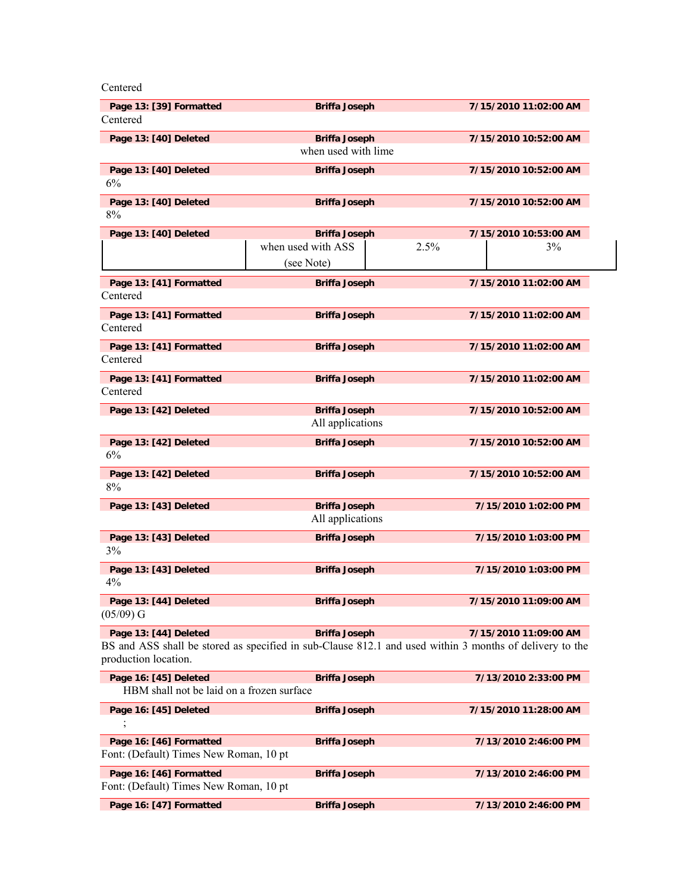Centered

**Page 13: [39] Formatted** **Briffa Joseph** **7/15/2010 11:02:00 AM**
Centered

**Page 13: [40] Deleted** **Briffa Joseph** **7/15/2010 10:52:00 AM**
when used with lime

**Page 13: [40] Deleted** **Briffa Joseph** **7/15/2010 10:52:00 AM**
6%

**Page 13: [40] Deleted** **Briffa Joseph** **7/15/2010 10:52:00 AM**
8%

**Page 13: [40] Deleted** **Briffa Joseph** **7/15/2010 10:53:00 AM**

| | when used with ASS (see Note) | 2.5% | 3% |
|---|---|---|---|

**Page 13: [41] Formatted** **Briffa Joseph** **7/15/2010 11:02:00 AM**
Centered

**Page 13: [41] Formatted** **Briffa Joseph** **7/15/2010 11:02:00 AM**
Centered

**Page 13: [41] Formatted** **Briffa Joseph** **7/15/2010 11:02:00 AM**
Centered

**Page 13: [41] Formatted** **Briffa Joseph** **7/15/2010 11:02:00 AM**
Centered

**Page 13: [42] Deleted** **Briffa Joseph** **7/15/2010 10:52:00 AM**
All applications

**Page 13: [42] Deleted** **Briffa Joseph** **7/15/2010 10:52:00 AM**
6%

**Page 13: [42] Deleted** **Briffa Joseph** **7/15/2010 10:52:00 AM**
8%

**Page 13: [43] Deleted** **Briffa Joseph** **7/15/2010 1:02:00 PM**
All applications

**Page 13: [43] Deleted** **Briffa Joseph** **7/15/2010 1:03:00 PM**
3%

**Page 13: [43] Deleted** **Briffa Joseph** **7/15/2010 1:03:00 PM**
4%

**Page 13: [44] Deleted** **Briffa Joseph** **7/15/2010 11:09:00 AM**
(05/09) G

**Page 13: [44] Deleted** **Briffa Joseph** **7/15/2010 11:09:00 AM**
BS and ASS shall be stored as specified in sub-Clause 812.1 and used within 3 months of delivery to the production location.

**Page 16: [45] Deleted** **Briffa Joseph** **7/13/2010 2:33:00 PM**
HBM shall not be laid on a frozen surface

**Page 16: [45] Deleted** **Briffa Joseph** **7/15/2010 11:28:00 AM**
;

**Page 16: [46] Formatted** **Briffa Joseph** **7/13/2010 2:46:00 PM**
Font: (Default) Times New Roman, 10 pt

**Page 16: [46] Formatted** **Briffa Joseph** **7/13/2010 2:46:00 PM**
Font: (Default) Times New Roman, 10 pt

**Page 16: [47] Formatted** **Briffa Joseph** **7/13/2010 2:46:00 PM**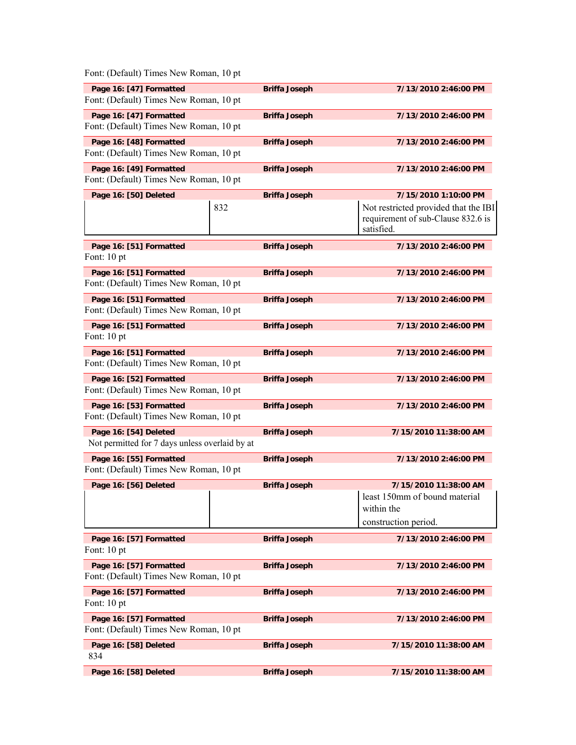Font: (Default) Times New Roman, 10 pt

| Page 16: [47] Formatted | Briffa Joseph | 7/13/2010 2:46:00 PM |
|---|---|---|

Font: (Default) Times New Roman, 10 pt

| Page 16: [47] Formatted | Briffa Joseph | 7/13/2010 2:46:00 PM |
|---|---|---|

Font: (Default) Times New Roman, 10 pt

| Page 16: [48] Formatted | Briffa Joseph | 7/13/2010 2:46:00 PM |
|---|---|---|

Font: (Default) Times New Roman, 10 pt

| Page 16: [49] Formatted | Briffa Joseph | 7/13/2010 2:46:00 PM |
|---|---|---|

Font: (Default) Times New Roman, 10 pt

| Page 16: [50] Deleted | Briffa Joseph | 7/15/2010 1:10:00 PM |
|---|---|---|

| | | |
|---|---|---|
| | 832 | Not restricted provided that the IBI requirement of sub-Clause 832.6 is satisfied. |

| Page 16: [51] Formatted | Briffa Joseph | 7/13/2010 2:46:00 PM |
|---|---|---|

Font: 10 pt

| Page 16: [51] Formatted | Briffa Joseph | 7/13/2010 2:46:00 PM |
|---|---|---|

Font: (Default) Times New Roman, 10 pt

| Page 16: [51] Formatted | Briffa Joseph | 7/13/2010 2:46:00 PM |
|---|---|---|

Font: (Default) Times New Roman, 10 pt

| Page 16: [51] Formatted | Briffa Joseph | 7/13/2010 2:46:00 PM |
|---|---|---|

Font: 10 pt

| Page 16: [51] Formatted | Briffa Joseph | 7/13/2010 2:46:00 PM |
|---|---|---|

Font: (Default) Times New Roman, 10 pt

| Page 16: [52] Formatted | Briffa Joseph | 7/13/2010 2:46:00 PM |
|---|---|---|

Font: (Default) Times New Roman, 10 pt

| Page 16: [53] Formatted | Briffa Joseph | 7/13/2010 2:46:00 PM |
|---|---|---|

Font: (Default) Times New Roman, 10 pt

| Page 16: [54] Deleted | Briffa Joseph | 7/15/2010 11:38:00 AM |
|---|---|---|

Not permitted for 7 days unless overlaid by at

| Page 16: [55] Formatted | Briffa Joseph | 7/13/2010 2:46:00 PM |
|---|---|---|

Font: (Default) Times New Roman, 10 pt

| Page 16: [56] Deleted | Briffa Joseph | 7/15/2010 11:38:00 AM |
|---|---|---|

| | | |
|---|---|---|
| | | least 150mm of bound material within the construction period. |

| Page 16: [57] Formatted | Briffa Joseph | 7/13/2010 2:46:00 PM |
|---|---|---|

Font: 10 pt

| Page 16: [57] Formatted | Briffa Joseph | 7/13/2010 2:46:00 PM |
|---|---|---|

Font: (Default) Times New Roman, 10 pt

| Page 16: [57] Formatted | Briffa Joseph | 7/13/2010 2:46:00 PM |
|---|---|---|

Font: 10 pt

| Page 16: [57] Formatted | Briffa Joseph | 7/13/2010 2:46:00 PM |
|---|---|---|

Font: (Default) Times New Roman, 10 pt

| Page 16: [58] Deleted | Briffa Joseph | 7/15/2010 11:38:00 AM |
|---|---|---|

834

| Page 16: [58] Deleted | Briffa Joseph | 7/15/2010 11:38:00 AM |
|---|---|---|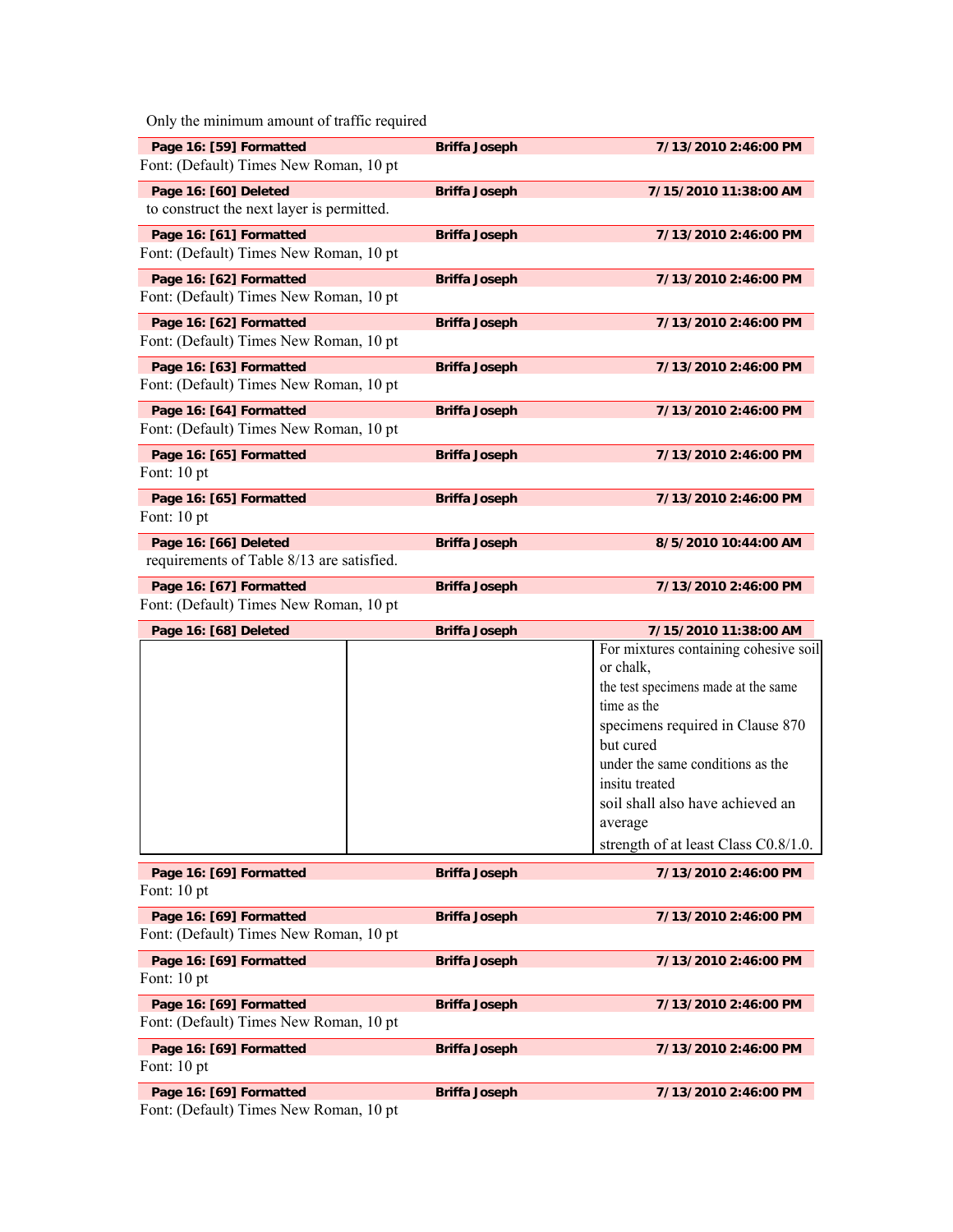Only the minimum amount of traffic required

| Page 16: [59] Formatted | Briffa Joseph | 7/13/2010 2:46:00 PM |
|---|---|---|

Font: (Default) Times New Roman, 10 pt

| Page 16: [60] Deleted | Briffa Joseph | 7/15/2010 11:38:00 AM |
|---|---|---|

to construct the next layer is permitted.

| Page 16: [61] Formatted | Briffa Joseph | 7/13/2010 2:46:00 PM |
|---|---|---|

Font: (Default) Times New Roman, 10 pt

| Page 16: [62] Formatted | Briffa Joseph | 7/13/2010 2:46:00 PM |
|---|---|---|

Font: (Default) Times New Roman, 10 pt

| Page 16: [62] Formatted | Briffa Joseph | 7/13/2010 2:46:00 PM |
|---|---|---|

Font: (Default) Times New Roman, 10 pt

| Page 16: [63] Formatted | Briffa Joseph | 7/13/2010 2:46:00 PM |
|---|---|---|

Font: (Default) Times New Roman, 10 pt

| Page 16: [64] Formatted | Briffa Joseph | 7/13/2010 2:46:00 PM |
|---|---|---|

Font: (Default) Times New Roman, 10 pt

| Page 16: [65] Formatted | Briffa Joseph | 7/13/2010 2:46:00 PM |
|---|---|---|

Font: 10 pt

| Page 16: [65] Formatted | Briffa Joseph | 7/13/2010 2:46:00 PM |
|---|---|---|

Font: 10 pt

| Page 16: [66] Deleted | Briffa Joseph | 8/5/2010 10:44:00 AM |
|---|---|---|

requirements of Table 8/13 are satisfied.

| Page 16: [67] Formatted | Briffa Joseph | 7/13/2010 2:46:00 PM |
|---|---|---|

Font: (Default) Times New Roman, 10 pt

| Page 16: [68] Deleted | Briffa Joseph | 7/15/2010 11:38:00 AM |
|---|---|---|
| | | For mixtures containing cohesive soil or chalk, the test specimens made at the same time as the specimens required in Clause 870 but cured under the same conditions as the insitu treated soil shall also have achieved an average strength of at least Class C0.8/1.0. |

| Page 16: [69] Formatted | Briffa Joseph | 7/13/2010 2:46:00 PM |
|---|---|---|

Font: 10 pt

| Page 16: [69] Formatted | Briffa Joseph | 7/13/2010 2:46:00 PM |
|---|---|---|

Font: (Default) Times New Roman, 10 pt

| Page 16: [69] Formatted | Briffa Joseph | 7/13/2010 2:46:00 PM |
|---|---|---|

Font: 10 pt

| Page 16: [69] Formatted | Briffa Joseph | 7/13/2010 2:46:00 PM |
|---|---|---|

Font: (Default) Times New Roman, 10 pt

| Page 16: [69] Formatted | Briffa Joseph | 7/13/2010 2:46:00 PM |
|---|---|---|

Font: 10 pt

| Page 16: [69] Formatted | Briffa Joseph | 7/13/2010 2:46:00 PM |
|---|---|---|

Font: (Default) Times New Roman, 10 pt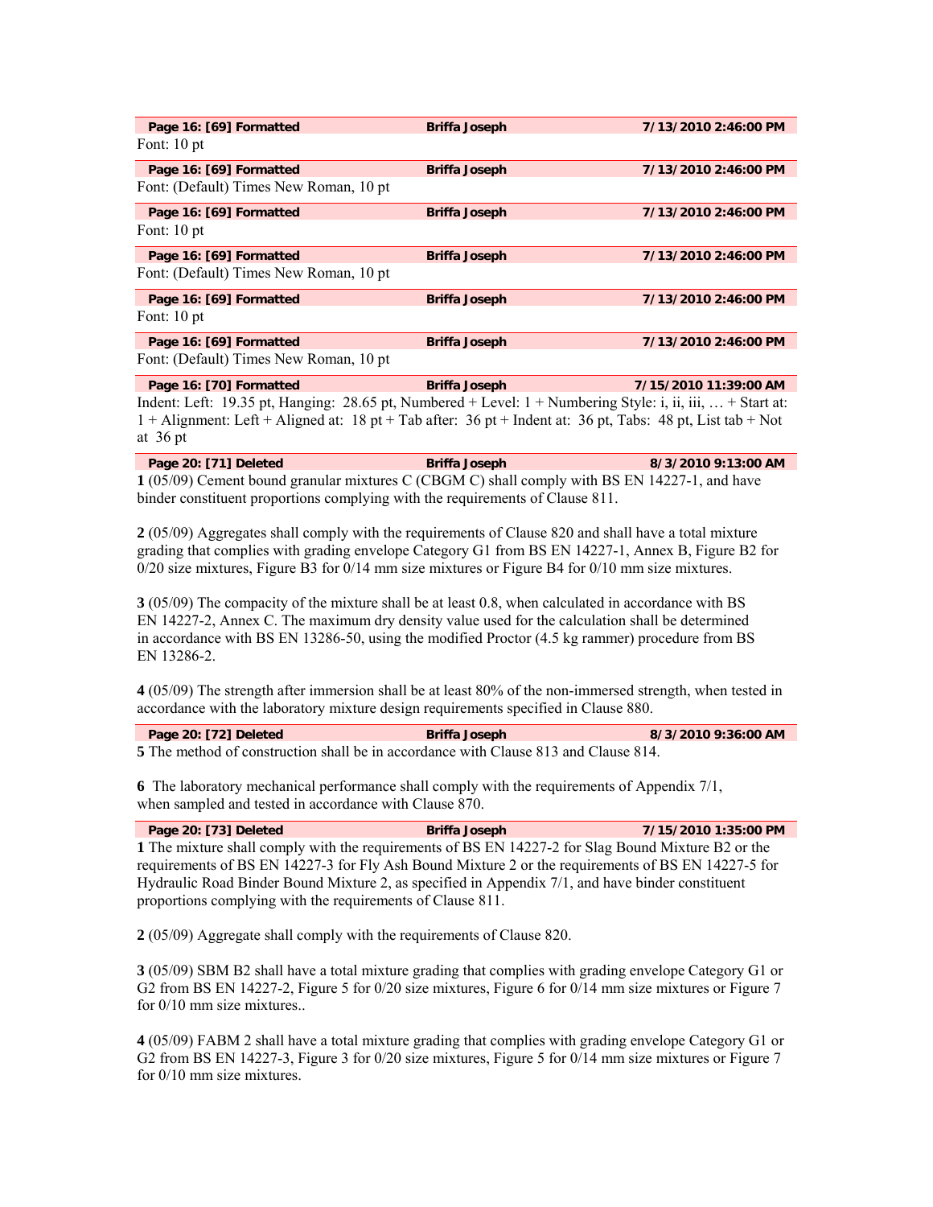| Page 16: [69] Formatted | Briffa Joseph | 7/13/2010 2:46:00 PM |
|---|---|---|

Font: 10 pt

| Page 16: [69] Formatted | Briffa Joseph | 7/13/2010 2:46:00 PM |
|---|---|---|

Font: (Default) Times New Roman, 10 pt

| Page 16: [69] Formatted | Briffa Joseph | 7/13/2010 2:46:00 PM |
|---|---|---|

Font: 10 pt

| Page 16: [69] Formatted | Briffa Joseph | 7/13/2010 2:46:00 PM |
|---|---|---|

Font: (Default) Times New Roman, 10 pt

| Page 16: [69] Formatted | Briffa Joseph | 7/13/2010 2:46:00 PM |
|---|---|---|

Font: 10 pt

| Page 16: [69] Formatted | Briffa Joseph | 7/13/2010 2:46:00 PM |
|---|---|---|

Font: (Default) Times New Roman, 10 pt

| Page 16: [70] Formatted | Briffa Joseph | 7/15/2010 11:39:00 AM |
|---|---|---|

Indent: Left: 19.35 pt, Hanging: 28.65 pt, Numbered + Level: 1 + Numbering Style: i, ii, iii, … + Start at: 1 + Alignment: Left + Aligned at: 18 pt + Tab after: 36 pt + Indent at: 36 pt, Tabs: 48 pt, List tab + Not at 36 pt

| Page 20: [71] Deleted | Briffa Joseph | 8/3/2010 9:13:00 AM |
|---|---|---|

**1** (05/09) Cement bound granular mixtures C (CBGM C) shall comply with BS EN 14227-1, and have binder constituent proportions complying with the requirements of Clause 811.

**2** (05/09) Aggregates shall comply with the requirements of Clause 820 and shall have a total mixture grading that complies with grading envelope Category G1 from BS EN 14227-1, Annex B, Figure B2 for 0/20 size mixtures, Figure B3 for 0/14 mm size mixtures or Figure B4 for 0/10 mm size mixtures.

**3** (05/09) The compacity of the mixture shall be at least 0.8, when calculated in accordance with BS EN 14227-2, Annex C. The maximum dry density value used for the calculation shall be determined in accordance with BS EN 13286-50, using the modified Proctor (4.5 kg rammer) procedure from BS EN 13286-2.

**4** (05/09) The strength after immersion shall be at least 80% of the non-immersed strength, when tested in accordance with the laboratory mixture design requirements specified in Clause 880.

| Page 20: [72] Deleted | Briffa Joseph | 8/3/2010 9:36:00 AM |
|---|---|---|

**5** The method of construction shall be in accordance with Clause 813 and Clause 814.

**6** The laboratory mechanical performance shall comply with the requirements of Appendix 7/1, when sampled and tested in accordance with Clause 870.

| Page 20: [73] Deleted | Briffa Joseph | 7/15/2010 1:35:00 PM |
|---|---|---|

**1** The mixture shall comply with the requirements of BS EN 14227-2 for Slag Bound Mixture B2 or the requirements of BS EN 14227-3 for Fly Ash Bound Mixture 2 or the requirements of BS EN 14227-5 for Hydraulic Road Binder Bound Mixture 2, as specified in Appendix 7/1, and have binder constituent proportions complying with the requirements of Clause 811.

**2** (05/09) Aggregate shall comply with the requirements of Clause 820.

**3** (05/09) SBM B2 shall have a total mixture grading that complies with grading envelope Category G1 or G2 from BS EN 14227-2, Figure 5 for 0/20 size mixtures, Figure 6 for 0/14 mm size mixtures or Figure 7 for 0/10 mm size mixtures..

**4** (05/09) FABM 2 shall have a total mixture grading that complies with grading envelope Category G1 or G2 from BS EN 14227-3, Figure 3 for 0/20 size mixtures, Figure 5 for 0/14 mm size mixtures or Figure 7 for 0/10 mm size mixtures.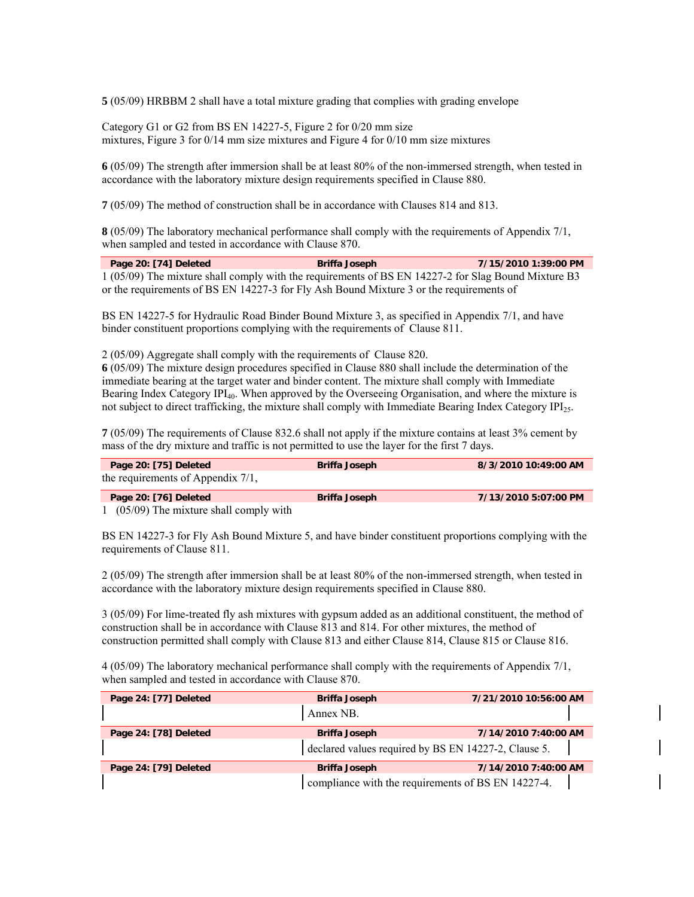**5** (05/09) HRBBM 2 shall have a total mixture grading that complies with grading envelope

Category G1 or G2 from BS EN 14227-5, Figure 2 for 0/20 mm size mixtures, Figure 3 for 0/14 mm size mixtures and Figure 4 for 0/10 mm size mixtures

**6** (05/09) The strength after immersion shall be at least 80% of the non-immersed strength, when tested in accordance with the laboratory mixture design requirements specified in Clause 880.

**7** (05/09) The method of construction shall be in accordance with Clauses 814 and 813.

**8** (05/09) The laboratory mechanical performance shall comply with the requirements of Appendix 7/1, when sampled and tested in accordance with Clause 870.

| Page 20: [74] Deleted | Briffa Joseph | 7/15/2010 1:39:00 PM |
| --- | --- | --- |

1 (05/09) The mixture shall comply with the requirements of BS EN 14227-2 for Slag Bound Mixture B3 or the requirements of BS EN 14227-3 for Fly Ash Bound Mixture 3 or the requirements of

BS EN 14227-5 for Hydraulic Road Binder Bound Mixture 3, as specified in Appendix 7/1, and have binder constituent proportions complying with the requirements of Clause 811.

2 (05/09) Aggregate shall comply with the requirements of Clause 820.

**6** (05/09) The mixture design procedures specified in Clause 880 shall include the determination of the immediate bearing at the target water and binder content. The mixture shall comply with Immediate Bearing Index Category $IPI_{40}$. When approved by the Overseeing Organisation, and where the mixture is not subject to direct trafficking, the mixture shall comply with Immediate Bearing Index Category $IPI_{25}$.

**7** (05/09) The requirements of Clause 832.6 shall not apply if the mixture contains at least 3% cement by mass of the dry mixture and traffic is not permitted to use the layer for the first 7 days.

| Page 20: [75] Deleted | Briffa Joseph | 8/3/2010 10:49:00 AM |
| --- | --- | --- |

the requirements of Appendix 7/1,

| Page 20: [76] Deleted | Briffa Joseph | 7/13/2010 5:07:00 PM |
| --- | --- | --- |

1 (05/09) The mixture shall comply with

BS EN 14227-3 for Fly Ash Bound Mixture 5, and have binder constituent proportions complying with the requirements of Clause 811.

2 (05/09) The strength after immersion shall be at least 80% of the non-immersed strength, when tested in accordance with the laboratory mixture design requirements specified in Clause 880.

3 (05/09) For lime-treated fly ash mixtures with gypsum added as an additional constituent, the method of construction shall be in accordance with Clause 813 and 814. For other mixtures, the method of construction permitted shall comply with Clause 813 and either Clause 814, Clause 815 or Clause 816.

4 (05/09) The laboratory mechanical performance shall comply with the requirements of Appendix 7/1, when sampled and tested in accordance with Clause 870.

| Page 24: [77] Deleted | Briffa Joseph | 7/21/2010 10:56:00 AM |
| --- | --- | --- |
| | Annex NB. | |

| Page 24: [78] Deleted | Briffa Joseph | 7/14/2010 7:40:00 AM |
| --- | --- | --- |
| | declared values required by BS EN 14227-2, Clause 5. | |

| Page 24: [79] Deleted | Briffa Joseph | 7/14/2010 7:40:00 AM |
| --- | --- | --- |
| | compliance with the requirements of BS EN 14227-4. | |